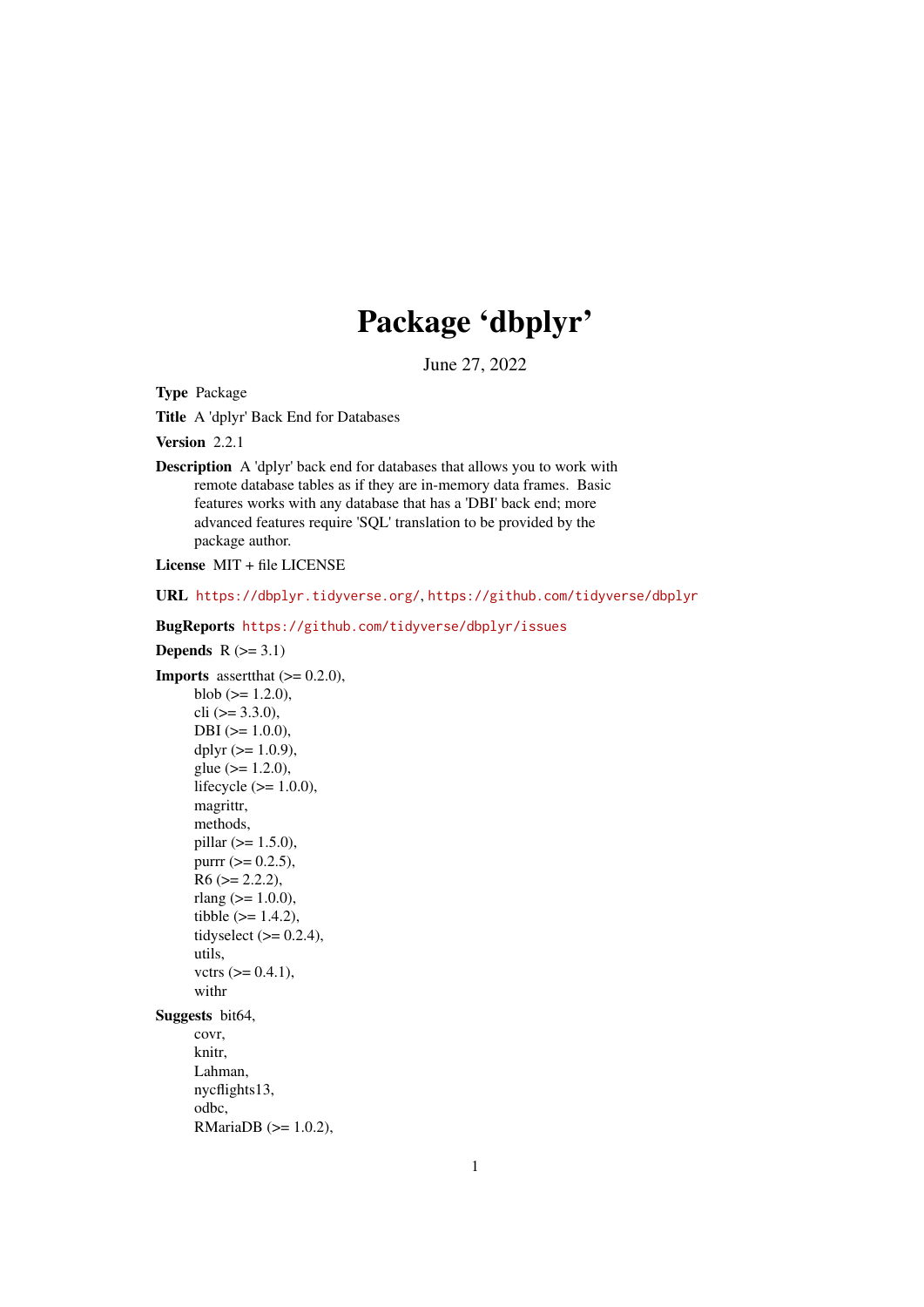# Package 'dbplyr'

June 27, 2022

**Type** Package

**Title** A 'dplyr' Back End for Databases

**Version** 2.2.1

**Description** A 'dplyr' back end for databases that allows you to work with remote database tables as if they are in-memory data frames. Basic features works with any database that has a 'DBI' back end; more advanced features require 'SQL' translation to be provided by the package author.

**License** MIT + file LICENSE

**URL** https://dbplyr.tidyverse.org/, https://github.com/tidyverse/dbplyr

**BugReports** https://github.com/tidyverse/dbplyr/issues

**Depends** R (>= 3.1)

**Imports** assertthat (>= 0.2.0),
blob (>= 1.2.0),
cli (>= 3.3.0),
DBI (>= 1.0.0),
dplyr (>= 1.0.9),
glue (>= 1.2.0),
lifecycle (>= 1.0.0),
magrittr,
methods,
pillar (>= 1.5.0),
purrr (>= 0.2.5),
R6 (>= 2.2.2),
rlang (>= 1.0.0),
tibble (>= 1.4.2),
tidyselect (>= 0.2.4),
utils,
vctrs (>= 0.4.1),
withr

**Suggests** bit64,
covr,
knitr,
Lahman,
nycflights13,
odbc,
RMariaDB (>= 1.0.2),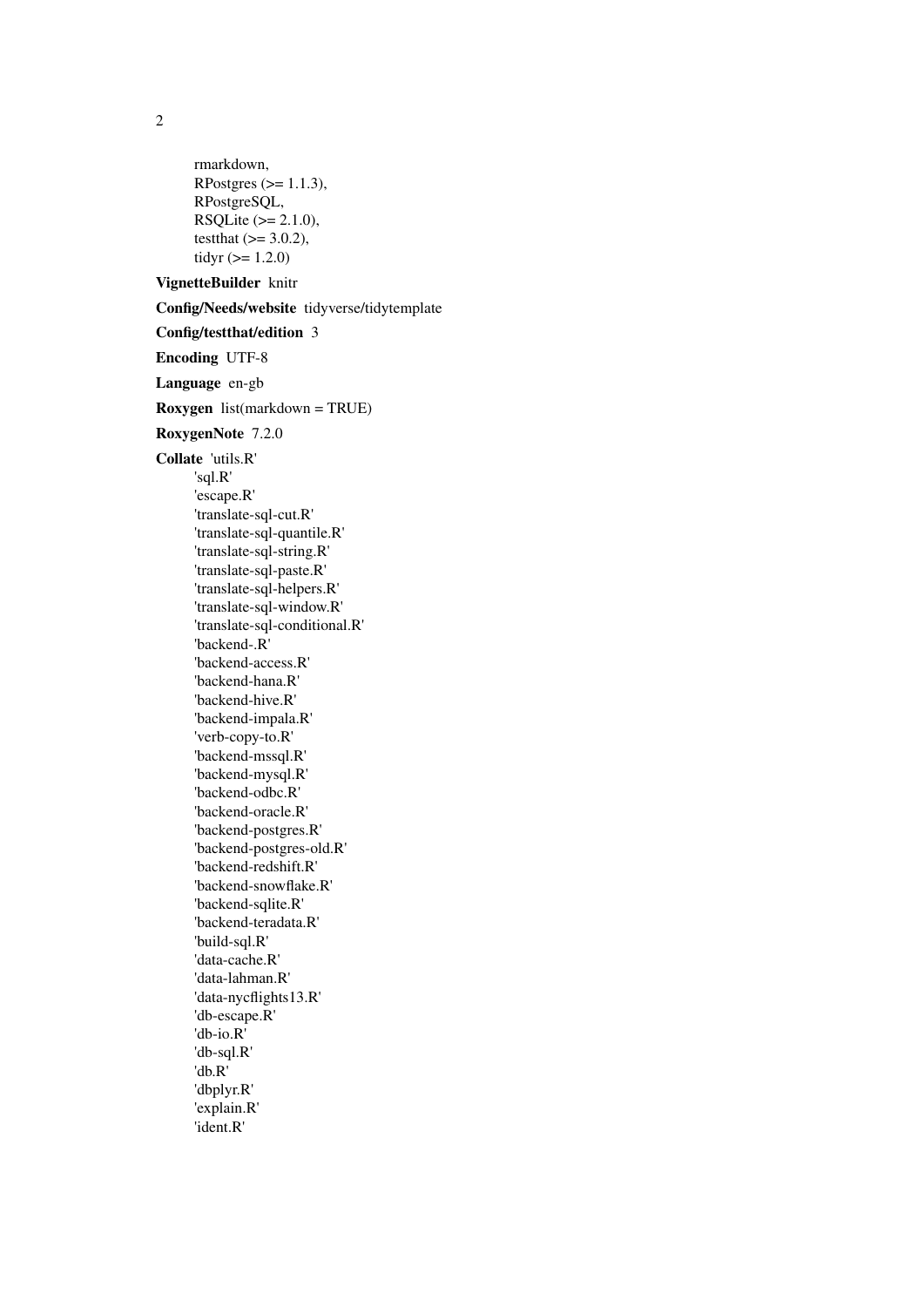rmarkdown,
RPostgres (>= 1.1.3),
RPostgreSQL,
RSQLite (>= 2.1.0),
testthat (>= 3.0.2),
tidyr (>= 1.2.0)

**VignetteBuilder** knitr

**Config/Needs/website** tidyverse/tidytemplate

**Config/testthat/edition** 3

**Encoding** UTF-8

**Language** en-gb

**Roxygen** list(markdown = TRUE)

**RoxygenNote** 7.2.0

**Collate** 'utils.R'
'sql.R'
'escape.R'
'translate-sql-cut.R'
'translate-sql-quantile.R'
'translate-sql-string.R'
'translate-sql-paste.R'
'translate-sql-helpers.R'
'translate-sql-window.R'
'translate-sql-conditional.R'
'backend-.R'
'backend-access.R'
'backend-hana.R'
'backend-hive.R'
'backend-impala.R'
'verb-copy-to.R'
'backend-mssql.R'
'backend-mysql.R'
'backend-odbc.R'
'backend-oracle.R'
'backend-postgres.R'
'backend-postgres-old.R'
'backend-redshift.R'
'backend-snowflake.R'
'backend-sqlite.R'
'backend-teradata.R'
'build-sql.R'
'data-cache.R'
'data-lahman.R'
'data-nycflights13.R'
'db-escape.R'
'db-io.R'
'db-sql.R'
'db.R'
'dbplyr.R'
'explain.R'
'ident.R'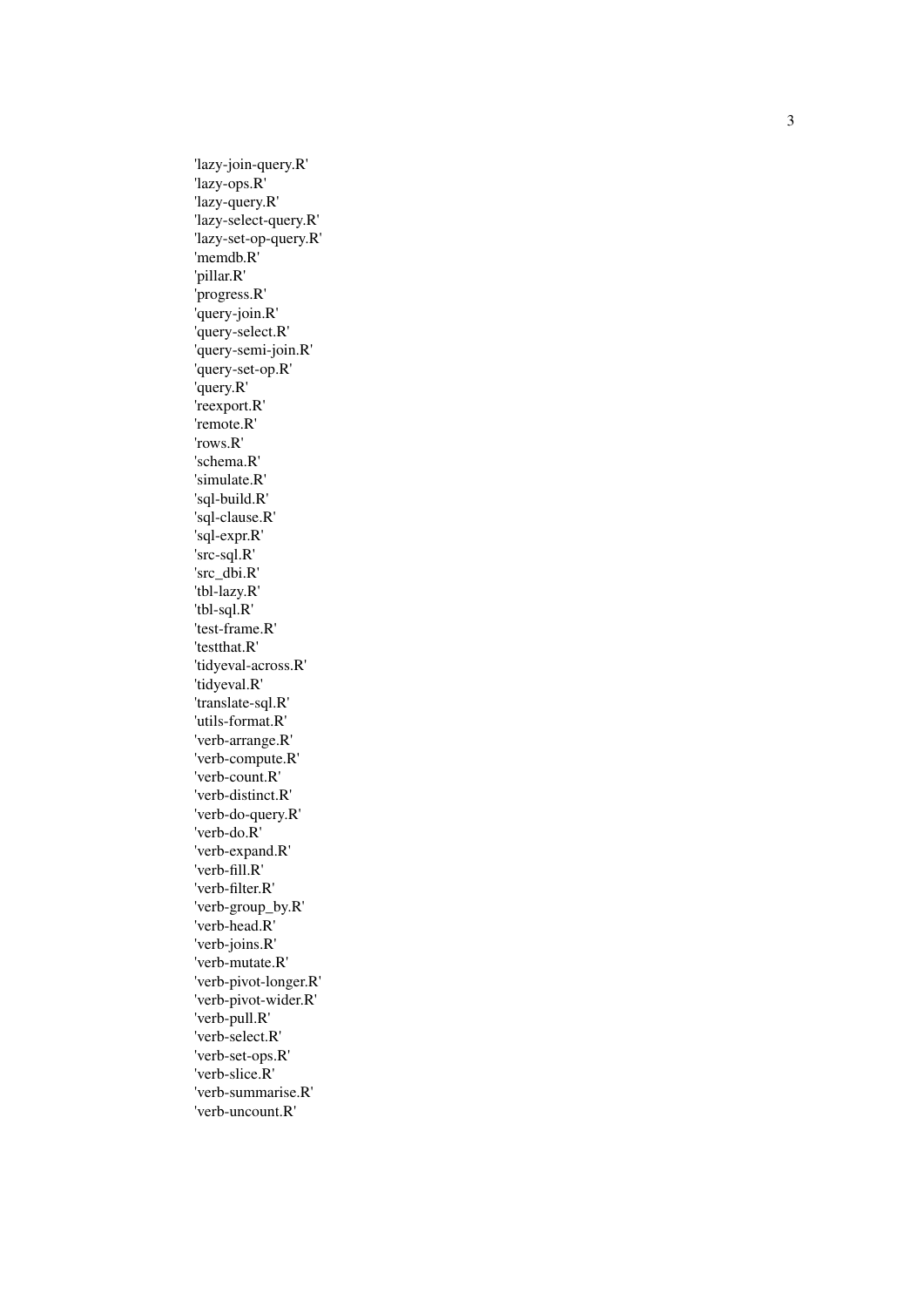'lazy-join-query.R'
'lazy-ops.R'
'lazy-query.R'
'lazy-select-query.R'
'lazy-set-op-query.R'
'memdb.R'
'pillar.R'
'progress.R'
'query-join.R'
'query-select.R'
'query-semi-join.R'
'query-set-op.R'
'query.R'
'reexport.R'
'remote.R'
'rows.R'
'schema.R'
'simulate.R'
'sql-build.R'
'sql-clause.R'
'sql-expr.R'
'src-sql.R'
'src_dbi.R'
'tbl-lazy.R'
'tbl-sql.R'
'test-frame.R'
'testthat.R'
'tidyeval-across.R'
'tidyeval.R'
'translate-sql.R'
'utils-format.R'
'verb-arrange.R'
'verb-compute.R'
'verb-count.R'
'verb-distinct.R'
'verb-do-query.R'
'verb-do.R'
'verb-expand.R'
'verb-fill.R'
'verb-filter.R'
'verb-group_by.R'
'verb-head.R'
'verb-joins.R'
'verb-mutate.R'
'verb-pivot-longer.R'
'verb-pivot-wider.R'
'verb-pull.R'
'verb-select.R'
'verb-set-ops.R'
'verb-slice.R'
'verb-summarise.R'
'verb-uncount.R'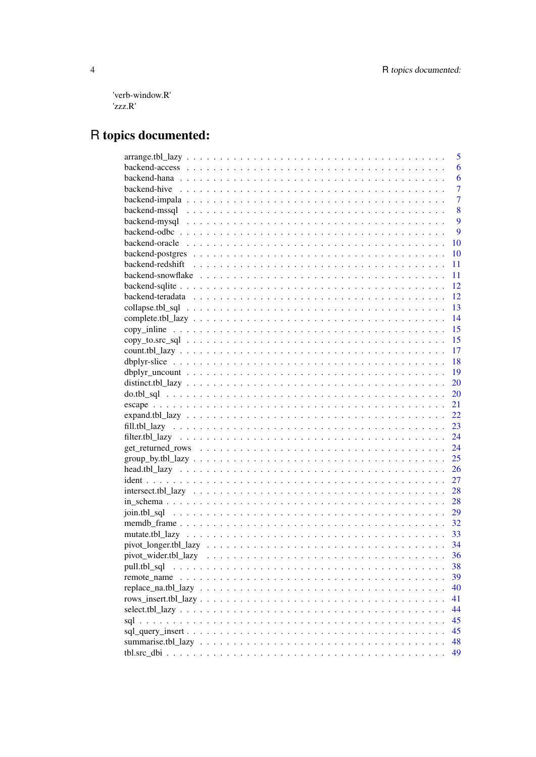'verb-window.R'
'zzz.R'

# R topics documented:

arrange.tbl_lazy . . . . . . . . . . . . . . . . . . . . . . . . . . . . . . . . . . . . . 5
backend-access . . . . . . . . . . . . . . . . . . . . . . . . . . . . . . . . . . . . . 6
backend-hana . . . . . . . . . . . . . . . . . . . . . . . . . . . . . . . . . . . . . 6
backend-hive . . . . . . . . . . . . . . . . . . . . . . . . . . . . . . . . . . . . . 7
backend-impala . . . . . . . . . . . . . . . . . . . . . . . . . . . . . . . . . . . . . 7
backend-mssql . . . . . . . . . . . . . . . . . . . . . . . . . . . . . . . . . . . . . 8
backend-mysql . . . . . . . . . . . . . . . . . . . . . . . . . . . . . . . . . . . . . 9
backend-odbc . . . . . . . . . . . . . . . . . . . . . . . . . . . . . . . . . . . . . 9
backend-oracle . . . . . . . . . . . . . . . . . . . . . . . . . . . . . . . . . . . . . 10
backend-postgres . . . . . . . . . . . . . . . . . . . . . . . . . . . . . . . . . . . . . 10
backend-redshift . . . . . . . . . . . . . . . . . . . . . . . . . . . . . . . . . . . . . 11
backend-snowflake . . . . . . . . . . . . . . . . . . . . . . . . . . . . . . . . . . . . . 11
backend-sqlite . . . . . . . . . . . . . . . . . . . . . . . . . . . . . . . . . . . . . 12
backend-teradata . . . . . . . . . . . . . . . . . . . . . . . . . . . . . . . . . . . . . 12
collapse.tbl_sql . . . . . . . . . . . . . . . . . . . . . . . . . . . . . . . . . . . . . 13
complete.tbl_lazy . . . . . . . . . . . . . . . . . . . . . . . . . . . . . . . . . . . . . 14
copy_inline . . . . . . . . . . . . . . . . . . . . . . . . . . . . . . . . . . . . . 15
copy_to.src_sql . . . . . . . . . . . . . . . . . . . . . . . . . . . . . . . . . . . . . 15
count.tbl_lazy . . . . . . . . . . . . . . . . . . . . . . . . . . . . . . . . . . . . . 17
dbplyr-slice . . . . . . . . . . . . . . . . . . . . . . . . . . . . . . . . . . . . . 18
dbplyr_uncount . . . . . . . . . . . . . . . . . . . . . . . . . . . . . . . . . . . . . 19
distinct.tbl_lazy . . . . . . . . . . . . . . . . . . . . . . . . . . . . . . . . . . . . . 20
do.tbl_sql . . . . . . . . . . . . . . . . . . . . . . . . . . . . . . . . . . . . . 20
escape . . . . . . . . . . . . . . . . . . . . . . . . . . . . . . . . . . . . . 21
expand.tbl_lazy . . . . . . . . . . . . . . . . . . . . . . . . . . . . . . . . . . . . . 22
fill.tbl_lazy . . . . . . . . . . . . . . . . . . . . . . . . . . . . . . . . . . . . . 23
filter.tbl_lazy . . . . . . . . . . . . . . . . . . . . . . . . . . . . . . . . . . . . . 24
get_returned_rows . . . . . . . . . . . . . . . . . . . . . . . . . . . . . . . . . . . . . 24
group_by.tbl_lazy . . . . . . . . . . . . . . . . . . . . . . . . . . . . . . . . . . . . . 25
head.tbl_lazy . . . . . . . . . . . . . . . . . . . . . . . . . . . . . . . . . . . . . 26
ident . . . . . . . . . . . . . . . . . . . . . . . . . . . . . . . . . . . . . 27
intersect.tbl_lazy . . . . . . . . . . . . . . . . . . . . . . . . . . . . . . . . . . . . . 28
in_schema . . . . . . . . . . . . . . . . . . . . . . . . . . . . . . . . . . . . . 28
join.tbl_sql . . . . . . . . . . . . . . . . . . . . . . . . . . . . . . . . . . . . . 29
memdb_frame . . . . . . . . . . . . . . . . . . . . . . . . . . . . . . . . . . . . . 32
mutate.tbl_lazy . . . . . . . . . . . . . . . . . . . . . . . . . . . . . . . . . . . . . 33
pivot_longer.tbl_lazy . . . . . . . . . . . . . . . . . . . . . . . . . . . . . . . . . . . . . 34
pivot_wider.tbl_lazy . . . . . . . . . . . . . . . . . . . . . . . . . . . . . . . . . . . . . 36
pull.tbl_sql . . . . . . . . . . . . . . . . . . . . . . . . . . . . . . . . . . . . . 38
remote_name . . . . . . . . . . . . . . . . . . . . . . . . . . . . . . . . . . . . . 39
replace_na.tbl_lazy . . . . . . . . . . . . . . . . . . . . . . . . . . . . . . . . . . . . . 40
rows_insert.tbl_lazy . . . . . . . . . . . . . . . . . . . . . . . . . . . . . . . . . . . . . 41
select.tbl_lazy . . . . . . . . . . . . . . . . . . . . . . . . . . . . . . . . . . . . . 44
sql . . . . . . . . . . . . . . . . . . . . . . . . . . . . . . . . . . . . . 45
sql_query_insert . . . . . . . . . . . . . . . . . . . . . . . . . . . . . . . . . . . . . 45
summarise.tbl_lazy . . . . . . . . . . . . . . . . . . . . . . . . . . . . . . . . . . . . . 48
tbl.src_dbi . . . . . . . . . . . . . . . . . . . . . . . . . . . . . . . . . . . . . 49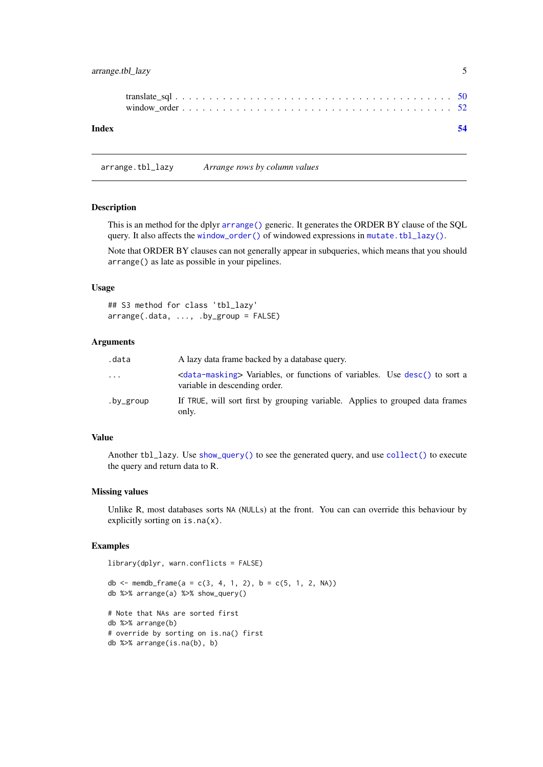translate_sql . . . . . . . . . . . . . . . . . . . . . . . . . . . . . . . . . . . . . 50
window_order . . . . . . . . . . . . . . . . . . . . . . . . . . . . . . . . . . . . . 52

**Index** **54**

---

`arrange.tbl_lazy` *Arrange rows by column values*

---

### Description

This is an method for the dplyr `arrange()` generic. It generates the ORDER BY clause of the SQL query. It also affects the `window_order()` of windowed expressions in `mutate.tbl_lazy()`.

Note that ORDER BY clauses can not generally appear in subqueries, which means that you should `arrange()` as late as possible in your pipelines.

### Usage

```
## S3 method for class 'tbl_lazy'
arrange(.data, ..., .by_group = FALSE)
```

### Arguments

| | |
|---|---|
| `.data` | A lazy data frame backed by a database query. |
| `...` | <`data-masking`> Variables, or functions of variables. Use `desc()` to sort a variable in descending order. |
| `.by_group` | If `TRUE`, will sort first by grouping variable. Applies to grouped data frames only. |

### Value

Another `tbl_lazy`. Use `show_query()` to see the generated query, and use `collect()` to execute the query and return data to R.

### Missing values

Unlike R, most databases sorts `NA` (`NULL`s) at the front. You can can override this behaviour by explicitly sorting on `is.na(x)`.

### Examples

```
library(dplyr, warn.conflicts = FALSE)

db <- memdb_frame(a = c(3, 4, 1, 2), b = c(5, 1, 2, NA))
db %>% arrange(a) %>% show_query()

# Note that NAs are sorted first
db %>% arrange(b)
# override by sorting on is.na() first
db %>% arrange(is.na(b), b)
```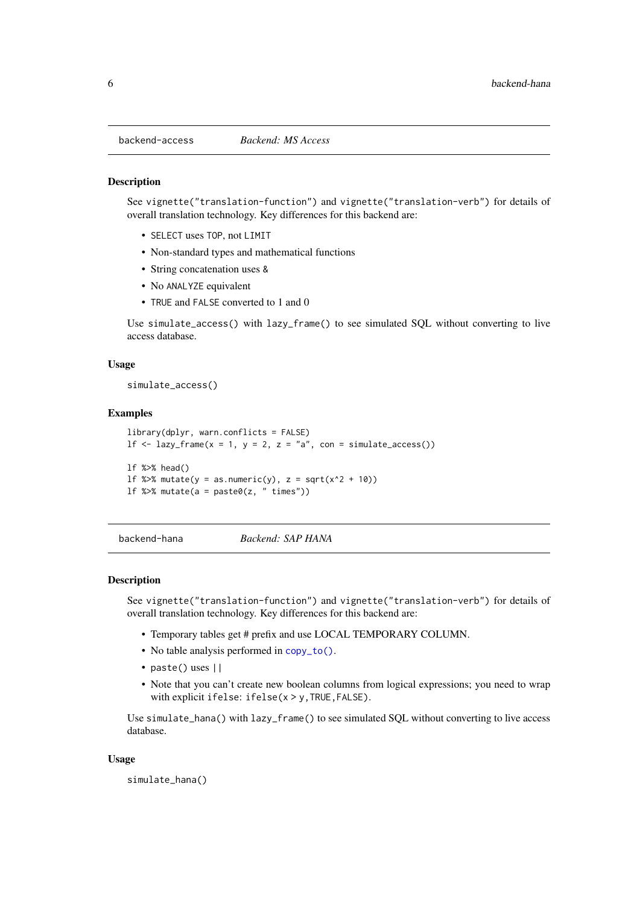## backend-access *Backend: MS Access*

### Description

See `vignette("translation-function")` and `vignette("translation-verb")` for details of overall translation technology. Key differences for this backend are:

- `SELECT` uses `TOP`, not `LIMIT`
- Non-standard types and mathematical functions
- String concatenation uses `&`
- No `ANALYZE` equivalent
- `TRUE` and `FALSE` converted to 1 and 0

Use `simulate_access()` with `lazy_frame()` to see simulated SQL without converting to live access database.

### Usage

```
simulate_access()
```

### Examples

```
library(dplyr, warn.conflicts = FALSE)
lf <- lazy_frame(x = 1, y = 2, z = "a", con = simulate_access())

lf %>% head()
lf %>% mutate(y = as.numeric(y), z = sqrt(x^2 + 10))
lf %>% mutate(a = paste0(z, " times"))
```

## backend-hana *Backend: SAP HANA*

### Description

See `vignette("translation-function")` and `vignette("translation-verb")` for details of overall translation technology. Key differences for this backend are:

- Temporary tables get # prefix and use LOCAL TEMPORARY COLUMN.
- No table analysis performed in `copy_to()`.
- `paste()` uses `||`
- Note that you can't create new boolean columns from logical expressions; you need to wrap with explicit ifelse: `ifelse(x > y, TRUE, FALSE)`.

Use `simulate_hana()` with `lazy_frame()` to see simulated SQL without converting to live access database.

### Usage

```
simulate_hana()
```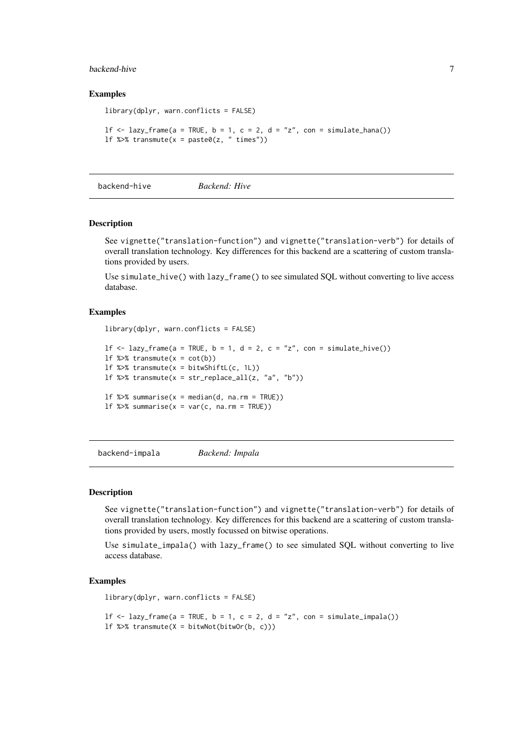### Examples

```
library(dplyr, warn.conflicts = FALSE)

lf <- lazy_frame(a = TRUE, b = 1, c = 2, d = "z", con = simulate_hana())
lf %>% transmute(x = paste0(z, " times"))
```

## backend-hive *Backend: Hive*

### Description

See vignette("translation-function") and vignette("translation-verb") for details of overall translation technology. Key differences for this backend are a scattering of custom translations provided by users.

Use simulate_hive() with lazy_frame() to see simulated SQL without converting to live access database.

### Examples

```
library(dplyr, warn.conflicts = FALSE)

lf <- lazy_frame(a = TRUE, b = 1, d = 2, c = "z", con = simulate_hive())
lf %>% transmute(x = cot(b))
lf %>% transmute(x = bitwShiftL(c, 1L))
lf %>% transmute(x = str_replace_all(z, "a", "b"))

lf %>% summarise(x = median(d, na.rm = TRUE))
lf %>% summarise(x = var(c, na.rm = TRUE))
```

## backend-impala *Backend: Impala*

### Description

See vignette("translation-function") and vignette("translation-verb") for details of overall translation technology. Key differences for this backend are a scattering of custom translations provided by users, mostly focussed on bitwise operations.

Use simulate_impala() with lazy_frame() to see simulated SQL without converting to live access database.

### Examples

```
library(dplyr, warn.conflicts = FALSE)

lf <- lazy_frame(a = TRUE, b = 1, c = 2, d = "z", con = simulate_impala())
lf %>% transmute(X = bitwNot(bitwOr(b, c)))
```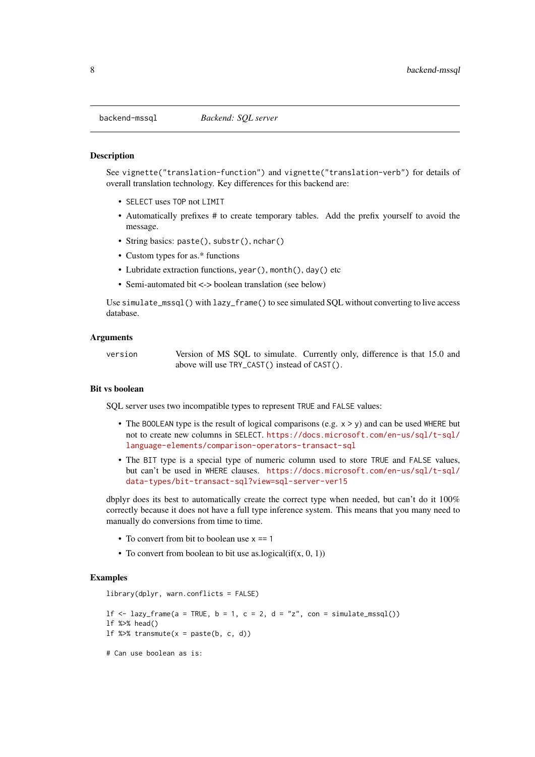backend-mssql *Backend: SQL server*

## Description

See `vignette("translation-function")` and `vignette("translation-verb")` for details of overall translation technology. Key differences for this backend are:

- `SELECT` uses `TOP` not `LIMIT`
- Automatically prefixes # to create temporary tables. Add the prefix yourself to avoid the message.
- String basics: `paste()`, `substr()`, `nchar()`
- Custom types for as.* functions
- Lubridate extraction functions, `year()`, `month()`, `day()` etc
- Semi-automated bit <-> boolean translation (see below)

Use `simulate_mssql()` with `lazy_frame()` to see simulated SQL without converting to live access database.

## Arguments

| | |
|---|---|
| `version` | Version of MS SQL to simulate. Currently only, difference is that 15.0 and above will use `TRY_CAST()` instead of `CAST()`. |

## Bit vs boolean

SQL server uses two incompatible types to represent `TRUE` and `FALSE` values:

- The `BOOLEAN` type is the result of logical comparisons (e.g. `x > y`) and can be used `WHERE` but not to create new columns in `SELECT`. https://docs.microsoft.com/en-us/sql/t-sql/language-elements/comparison-operators-transact-sql
- The `BIT` type is a special type of numeric column used to store `TRUE` and `FALSE` values, but can't be used in `WHERE` clauses. https://docs.microsoft.com/en-us/sql/t-sql/data-types/bit-transact-sql?view=sql-server-ver15

dbplyr does its best to automatically create the correct type when needed, but can't do it 100% correctly because it does not have a full type inference system. This means that you many need to manually do conversions from time to time.

- To convert from bit to boolean use `x == 1`
- To convert from boolean to bit use as.logical(if(x, 0, 1))

## Examples

```
library(dplyr, warn.conflicts = FALSE)

lf <- lazy_frame(a = TRUE, b = 1, c = 2, d = "z", con = simulate_mssql())
lf %>% head()
lf %>% transmute(x = paste(b, c, d))

# Can use boolean as is:
```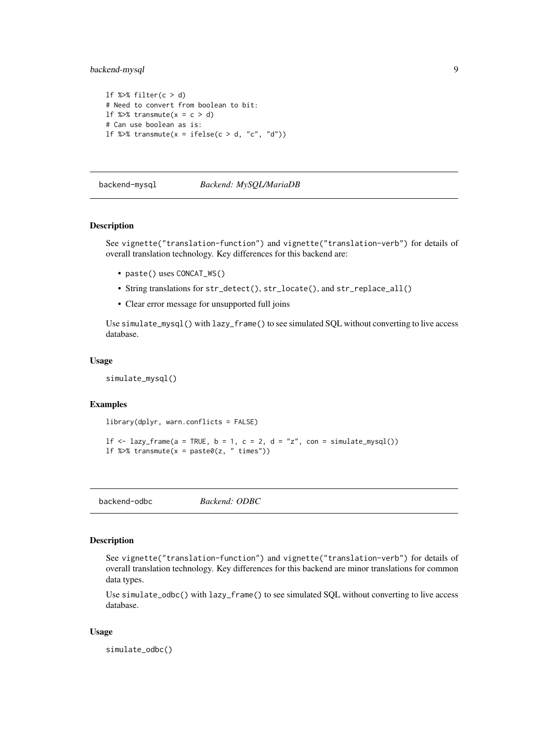```
lf %>% filter(c > d)
# Need to convert from boolean to bit:
lf %>% transmute(x = c > d)
# Can use boolean as is:
lf %>% transmute(x = ifelse(c > d, "c", "d"))
```

## backend-mysql *Backend: MySQL/MariaDB*

### Description

See `vignette("translation-function")` and `vignette("translation-verb")` for details of overall translation technology. Key differences for this backend are:

- `paste()` uses `CONCAT_WS()`
- String translations for `str_detect()`, `str_locate()`, and `str_replace_all()`
- Clear error message for unsupported full joins

Use `simulate_mysql()` with `lazy_frame()` to see simulated SQL without converting to live access database.

### Usage

```
simulate_mysql()
```

### Examples

```
library(dplyr, warn.conflicts = FALSE)

lf <- lazy_frame(a = TRUE, b = 1, c = 2, d = "z", con = simulate_mysql())
lf %>% transmute(x = paste0(z, " times"))
```

## backend-odbc *Backend: ODBC*

### Description

See `vignette("translation-function")` and `vignette("translation-verb")` for details of overall translation technology. Key differences for this backend are minor translations for common data types.

Use `simulate_odbc()` with `lazy_frame()` to see simulated SQL without converting to live access database.

### Usage

```
simulate_odbc()
```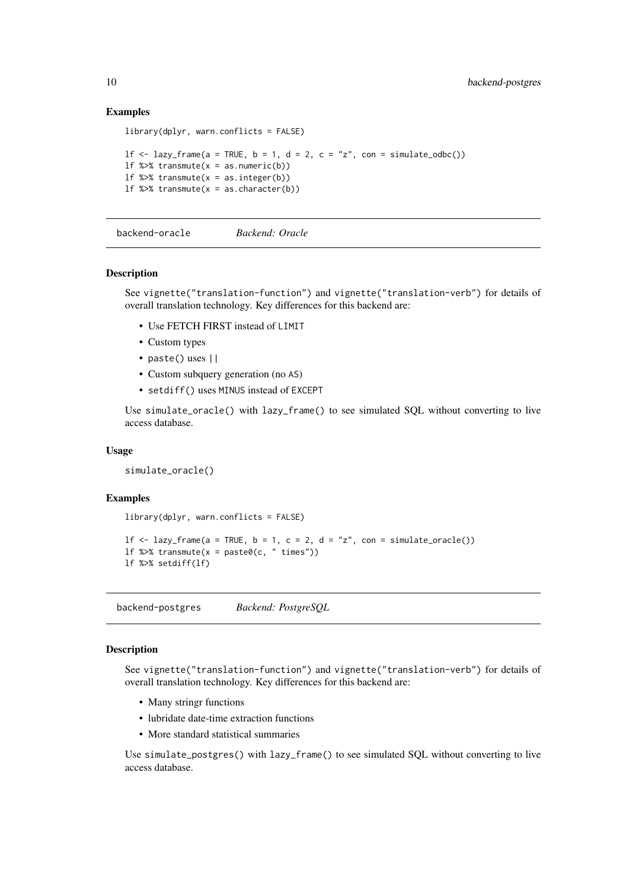### Examples

```
library(dplyr, warn.conflicts = FALSE)

lf <- lazy_frame(a = TRUE, b = 1, d = 2, c = "z", con = simulate_odbc())
lf %>% transmute(x = as.numeric(b))
lf %>% transmute(x = as.integer(b))
lf %>% transmute(x = as.character(b))
```

---

## backend-oracle    *Backend: Oracle*

### Description

See `vignette("translation-function")` and `vignette("translation-verb")` for details of overall translation technology. Key differences for this backend are:

- Use FETCH FIRST instead of `LIMIT`
- Custom types
- `paste()` uses `||`
- Custom subquery generation (no `AS`)
- `setdiff()` uses `MINUS` instead of `EXCEPT`

Use `simulate_oracle()` with `lazy_frame()` to see simulated SQL without converting to live access database.

### Usage

```
simulate_oracle()
```

### Examples

```
library(dplyr, warn.conflicts = FALSE)

lf <- lazy_frame(a = TRUE, b = 1, c = 2, d = "z", con = simulate_oracle())
lf %>% transmute(x = paste0(c, " times"))
lf %>% setdiff(lf)
```

---

## backend-postgres    *Backend: PostgreSQL*

### Description

See `vignette("translation-function")` and `vignette("translation-verb")` for details of overall translation technology. Key differences for this backend are:

- Many stringr functions
- lubridate date-time extraction functions
- More standard statistical summaries

Use `simulate_postgres()` with `lazy_frame()` to see simulated SQL without converting to live access database.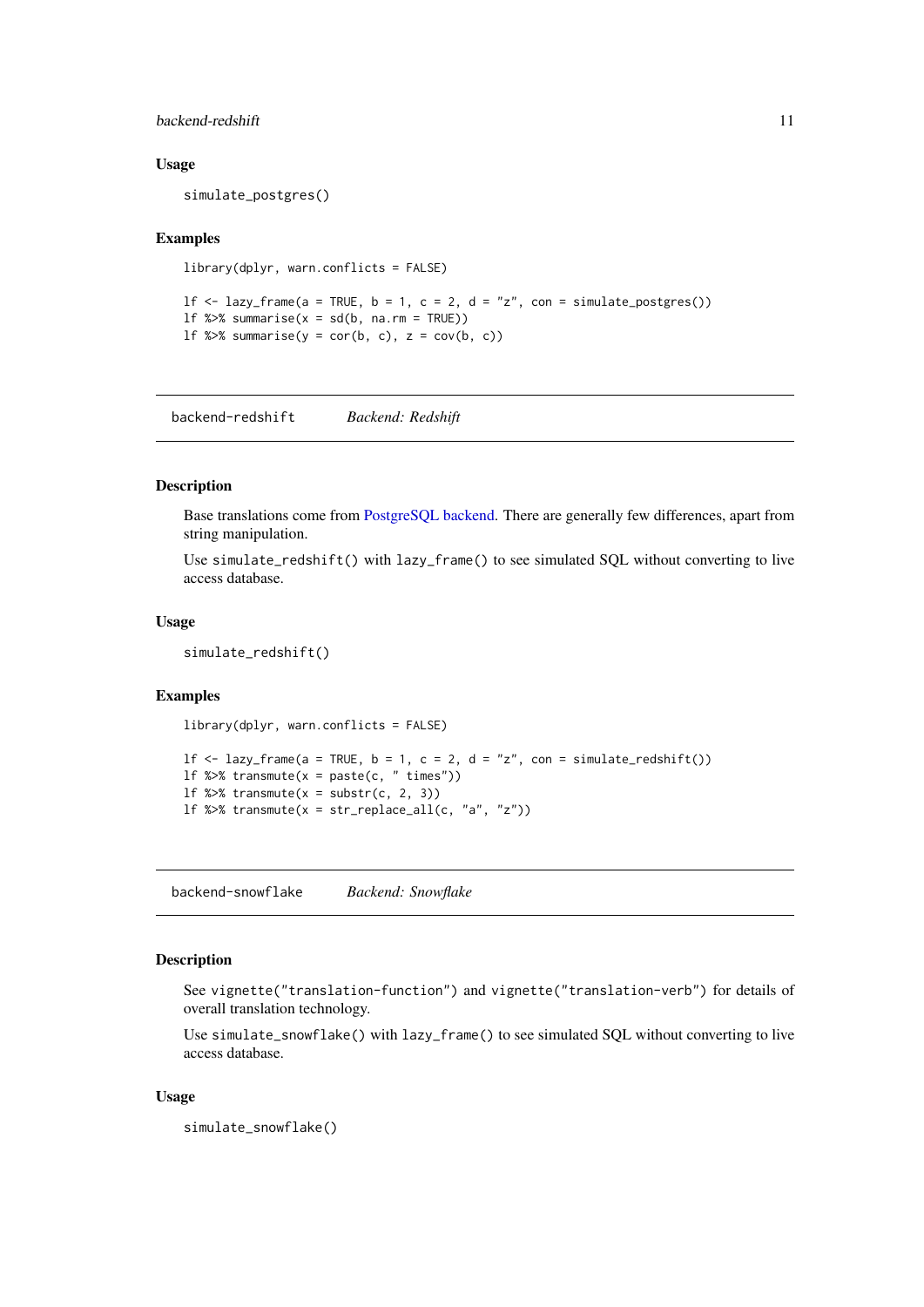### Usage

```
simulate_postgres()
```

### Examples

```
library(dplyr, warn.conflicts = FALSE)

lf <- lazy_frame(a = TRUE, b = 1, c = 2, d = "z", con = simulate_postgres())
lf %>% summarise(x = sd(b, na.rm = TRUE))
lf %>% summarise(y = cor(b, c), z = cov(b, c))
```

---

## backend-redshift *Backend: Redshift*

---

### Description

Base translations come from PostgreSQL backend. There are generally few differences, apart from string manipulation.

Use `simulate_redshift()` with `lazy_frame()` to see simulated SQL without converting to live access database.

### Usage

```
simulate_redshift()
```

### Examples

```
library(dplyr, warn.conflicts = FALSE)

lf <- lazy_frame(a = TRUE, b = 1, c = 2, d = "z", con = simulate_redshift())
lf %>% transmute(x = paste(c, " times"))
lf %>% transmute(x = substr(c, 2, 3))
lf %>% transmute(x = str_replace_all(c, "a", "z"))
```

---

## backend-snowflake *Backend: Snowflake*

---

### Description

See `vignette("translation-function")` and `vignette("translation-verb")` for details of overall translation technology.

Use `simulate_snowflake()` with `lazy_frame()` to see simulated SQL without converting to live access database.

### Usage

```
simulate_snowflake()
```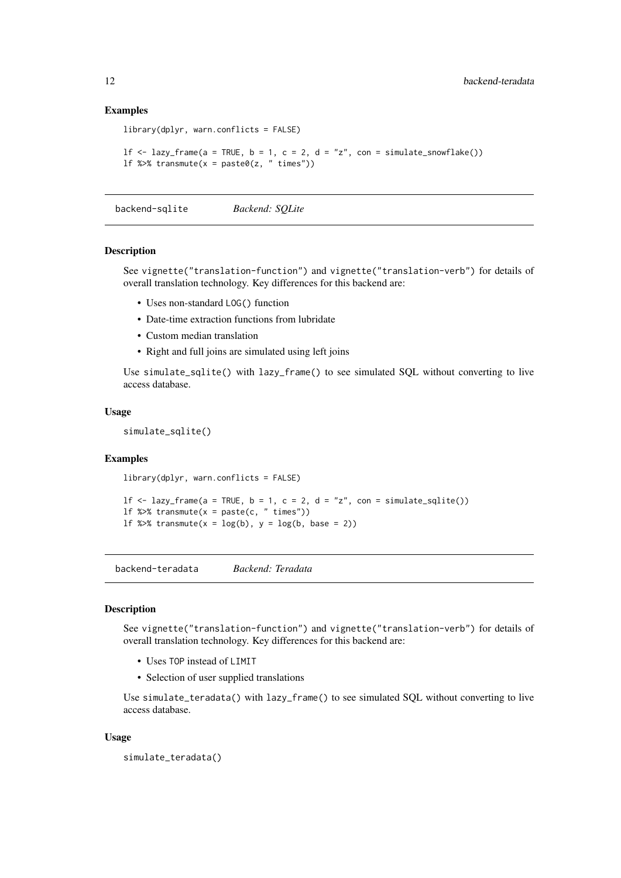### Examples

```
library(dplyr, warn.conflicts = FALSE)

lf <- lazy_frame(a = TRUE, b = 1, c = 2, d = "z", con = simulate_snowflake())
lf %>% transmute(x = paste0(z, " times"))
```

## backend-sqlite &nbsp;&nbsp;&nbsp; *Backend: SQLite*

### Description

See `vignette("translation-function")` and `vignette("translation-verb")` for details of overall translation technology. Key differences for this backend are:

- Uses non-standard `LOG()` function
- Date-time extraction functions from lubridate
- Custom median translation
- Right and full joins are simulated using left joins

Use `simulate_sqlite()` with `lazy_frame()` to see simulated SQL without converting to live access database.

### Usage

```
simulate_sqlite()
```

### Examples

```
library(dplyr, warn.conflicts = FALSE)

lf <- lazy_frame(a = TRUE, b = 1, c = 2, d = "z", con = simulate_sqlite())
lf %>% transmute(x = paste(c, " times"))
lf %>% transmute(x = log(b), y = log(b, base = 2))
```

## backend-teradata &nbsp;&nbsp;&nbsp; *Backend: Teradata*

### Description

See `vignette("translation-function")` and `vignette("translation-verb")` for details of overall translation technology. Key differences for this backend are:

- Uses `TOP` instead of `LIMIT`
- Selection of user supplied translations

Use `simulate_teradata()` with `lazy_frame()` to see simulated SQL without converting to live access database.

### Usage

```
simulate_teradata()
```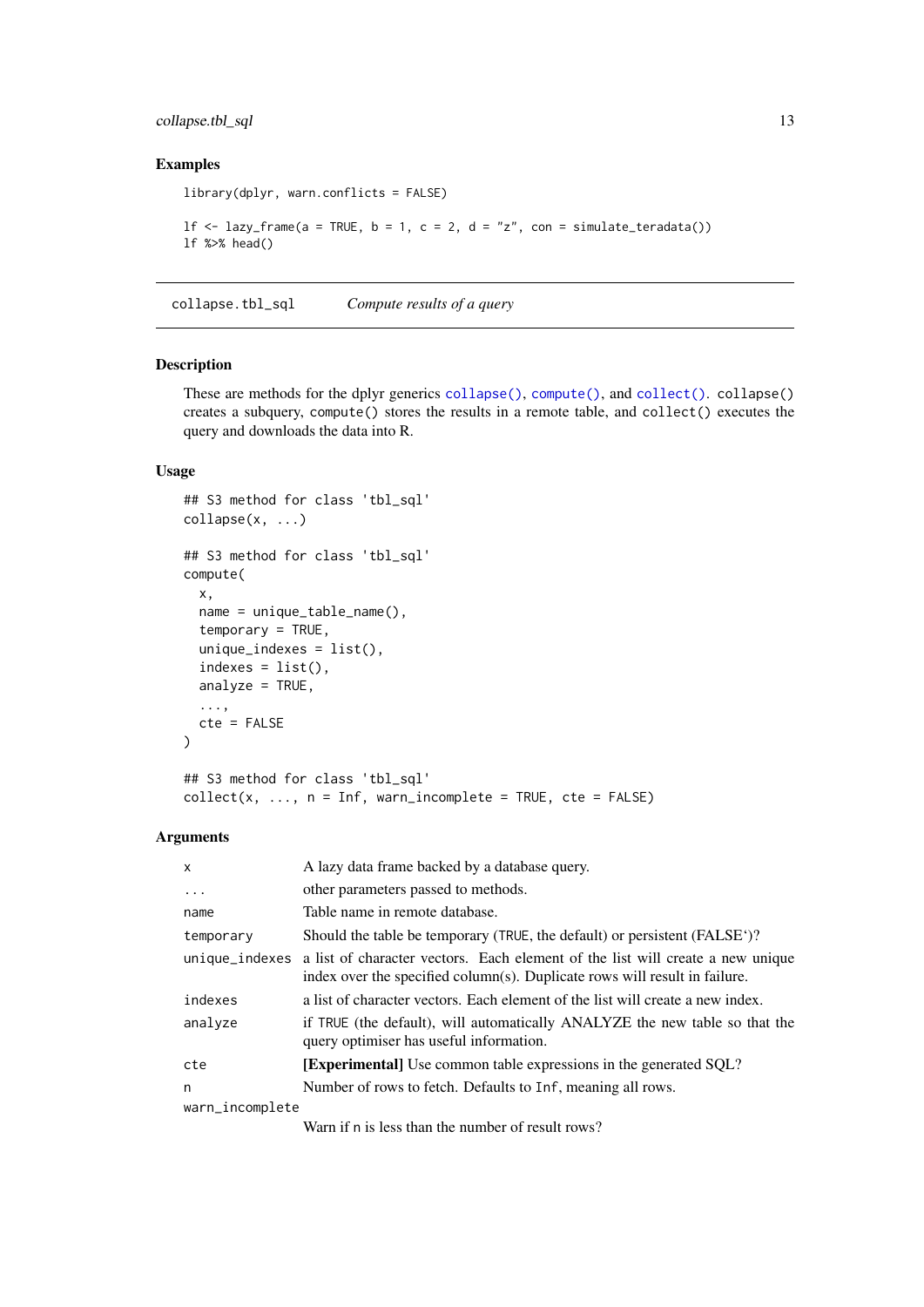### Examples

```
library(dplyr, warn.conflicts = FALSE)

lf <- lazy_frame(a = TRUE, b = 1, c = 2, d = "z", con = simulate_teradata())
lf %>% head()
```

---

## collapse.tbl_sql — *Compute results of a query*

---

### Description

These are methods for the dplyr generics `collapse()`, `compute()`, and `collect()`. `collapse()` creates a subquery, `compute()` stores the results in a remote table, and `collect()` executes the query and downloads the data into R.

### Usage

```
## S3 method for class 'tbl_sql'
collapse(x, ...)

## S3 method for class 'tbl_sql'
compute(
  x,
  name = unique_table_name(),
  temporary = TRUE,
  unique_indexes = list(),
  indexes = list(),
  analyze = TRUE,
  ...,
  cte = FALSE
)

## S3 method for class 'tbl_sql'
collect(x, ..., n = Inf, warn_incomplete = TRUE, cte = FALSE)
```

### Arguments

| | |
|---|---|
| `x` | A lazy data frame backed by a database query. |
| `...` | other parameters passed to methods. |
| `name` | Table name in remote database. |
| `temporary` | Should the table be temporary (`TRUE`, the default) or persistent (FALSE`)? |
| `unique_indexes` | a list of character vectors. Each element of the list will create a new unique index over the specified column(s). Duplicate rows will result in failure. |
| `indexes` | a list of character vectors. Each element of the list will create a new index. |
| `analyze` | if `TRUE` (the default), will automatically ANALYZE the new table so that the query optimiser has useful information. |
| `cte` | **[Experimental]** Use common table expressions in the generated SQL? |
| `n` | Number of rows to fetch. Defaults to `Inf`, meaning all rows. |
| `warn_incomplete` | Warn if `n` is less than the number of result rows? |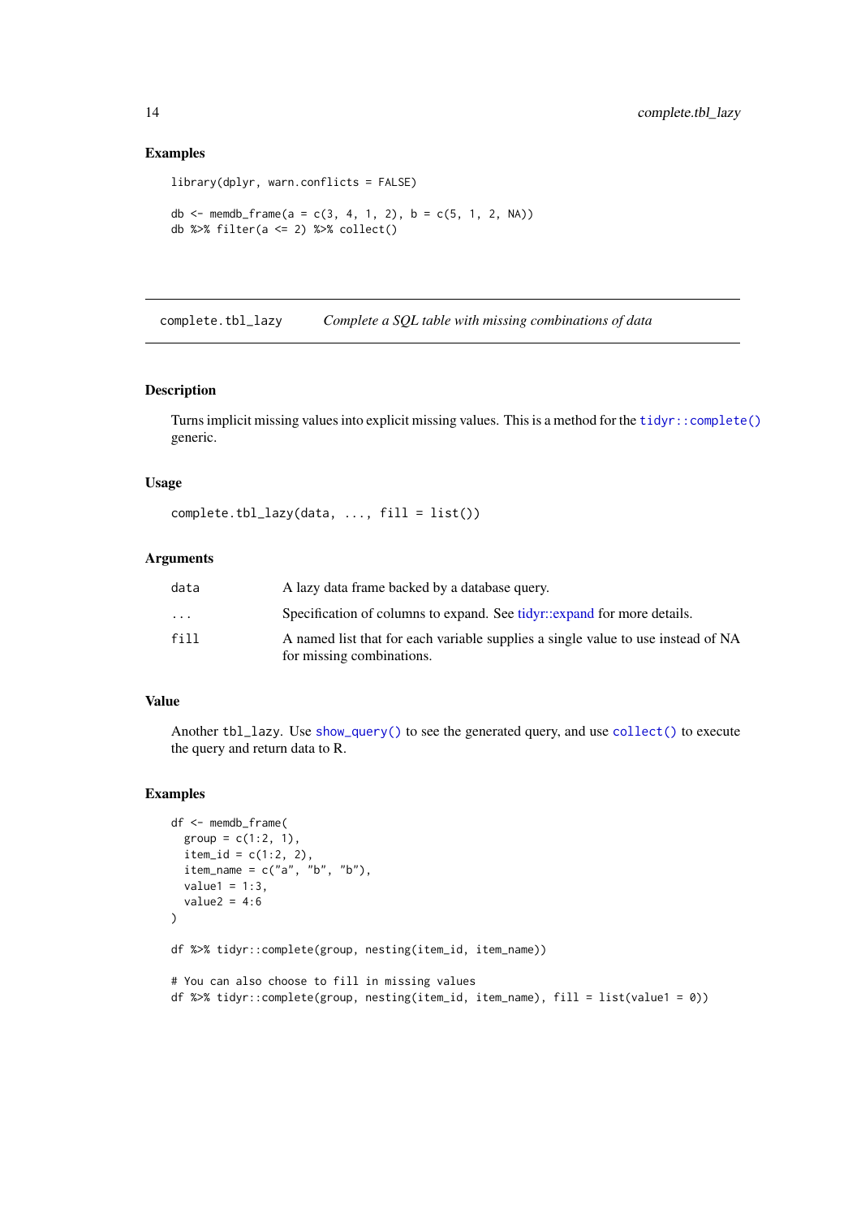### Examples

```
library(dplyr, warn.conflicts = FALSE)

db <- memdb_frame(a = c(3, 4, 1, 2), b = c(5, 1, 2, NA))
db %>% filter(a <= 2) %>% collect()
```

---

## complete.tbl_lazy — *Complete a SQL table with missing combinations of data*

---

### Description

Turns implicit missing values into explicit missing values. This is a method for the `tidyr::complete()` generic.

### Usage

```
complete.tbl_lazy(data, ..., fill = list())
```

### Arguments

| | |
|---|---|
| `data` | A lazy data frame backed by a database query. |
| `...` | Specification of columns to expand. See tidyr::expand for more details. |
| `fill` | A named list that for each variable supplies a single value to use instead of NA for missing combinations. |

### Value

Another `tbl_lazy`. Use `show_query()` to see the generated query, and use `collect()` to execute the query and return data to R.

### Examples

```
df <- memdb_frame(
  group = c(1:2, 1),
  item_id = c(1:2, 2),
  item_name = c("a", "b", "b"),
  value1 = 1:3,
  value2 = 4:6
)

df %>% tidyr::complete(group, nesting(item_id, item_name))

# You can also choose to fill in missing values
df %>% tidyr::complete(group, nesting(item_id, item_name), fill = list(value1 = 0))
```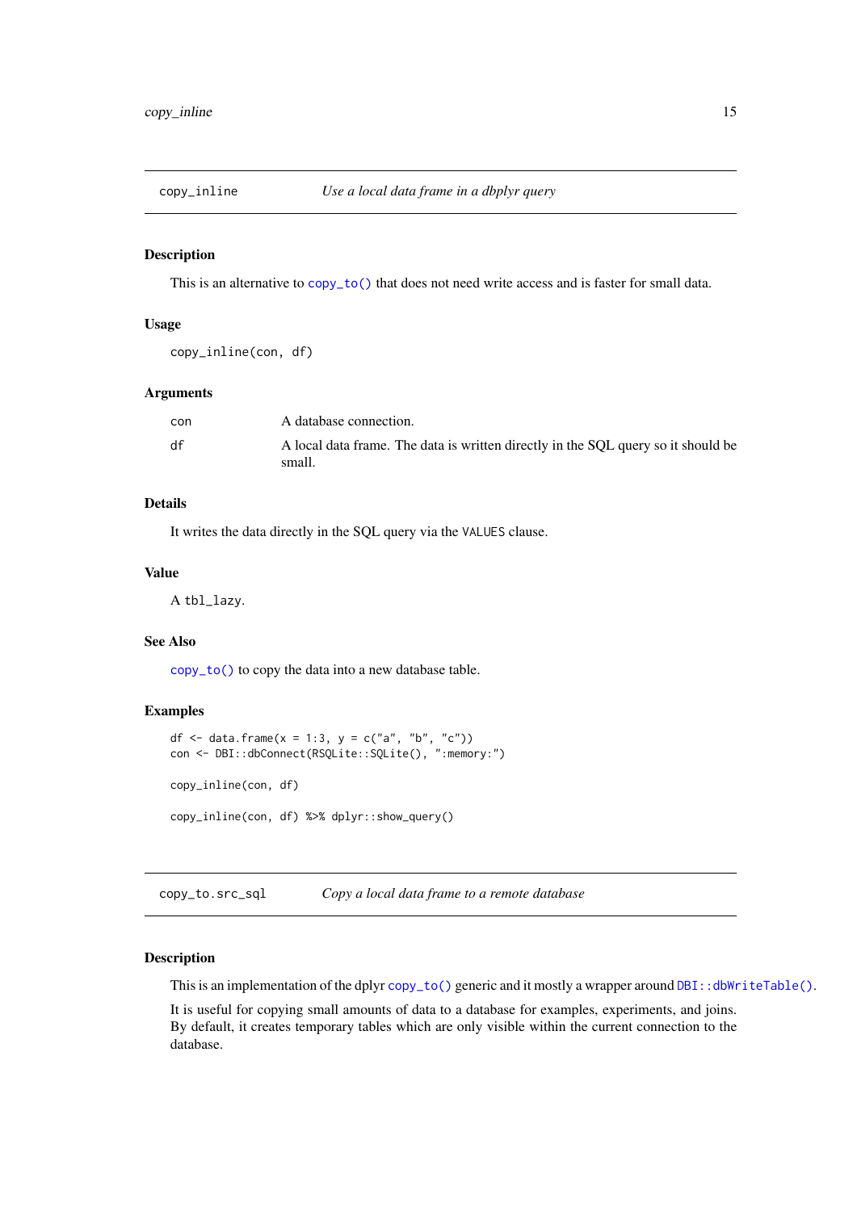## copy_inline — *Use a local data frame in a dbplyr query*

### Description

This is an alternative to `copy_to()` that does not need write access and is faster for small data.

### Usage

```
copy_inline(con, df)
```

### Arguments

| | |
|---|---|
| `con` | A database connection. |
| `df` | A local data frame. The data is written directly in the SQL query so it should be small. |

### Details

It writes the data directly in the SQL query via the `VALUES` clause.

### Value

A `tbl_lazy`.

### See Also

`copy_to()` to copy the data into a new database table.

### Examples

```
df <- data.frame(x = 1:3, y = c("a", "b", "c"))
con <- DBI::dbConnect(RSQLite::SQLite(), ":memory:")

copy_inline(con, df)

copy_inline(con, df) %>% dplyr::show_query()
```

## copy_to.src_sql — *Copy a local data frame to a remote database*

### Description

This is an implementation of the dplyr `copy_to()` generic and it mostly a wrapper around `DBI::dbWriteTable()`.

It is useful for copying small amounts of data to a database for examples, experiments, and joins. By default, it creates temporary tables which are only visible within the current connection to the database.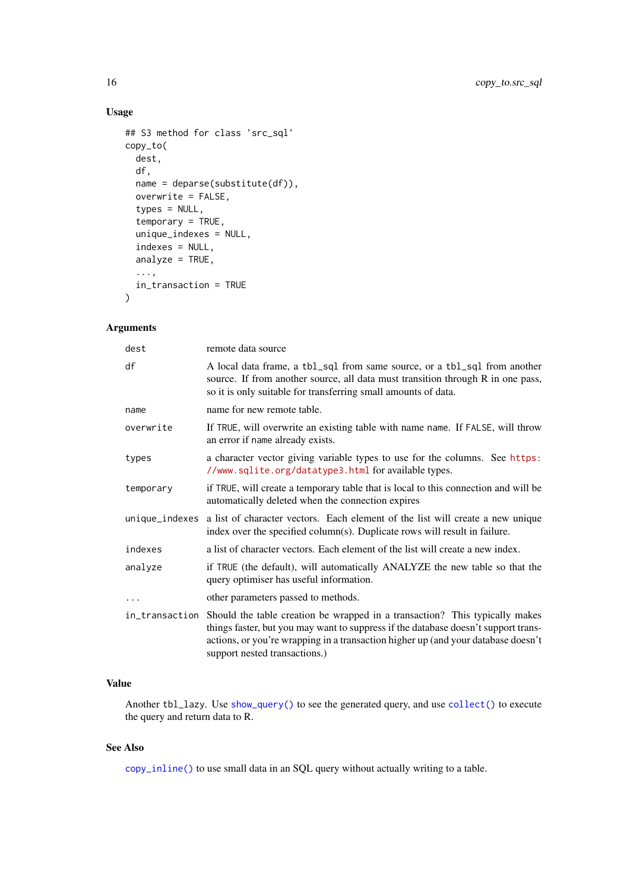### Usage

```
## S3 method for class 'src_sql'
copy_to(
  dest,
  df,
  name = deparse(substitute(df)),
  overwrite = FALSE,
  types = NULL,
  temporary = TRUE,
  unique_indexes = NULL,
  indexes = NULL,
  analyze = TRUE,
  ...,
  in_transaction = TRUE
)
```

### Arguments

| | |
|---|---|
| `dest` | remote data source |
| `df` | A local data frame, a `tbl_sql` from same source, or a `tbl_sql` from another source. If from another source, all data must transition through R in one pass, so it is only suitable for transferring small amounts of data. |
| `name` | name for new remote table. |
| `overwrite` | If `TRUE`, will overwrite an existing table with name `name`. If `FALSE`, will throw an error if `name` already exists. |
| `types` | a character vector giving variable types to use for the columns. See https://www.sqlite.org/datatype3.html for available types. |
| `temporary` | if `TRUE`, will create a temporary table that is local to this connection and will be automatically deleted when the connection expires |
| `unique_indexes` | a list of character vectors. Each element of the list will create a new unique index over the specified column(s). Duplicate rows will result in failure. |
| `indexes` | a list of character vectors. Each element of the list will create a new index. |
| `analyze` | if `TRUE` (the default), will automatically ANALYZE the new table so that the query optimiser has useful information. |
| `...` | other parameters passed to methods. |
| `in_transaction` | Should the table creation be wrapped in a transaction? This typically makes things faster, but you may want to suppress if the database doesn't support transactions, or you're wrapping in a transaction higher up (and your database doesn't support nested transactions.) |

### Value

Another `tbl_lazy`. Use `show_query()` to see the generated query, and use `collect()` to execute the query and return data to R.

### See Also

`copy_inline()` to use small data in an SQL query without actually writing to a table.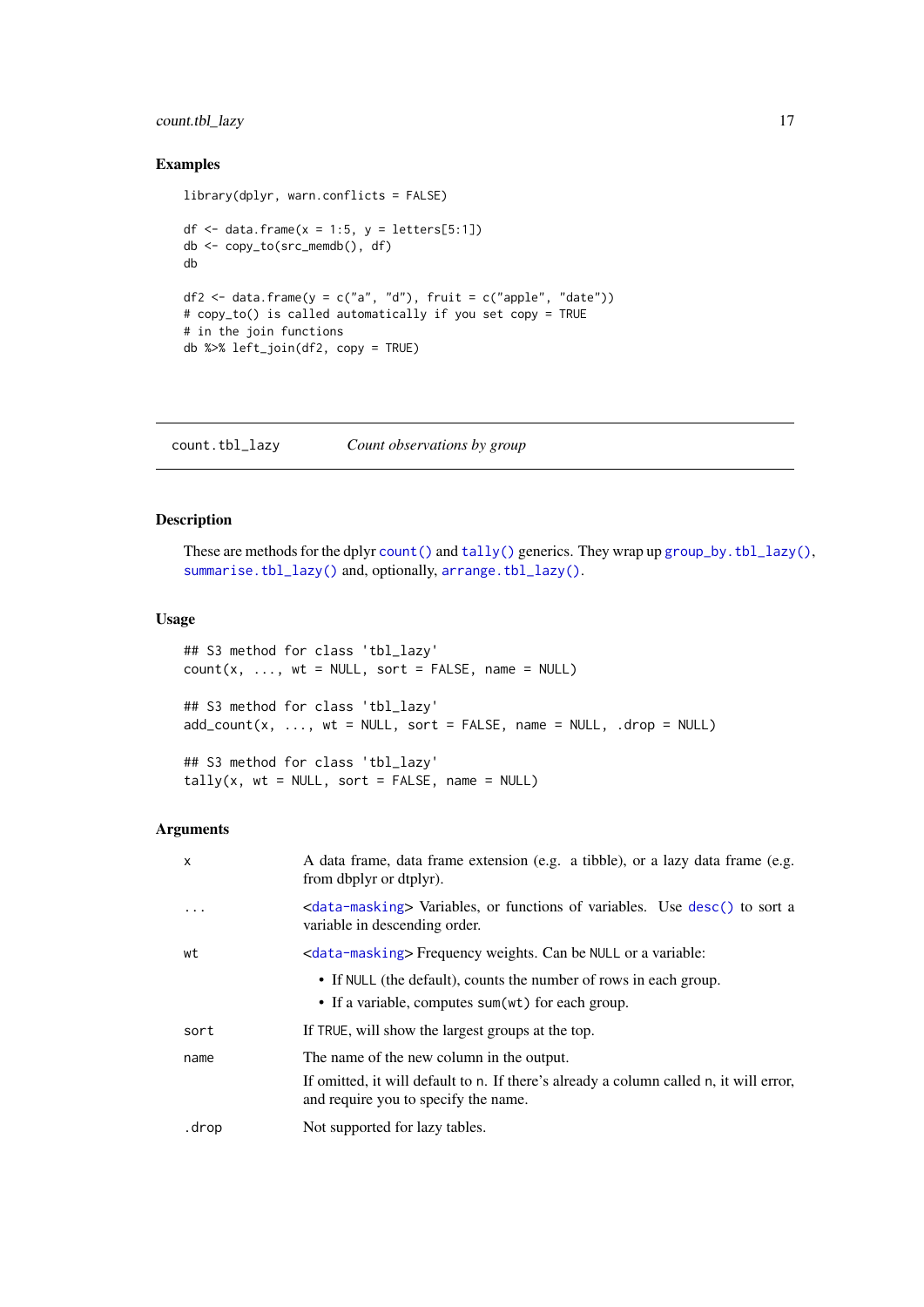## Examples

```
library(dplyr, warn.conflicts = FALSE)

df <- data.frame(x = 1:5, y = letters[5:1])
db <- copy_to(src_memdb(), df)
db

df2 <- data.frame(y = c("a", "d"), fruit = c("apple", "date"))
# copy_to() is called automatically if you set copy = TRUE
# in the join functions
db %>% left_join(df2, copy = TRUE)
```

---

# count.tbl_lazy *Count observations by group*

## Description

These are methods for the dplyr `count()` and `tally()` generics. They wrap up `group_by.tbl_lazy()`, `summarise.tbl_lazy()` and, optionally, `arrange.tbl_lazy()`.

## Usage

```
## S3 method for class 'tbl_lazy'
count(x, ..., wt = NULL, sort = FALSE, name = NULL)

## S3 method for class 'tbl_lazy'
add_count(x, ..., wt = NULL, sort = FALSE, name = NULL, .drop = NULL)

## S3 method for class 'tbl_lazy'
tally(x, wt = NULL, sort = FALSE, name = NULL)
```

## Arguments

| | |
|---|---|
| `x` | A data frame, data frame extension (e.g. a tibble), or a lazy data frame (e.g. from dbplyr or dtplyr). |
| `...` | <`data-masking`> Variables, or functions of variables. Use `desc()` to sort a variable in descending order. |
| `wt` | <`data-masking`> Frequency weights. Can be `NULL` or a variable:<br>• If `NULL` (the default), counts the number of rows in each group.<br>• If a variable, computes `sum(wt)` for each group. |
| `sort` | If `TRUE`, will show the largest groups at the top. |
| `name` | The name of the new column in the output.<br>If omitted, it will default to `n`. If there's already a column called `n`, it will error, and require you to specify the name. |
| `.drop` | Not supported for lazy tables. |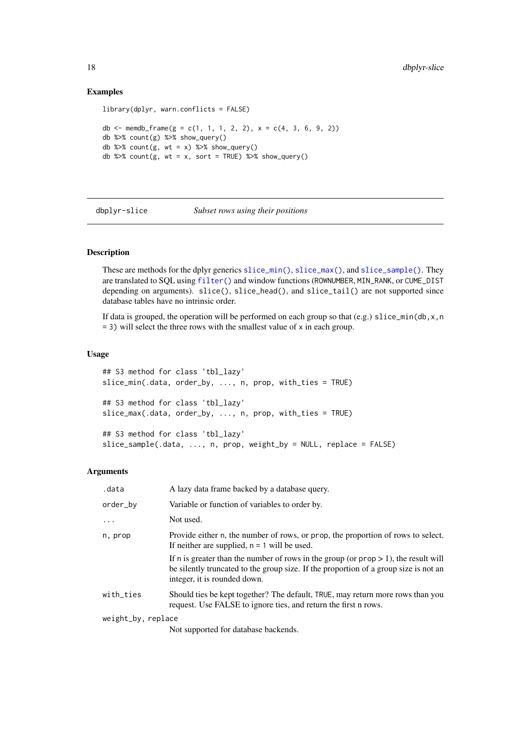### Examples

```
library(dplyr, warn.conflicts = FALSE)

db <- memdb_frame(g = c(1, 1, 1, 2, 2), x = c(4, 3, 6, 9, 2))
db %>% count(g) %>% show_query()
db %>% count(g, wt = x) %>% show_query()
db %>% count(g, wt = x, sort = TRUE) %>% show_query()
```

---

## dbplyr-slice — *Subset rows using their positions*

---

### Description

These are methods for the dplyr generics `slice_min()`, `slice_max()`, and `slice_sample()`. They are translated to SQL using `filter()` and window functions (`ROWNUMBER`, `MIN_RANK`, or `CUME_DIST` depending on arguments). `slice()`, `slice_head()`, and `slice_tail()` are not supported since database tables have no intrinsic order.

If data is grouped, the operation will be performed on each group so that (e.g.) `slice_min(db,x,n = 3)` will select the three rows with the smallest value of `x` in each group.

### Usage

```
## S3 method for class 'tbl_lazy'
slice_min(.data, order_by, ..., n, prop, with_ties = TRUE)

## S3 method for class 'tbl_lazy'
slice_max(.data, order_by, ..., n, prop, with_ties = TRUE)

## S3 method for class 'tbl_lazy'
slice_sample(.data, ..., n, prop, weight_by = NULL, replace = FALSE)
```

### Arguments

| | |
|---|---|
| `.data` | A lazy data frame backed by a database query. |
| `order_by` | Variable or function of variables to order by. |
| `...` | Not used. |
| `n, prop` | Provide either `n`, the number of rows, or `prop`, the proportion of rows to select. If neither are supplied, `n = 1` will be used.<br><br>If `n` is greater than the number of rows in the group (or `prop` > 1), the result will be silently truncated to the group size. If the proportion of a group size is not an integer, it is rounded down. |
| `with_ties` | Should ties be kept together? The default, `TRUE`, may return more rows than you request. Use FALSE to ignore ties, and return the first n rows. |
| `weight_by, replace` | Not supported for database backends. |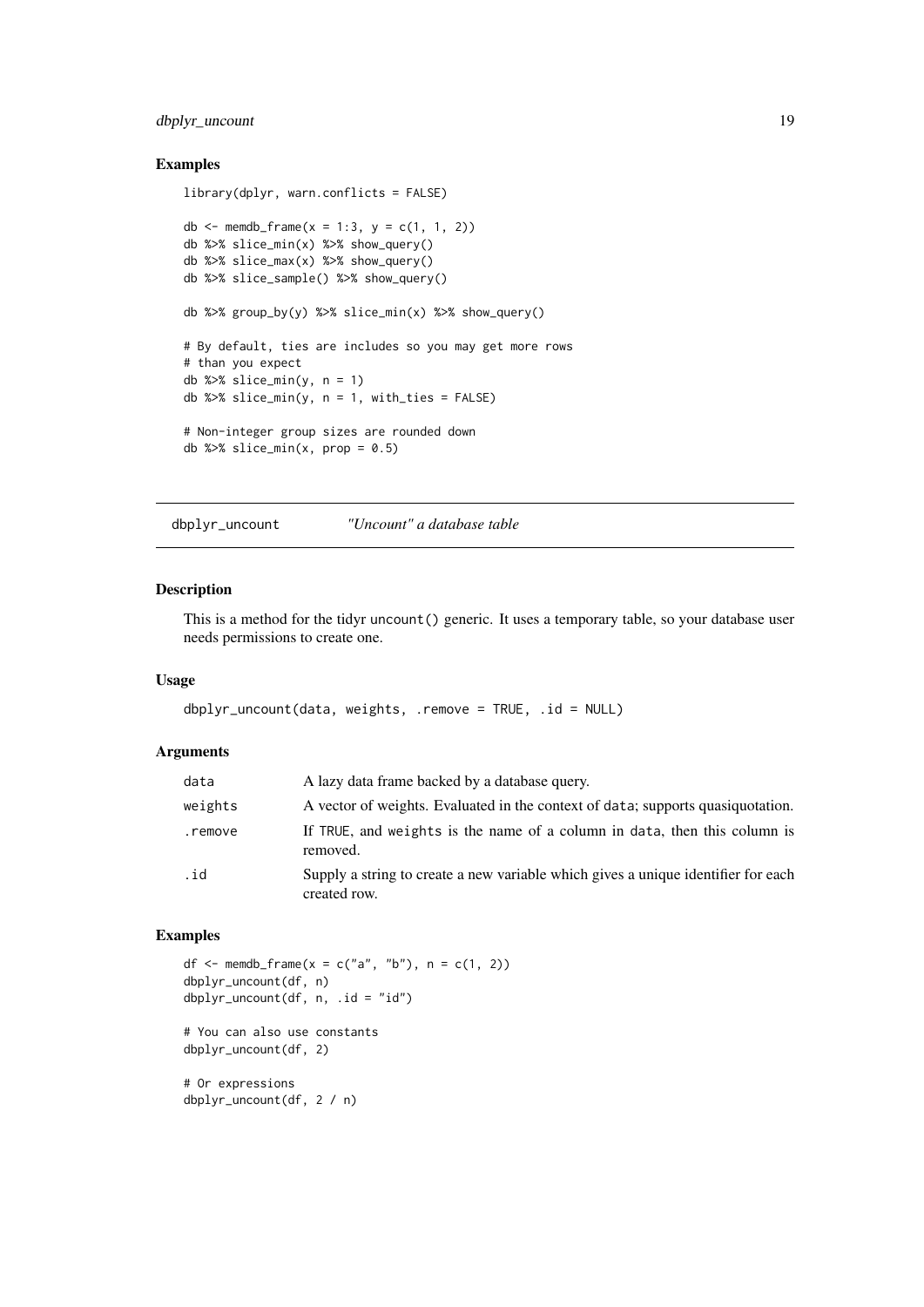## Examples

```
library(dplyr, warn.conflicts = FALSE)

db <- memdb_frame(x = 1:3, y = c(1, 1, 2))
db %>% slice_min(x) %>% show_query()
db %>% slice_max(x) %>% show_query()
db %>% slice_sample() %>% show_query()

db %>% group_by(y) %>% slice_min(x) %>% show_query()

# By default, ties are includes so you may get more rows
# than you expect
db %>% slice_min(y, n = 1)
db %>% slice_min(y, n = 1, with_ties = FALSE)

# Non-integer group sizes are rounded down
db %>% slice_min(x, prop = 0.5)
```

---

# dbplyr_uncount *"Uncount" a database table*

## Description

This is a method for the tidyr `uncount()` generic. It uses a temporary table, so your database user needs permissions to create one.

## Usage

```
dbplyr_uncount(data, weights, .remove = TRUE, .id = NULL)
```

## Arguments

| | |
|---|---|
| `data` | A lazy data frame backed by a database query. |
| `weights` | A vector of weights. Evaluated in the context of `data`; supports quasiquotation. |
| `.remove` | If `TRUE`, and `weights` is the name of a column in `data`, then this column is removed. |
| `.id` | Supply a string to create a new variable which gives a unique identifier for each created row. |

## Examples

```
df <- memdb_frame(x = c("a", "b"), n = c(1, 2))
dbplyr_uncount(df, n)
dbplyr_uncount(df, n, .id = "id")

# You can also use constants
dbplyr_uncount(df, 2)

# Or expressions
dbplyr_uncount(df, 2 / n)
```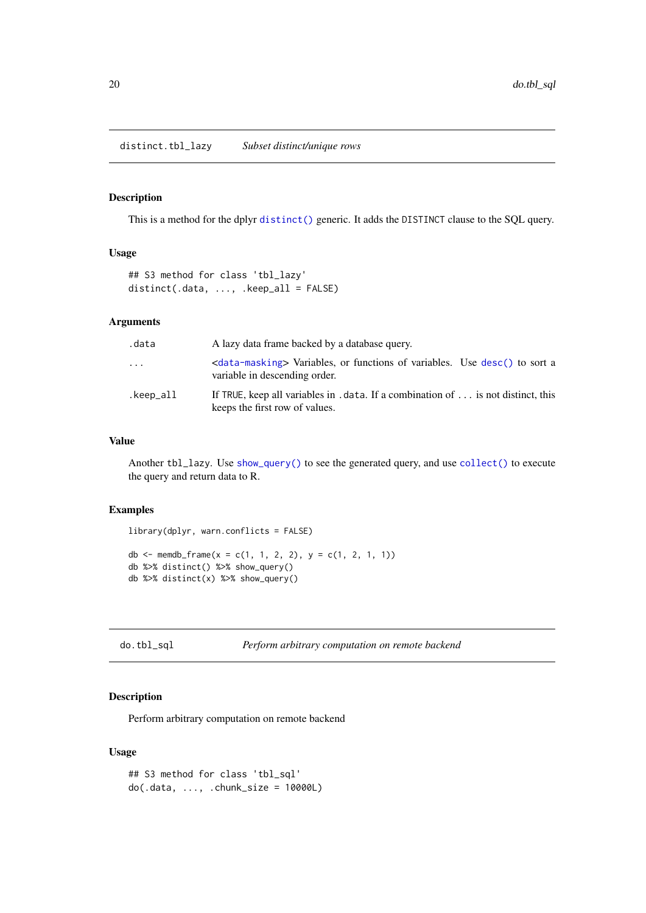## distinct.tbl_lazy — *Subset distinct/unique rows*

### Description

This is a method for the dplyr distinct() generic. It adds the DISTINCT clause to the SQL query.

### Usage

```
## S3 method for class 'tbl_lazy'
distinct(.data, ..., .keep_all = FALSE)
```

### Arguments

| | |
|---|---|
| .data | A lazy data frame backed by a database query. |
| ... | <data-masking> Variables, or functions of variables. Use desc() to sort a variable in descending order. |
| .keep_all | If TRUE, keep all variables in .data. If a combination of ... is not distinct, this keeps the first row of values. |

### Value

Another tbl_lazy. Use show_query() to see the generated query, and use collect() to execute the query and return data to R.

### Examples

```
library(dplyr, warn.conflicts = FALSE)

db <- memdb_frame(x = c(1, 1, 2, 2), y = c(1, 2, 1, 1))
db %>% distinct() %>% show_query()
db %>% distinct(x) %>% show_query()
```

## do.tbl_sql — *Perform arbitrary computation on remote backend*

### Description

Perform arbitrary computation on remote backend

### Usage

```
## S3 method for class 'tbl_sql'
do(.data, ..., .chunk_size = 10000L)
```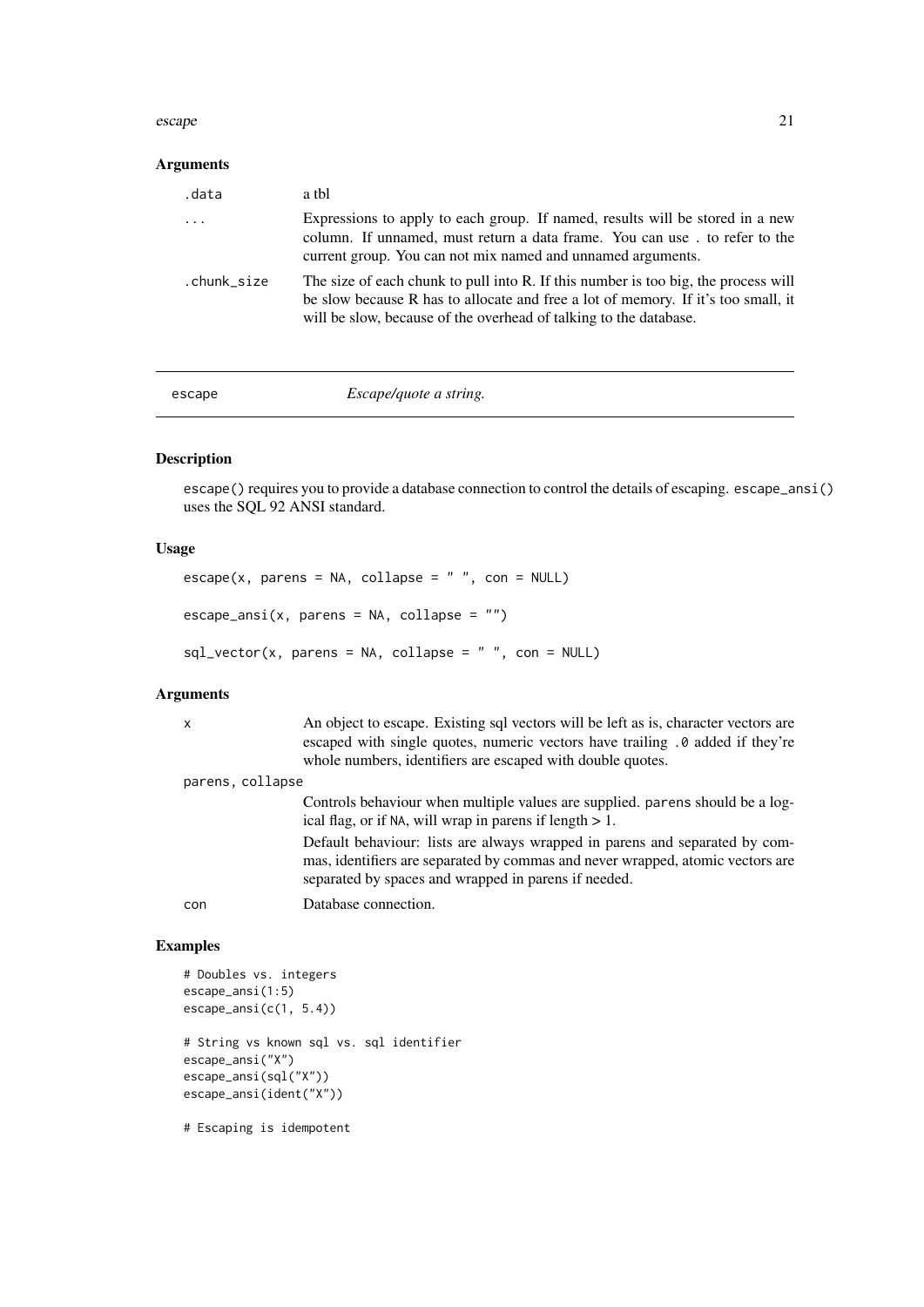### Arguments

| | |
|---|---|
| `.data` | a tbl |
| `...` | Expressions to apply to each group. If named, results will be stored in a new column. If unnamed, must return a data frame. You can use . to refer to the current group. You can not mix named and unnamed arguments. |
| `.chunk_size` | The size of each chunk to pull into R. If this number is too big, the process will be slow because R has to allocate and free a lot of memory. If it's too small, it will be slow, because of the overhead of talking to the database. |

---

## escape — *Escape/quote a string.*

### Description

`escape()` requires you to provide a database connection to control the details of escaping. `escape_ansi()` uses the SQL 92 ANSI standard.

### Usage

```
escape(x, parens = NA, collapse = " ", con = NULL)

escape_ansi(x, parens = NA, collapse = "")

sql_vector(x, parens = NA, collapse = " ", con = NULL)
```

### Arguments

`x`
: An object to escape. Existing sql vectors will be left as is, character vectors are escaped with single quotes, numeric vectors have trailing `.0` added if they're whole numbers, identifiers are escaped with double quotes.

`parens, collapse`
: Controls behaviour when multiple values are supplied. `parens` should be a logical flag, or if `NA`, will wrap in parens if length > 1.

  Default behaviour: lists are always wrapped in parens and separated by commas, identifiers are separated by commas and never wrapped, atomic vectors are separated by spaces and wrapped in parens if needed.

`con`
: Database connection.

### Examples

```
# Doubles vs. integers
escape_ansi(1:5)
escape_ansi(c(1, 5.4))

# String vs known sql vs. sql identifier
escape_ansi("X")
escape_ansi(sql("X"))
escape_ansi(ident("X"))

# Escaping is idempotent
```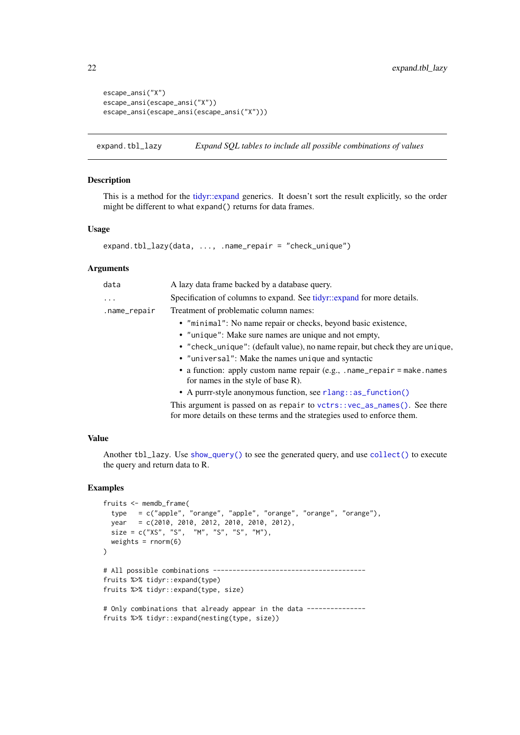```
escape_ansi("X")
escape_ansi(escape_ansi("X"))
escape_ansi(escape_ansi(escape_ansi("X")))
```

## expand.tbl_lazy — *Expand SQL tables to include all possible combinations of values*

### Description

This is a method for the tidyr::expand generics. It doesn't sort the result explicitly, so the order might be different to what `expand()` returns for data frames.

### Usage

```
expand.tbl_lazy(data, ..., .name_repair = "check_unique")
```

### Arguments

| | |
|---|---|
| `data` | A lazy data frame backed by a database query. |
| `...` | Specification of columns to expand. See tidyr::expand for more details. |
| `.name_repair` | Treatment of problematic column names: <br>• `"minimal"`: No name repair or checks, beyond basic existence, <br>• `"unique"`: Make sure names are unique and not empty, <br>• `"check_unique"`: (default value), no name repair, but check they are `unique`, <br>• `"universal"`: Make the names `unique` and syntactic <br>• a function: apply custom name repair (e.g., `.name_repair = make.names` for names in the style of base R). <br>• A purrr-style anonymous function, see `rlang::as_function()` <br><br>This argument is passed on as `repair` to `vctrs::vec_as_names()`. See there for more details on these terms and the strategies used to enforce them. |

### Value

Another `tbl_lazy`. Use `show_query()` to see the generated query, and use `collect()` to execute the query and return data to R.

### Examples

```
fruits <- memdb_frame(
  type   = c("apple", "orange", "apple", "orange", "orange", "orange"),
  year   = c(2010, 2010, 2012, 2010, 2010, 2012),
  size = c("XS", "S",  "M", "S", "S", "M"),
  weights = rnorm(6)
)

# All possible combinations ---------------------------------------
fruits %>% tidyr::expand(type)
fruits %>% tidyr::expand(type, size)

# Only combinations that already appear in the data ---------------
fruits %>% tidyr::expand(nesting(type, size))
```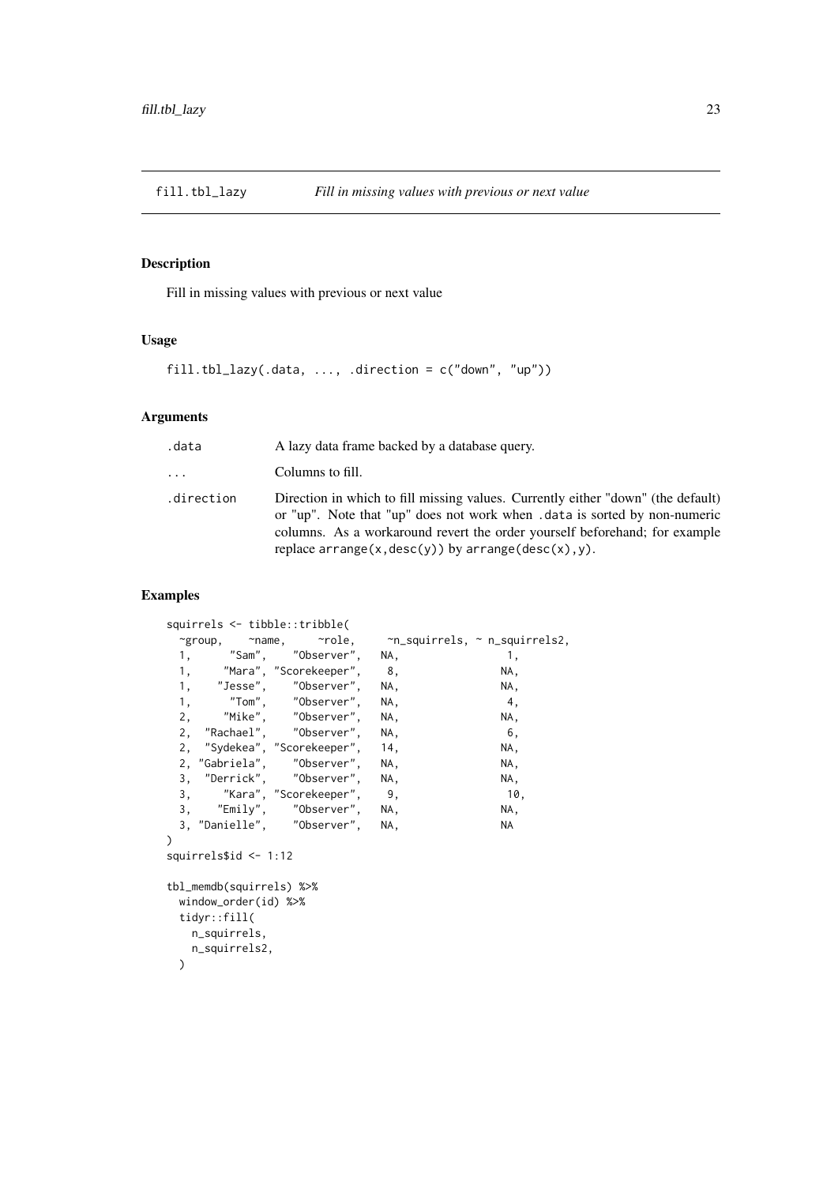## fill.tbl_lazy *Fill in missing values with previous or next value*

### Description

Fill in missing values with previous or next value

### Usage

```
fill.tbl_lazy(.data, ..., .direction = c("down", "up"))
```

### Arguments

| | |
|---|---|
| `.data` | A lazy data frame backed by a database query. |
| `...` | Columns to fill. |
| `.direction` | Direction in which to fill missing values. Currently either "down" (the default) or "up". Note that "up" does not work when `.data` is sorted by non-numeric columns. As a workaround revert the order yourself beforehand; for example replace `arrange(x,desc(y))` by `arrange(desc(x),y)`. |

### Examples

```
squirrels <- tibble::tribble(
  ~group,    ~name,     ~role,     ~n_squirrels, ~ n_squirrels2,
  1,      "Sam",    "Observer",   NA,                1,
  1,     "Mara", "Scorekeeper",    8,               NA,
  1,    "Jesse",    "Observer",   NA,               NA,
  1,      "Tom",    "Observer",   NA,                4,
  2,     "Mike",    "Observer",   NA,               NA,
  2,  "Rachael",    "Observer",   NA,                6,
  2,  "Sydekea", "Scorekeeper",   14,               NA,
  2, "Gabriela",    "Observer",   NA,               NA,
  3,  "Derrick",    "Observer",   NA,               NA,
  3,     "Kara", "Scorekeeper",    9,               10,
  3,    "Emily",    "Observer",   NA,               NA,
  3, "Danielle",    "Observer",   NA,               NA
)
squirrels$id <- 1:12

tbl_memdb(squirrels) %>%
  window_order(id) %>%
  tidyr::fill(
    n_squirrels,
    n_squirrels2,
  )
```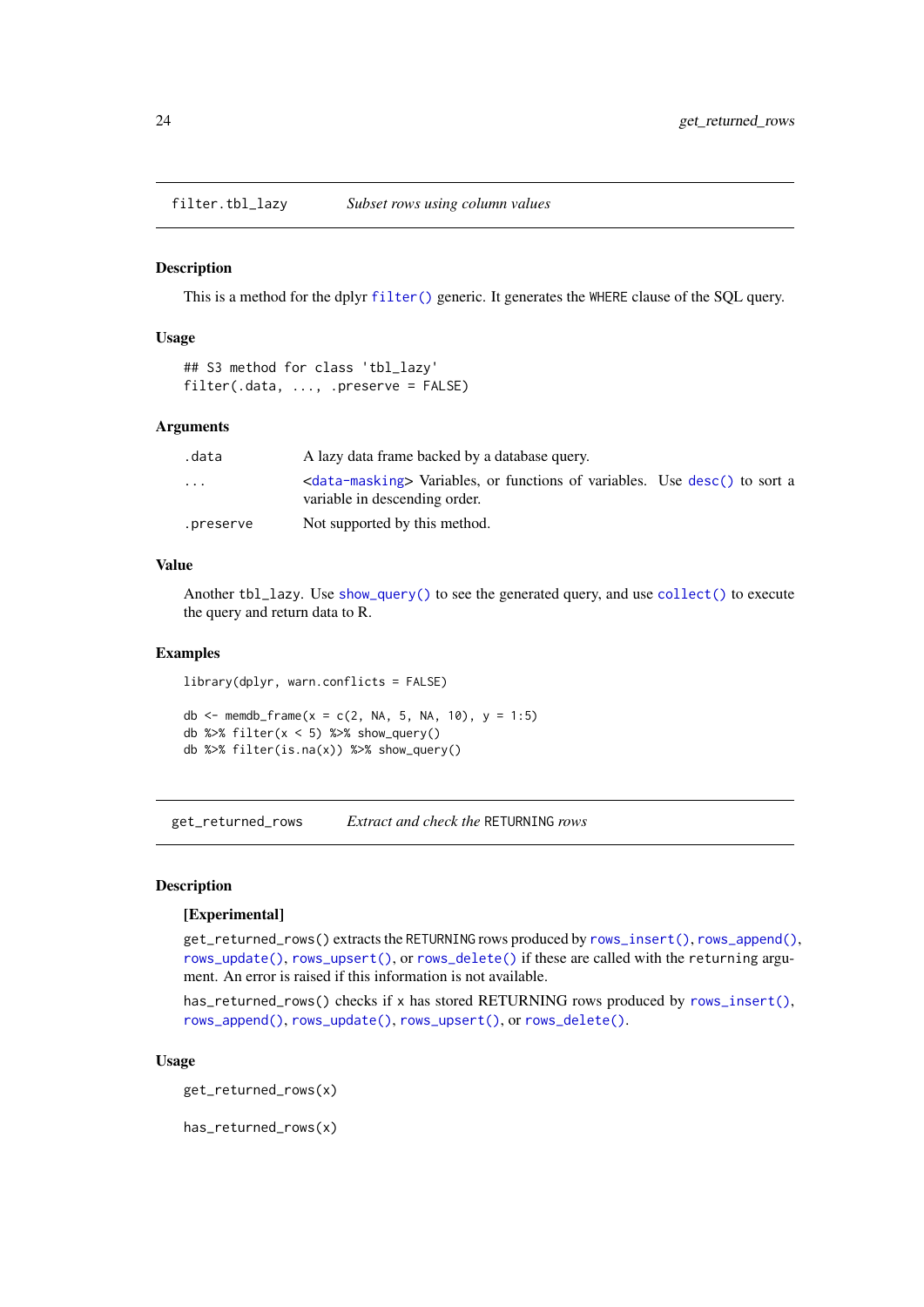## filter.tbl_lazy — *Subset rows using column values*

### Description

This is a method for the dplyr `filter()` generic. It generates the `WHERE` clause of the SQL query.

### Usage

```
## S3 method for class 'tbl_lazy'
filter(.data, ..., .preserve = FALSE)
```

### Arguments

| | |
|---|---|
| `.data` | A lazy data frame backed by a database query. |
| `...` | <`data-masking`> Variables, or functions of variables. Use `desc()` to sort a variable in descending order. |
| `.preserve` | Not supported by this method. |

### Value

Another `tbl_lazy`. Use `show_query()` to see the generated query, and use `collect()` to execute the query and return data to R.

### Examples

```
library(dplyr, warn.conflicts = FALSE)

db <- memdb_frame(x = c(2, NA, 5, NA, 10), y = 1:5)
db %>% filter(x < 5) %>% show_query()
db %>% filter(is.na(x)) %>% show_query()
```

## get_returned_rows — *Extract and check the `RETURNING` rows*

### Description

**[Experimental]**

`get_returned_rows()` extracts the `RETURNING` rows produced by `rows_insert()`, `rows_append()`, `rows_update()`, `rows_upsert()`, or `rows_delete()` if these are called with the `returning` argument. An error is raised if this information is not available.

`has_returned_rows()` checks if `x` has stored RETURNING rows produced by `rows_insert()`, `rows_append()`, `rows_update()`, `rows_upsert()`, or `rows_delete()`.

### Usage

```
get_returned_rows(x)

has_returned_rows(x)
```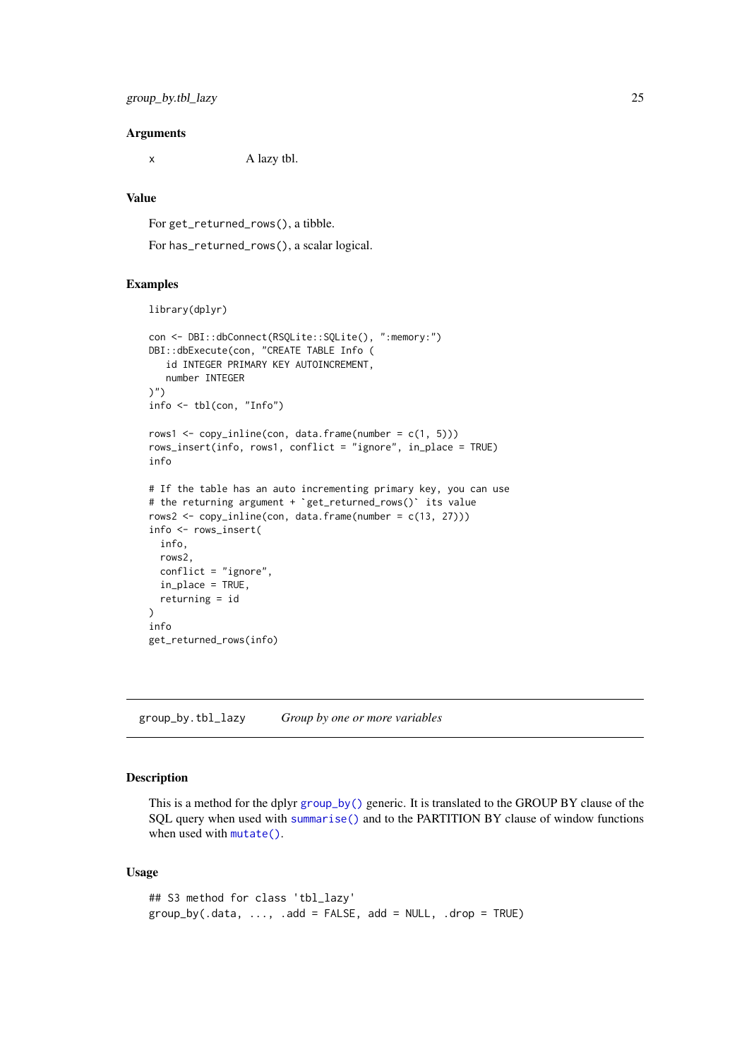### Arguments

x — A lazy tbl.

### Value

For `get_returned_rows()`, a tibble.

For `has_returned_rows()`, a scalar logical.

### Examples

```
library(dplyr)

con <- DBI::dbConnect(RSQLite::SQLite(), ":memory:")
DBI::dbExecute(con, "CREATE TABLE Info (
   id INTEGER PRIMARY KEY AUTOINCREMENT,
   number INTEGER
)")
info <- tbl(con, "Info")

rows1 <- copy_inline(con, data.frame(number = c(1, 5)))
rows_insert(info, rows1, conflict = "ignore", in_place = TRUE)
info

# If the table has an auto incrementing primary key, you can use
# the returning argument + `get_returned_rows()` its value
rows2 <- copy_inline(con, data.frame(number = c(13, 27)))
info <- rows_insert(
  info,
  rows2,
  conflict = "ignore",
  in_place = TRUE,
  returning = id
)
info
get_returned_rows(info)
```

---

## group_by.tbl_lazy — *Group by one or more variables*

### Description

This is a method for the dplyr `group_by()` generic. It is translated to the GROUP BY clause of the SQL query when used with `summarise()` and to the PARTITION BY clause of window functions when used with `mutate()`.

### Usage

```
## S3 method for class 'tbl_lazy'
group_by(.data, ..., .add = FALSE, add = NULL, .drop = TRUE)
```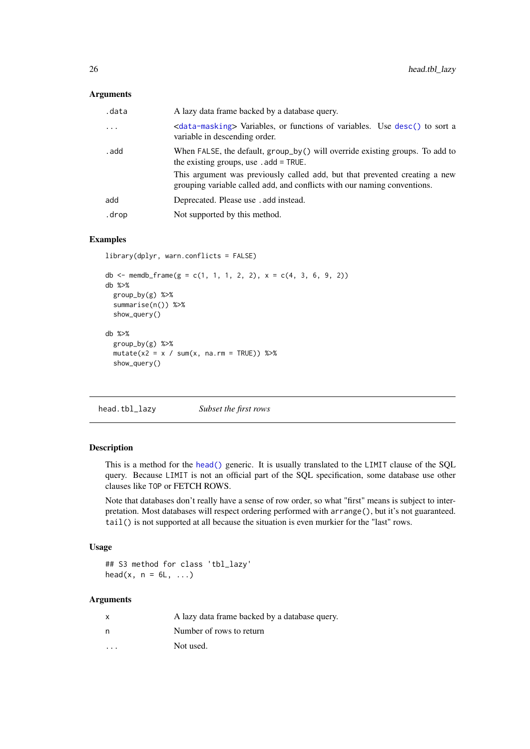### Arguments

| | |
|---|---|
| `.data` | A lazy data frame backed by a database query. |
| `...` | <data-masking> Variables, or functions of variables. Use `desc()` to sort a variable in descending order. |
| `.add` | When `FALSE`, the default, `group_by()` will override existing groups. To add to the existing groups, use `.add = TRUE`. This argument was previously called `add`, but that prevented creating a new grouping variable called `add`, and conflicts with our naming conventions. |
| `add` | Deprecated. Please use `.add` instead. |
| `.drop` | Not supported by this method. |

### Examples

```
library(dplyr, warn.conflicts = FALSE)

db <- memdb_frame(g = c(1, 1, 1, 2, 2), x = c(4, 3, 6, 9, 2))
db %>%
  group_by(g) %>%
  summarise(n()) %>%
  show_query()

db %>%
  group_by(g) %>%
  mutate(x2 = x / sum(x, na.rm = TRUE)) %>%
  show_query()
```

---

## head.tbl_lazy — *Subset the first rows*

### Description

This is a method for the `head()` generic. It is usually translated to the `LIMIT` clause of the SQL query. Because `LIMIT` is not an official part of the SQL specification, some database use other clauses like `TOP` or FETCH ROWS.

Note that databases don't really have a sense of row order, so what "first" means is subject to interpretation. Most databases will respect ordering performed with `arrange()`, but it's not guaranteed. `tail()` is not supported at all because the situation is even murkier for the "last" rows.

### Usage

```
## S3 method for class 'tbl_lazy'
head(x, n = 6L, ...)
```

### Arguments

| | |
|---|---|
| `x` | A lazy data frame backed by a database query. |
| `n` | Number of rows to return |
| `...` | Not used. |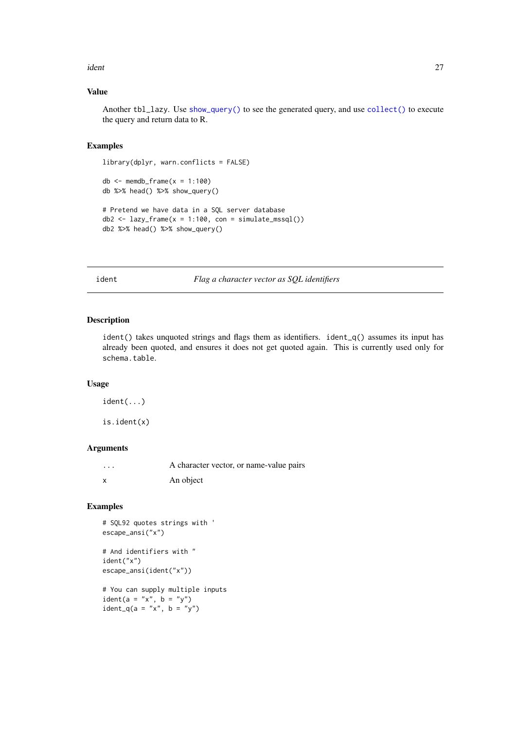### Value

Another `tbl_lazy`. Use `show_query()` to see the generated query, and use `collect()` to execute the query and return data to R.

### Examples

```
library(dplyr, warn.conflicts = FALSE)

db <- memdb_frame(x = 1:100)
db %>% head() %>% show_query()

# Pretend we have data in a SQL server database
db2 <- lazy_frame(x = 1:100, con = simulate_mssql())
db2 %>% head() %>% show_query()
```

---

## ident — *Flag a character vector as SQL identifiers*

---

### Description

`ident()` takes unquoted strings and flags them as identifiers. `ident_q()` assumes its input has already been quoted, and ensures it does not get quoted again. This is currently used only for `schema.table`.

### Usage

```
ident(...)

is.ident(x)
```

### Arguments

| | |
|---|---|
| `...` | A character vector, or name-value pairs |
| `x` | An object |

### Examples

```
# SQL92 quotes strings with '
escape_ansi("x")

# And identifiers with "
ident("x")
escape_ansi(ident("x"))

# You can supply multiple inputs
ident(a = "x", b = "y")
ident_q(a = "x", b = "y")
```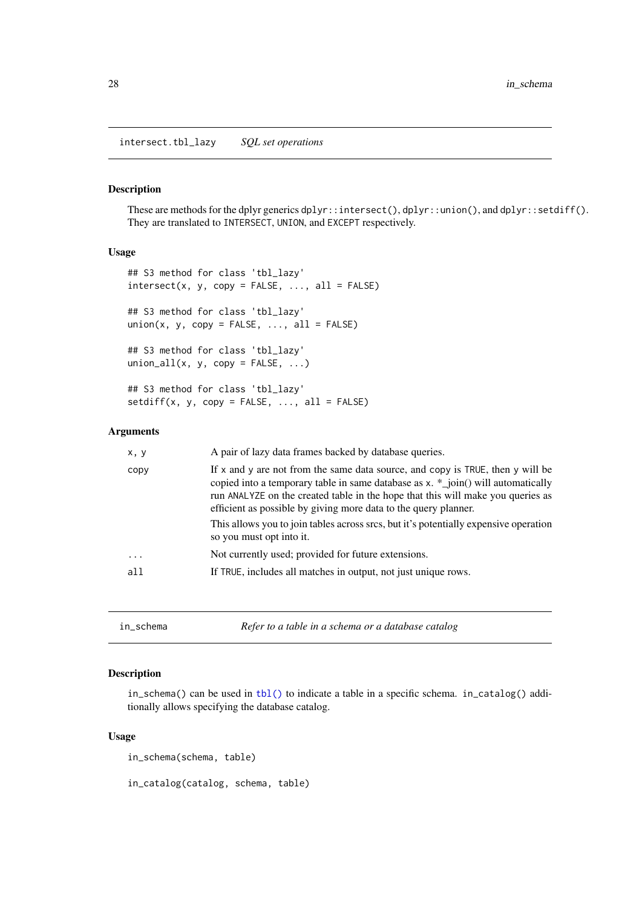## intersect.tbl_lazy — *SQL set operations*

### Description

These are methods for the dplyr generics `dplyr::intersect()`, `dplyr::union()`, and `dplyr::setdiff()`. They are translated to `INTERSECT`, `UNION`, and `EXCEPT` respectively.

### Usage

```
## S3 method for class 'tbl_lazy'
intersect(x, y, copy = FALSE, ..., all = FALSE)

## S3 method for class 'tbl_lazy'
union(x, y, copy = FALSE, ..., all = FALSE)

## S3 method for class 'tbl_lazy'
union_all(x, y, copy = FALSE, ...)

## S3 method for class 'tbl_lazy'
setdiff(x, y, copy = FALSE, ..., all = FALSE)
```

### Arguments

| Argument | Description |
|---|---|
| `x, y` | A pair of lazy data frames backed by database queries. |
| `copy` | If `x` and `y` are not from the same data source, and `copy` is `TRUE`, then `y` will be copied into a temporary table in same database as `x`. *_join() will automatically run `ANALYZE` on the created table in the hope that this will make you queries as efficient as possible by giving more data to the query planner.<br><br>This allows you to join tables across srcs, but it's potentially expensive operation so you must opt into it. |
| `...` | Not currently used; provided for future extensions. |
| `all` | If `TRUE`, includes all matches in output, not just unique rows. |

## in_schema — *Refer to a table in a schema or a database catalog*

### Description

`in_schema()` can be used in `tbl()` to indicate a table in a specific schema. `in_catalog()` additionally allows specifying the database catalog.

### Usage

```
in_schema(schema, table)

in_catalog(catalog, schema, table)
```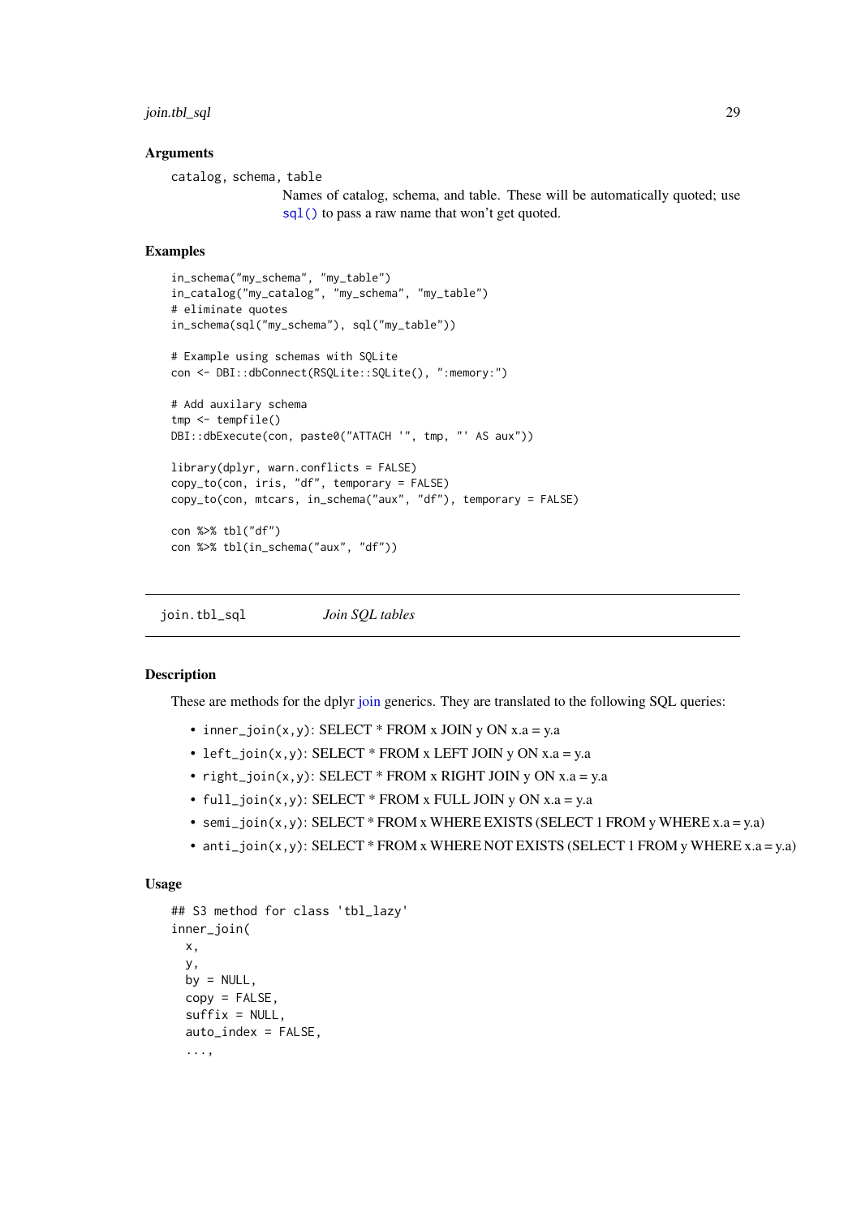### Arguments

`catalog, schema, table`
: Names of catalog, schema, and table. These will be automatically quoted; use `sql()` to pass a raw name that won't get quoted.

### Examples

```
in_schema("my_schema", "my_table")
in_catalog("my_catalog", "my_schema", "my_table")
# eliminate quotes
in_schema(sql("my_schema"), sql("my_table"))

# Example using schemas with SQLite
con <- DBI::dbConnect(RSQLite::SQLite(), ":memory:")

# Add auxilary schema
tmp <- tempfile()
DBI::dbExecute(con, paste0("ATTACH '", tmp, "' AS aux"))

library(dplyr, warn.conflicts = FALSE)
copy_to(con, iris, "df", temporary = FALSE)
copy_to(con, mtcars, in_schema("aux", "df"), temporary = FALSE)

con %>% tbl("df")
con %>% tbl(in_schema("aux", "df"))
```

---

## join.tbl_sql — *Join SQL tables*

### Description

These are methods for the dplyr join generics. They are translated to the following SQL queries:

- `inner_join(x,y)`: SELECT * FROM x JOIN y ON x.a = y.a
- `left_join(x,y)`: SELECT * FROM x LEFT JOIN y ON x.a = y.a
- `right_join(x,y)`: SELECT * FROM x RIGHT JOIN y ON x.a = y.a
- `full_join(x,y)`: SELECT * FROM x FULL JOIN y ON x.a = y.a
- `semi_join(x,y)`: SELECT * FROM x WHERE EXISTS (SELECT 1 FROM y WHERE x.a = y.a)
- `anti_join(x,y)`: SELECT * FROM x WHERE NOT EXISTS (SELECT 1 FROM y WHERE x.a = y.a)

### Usage

```
## S3 method for class 'tbl_lazy'
inner_join(
  x,
  y,
  by = NULL,
  copy = FALSE,
  suffix = NULL,
  auto_index = FALSE,
  ...,
```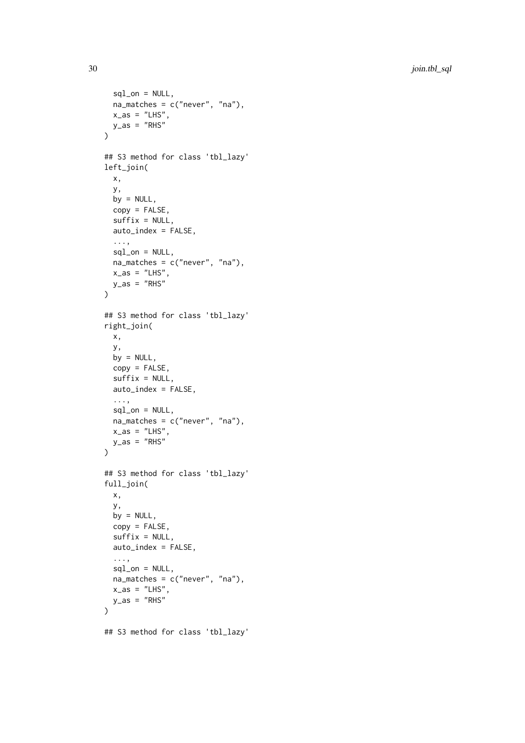```
  sql_on = NULL,
  na_matches = c("never", "na"),
  x_as = "LHS",
  y_as = "RHS"
)

## S3 method for class 'tbl_lazy'
left_join(
  x,
  y,
  by = NULL,
  copy = FALSE,
  suffix = NULL,
  auto_index = FALSE,
  ...,
  sql_on = NULL,
  na_matches = c("never", "na"),
  x_as = "LHS",
  y_as = "RHS"
)

## S3 method for class 'tbl_lazy'
right_join(
  x,
  y,
  by = NULL,
  copy = FALSE,
  suffix = NULL,
  auto_index = FALSE,
  ...,
  sql_on = NULL,
  na_matches = c("never", "na"),
  x_as = "LHS",
  y_as = "RHS"
)

## S3 method for class 'tbl_lazy'
full_join(
  x,
  y,
  by = NULL,
  copy = FALSE,
  suffix = NULL,
  auto_index = FALSE,
  ...,
  sql_on = NULL,
  na_matches = c("never", "na"),
  x_as = "LHS",
  y_as = "RHS"
)

## S3 method for class 'tbl_lazy'
```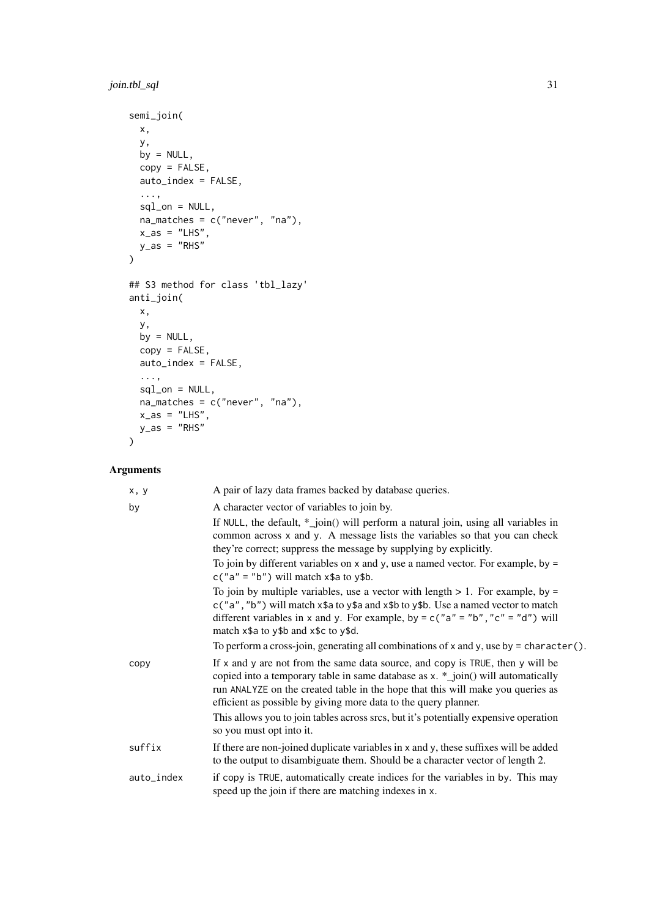```
semi_join(
  x,
  y,
  by = NULL,
  copy = FALSE,
  auto_index = FALSE,
  ...,
  sql_on = NULL,
  na_matches = c("never", "na"),
  x_as = "LHS",
  y_as = "RHS"
)

## S3 method for class 'tbl_lazy'
anti_join(
  x,
  y,
  by = NULL,
  copy = FALSE,
  auto_index = FALSE,
  ...,
  sql_on = NULL,
  na_matches = c("never", "na"),
  x_as = "LHS",
  y_as = "RHS"
)
```

## Arguments

`x, y`
: A pair of lazy data frames backed by database queries.

`by`
: A character vector of variables to join by.

  If `NULL`, the default, *_join() will perform a natural join, using all variables in common across `x` and `y`. A message lists the variables so that you can check they're correct; suppress the message by supplying `by` explicitly.

  To join by different variables on `x` and `y`, use a named vector. For example, `by = c("a" = "b")` will match `x$a` to `y$b`.

  To join by multiple variables, use a vector with length > 1. For example, `by = c("a", "b")` will match `x$a` to `y$a` and `x$b` to `y$b`. Use a named vector to match different variables in `x` and `y`. For example, `by = c("a" = "b", "c" = "d")` will match `x$a` to `y$b` and `x$c` to `y$d`.

  To perform a cross-join, generating all combinations of `x` and `y`, use `by = character()`.

`copy`
: If `x` and `y` are not from the same data source, and `copy` is `TRUE`, then `y` will be copied into a temporary table in same database as `x`. *_join() will automatically run `ANALYZE` on the created table in the hope that this will make you queries as efficient as possible by giving more data to the query planner.

  This allows you to join tables across srcs, but it's potentially expensive operation so you must opt into it.

`suffix`
: If there are non-joined duplicate variables in `x` and `y`, these suffixes will be added to the output to disambiguate them. Should be a character vector of length 2.

`auto_index`
: if `copy` is `TRUE`, automatically create indices for the variables in `by`. This may speed up the join if there are matching indexes in `x`.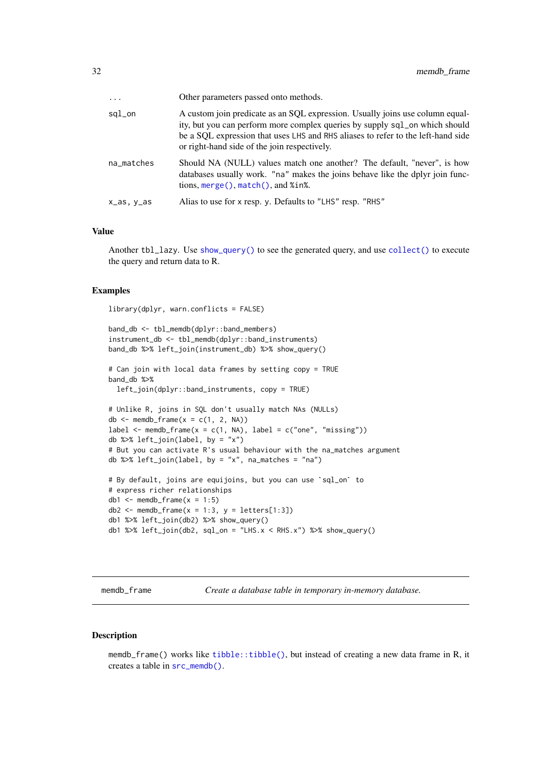| | |
|---|---|
| `...` | Other parameters passed onto methods. |
| `sql_on` | A custom join predicate as an SQL expression. Usually joins use column equality, but you can perform more complex queries by supply `sql_on` which should be a SQL expression that uses `LHS` and `RHS` aliases to refer to the left-hand side or right-hand side of the join respectively. |
| `na_matches` | Should NA (NULL) values match one another? The default, "never", is how databases usually work. `"na"` makes the joins behave like the dplyr join functions, `merge()`, `match()`, and `%in%`. |
| `x_as, y_as` | Alias to use for `x` resp. `y`. Defaults to `"LHS"` resp. `"RHS"` |

### Value

Another `tbl_lazy`. Use `show_query()` to see the generated query, and use `collect()` to execute the query and return data to R.

### Examples

```
library(dplyr, warn.conflicts = FALSE)

band_db <- tbl_memdb(dplyr::band_members)
instrument_db <- tbl_memdb(dplyr::band_instruments)
band_db %>% left_join(instrument_db) %>% show_query()

# Can join with local data frames by setting copy = TRUE
band_db %>%
  left_join(dplyr::band_instruments, copy = TRUE)

# Unlike R, joins in SQL don't usually match NAs (NULLs)
db <- memdb_frame(x = c(1, 2, NA))
label <- memdb_frame(x = c(1, NA), label = c("one", "missing"))
db %>% left_join(label, by = "x")
# But you can activate R's usual behaviour with the na_matches argument
db %>% left_join(label, by = "x", na_matches = "na")

# By default, joins are equijoins, but you can use `sql_on` to
# express richer relationships
db1 <- memdb_frame(x = 1:5)
db2 <- memdb_frame(x = 1:3, y = letters[1:3])
db1 %>% left_join(db2) %>% show_query()
db1 %>% left_join(db2, sql_on = "LHS.x < RHS.x") %>% show_query()
```

---

## memdb_frame — *Create a database table in temporary in-memory database.*

---

### Description

`memdb_frame()` works like `tibble::tibble()`, but instead of creating a new data frame in R, it creates a table in `src_memdb()`.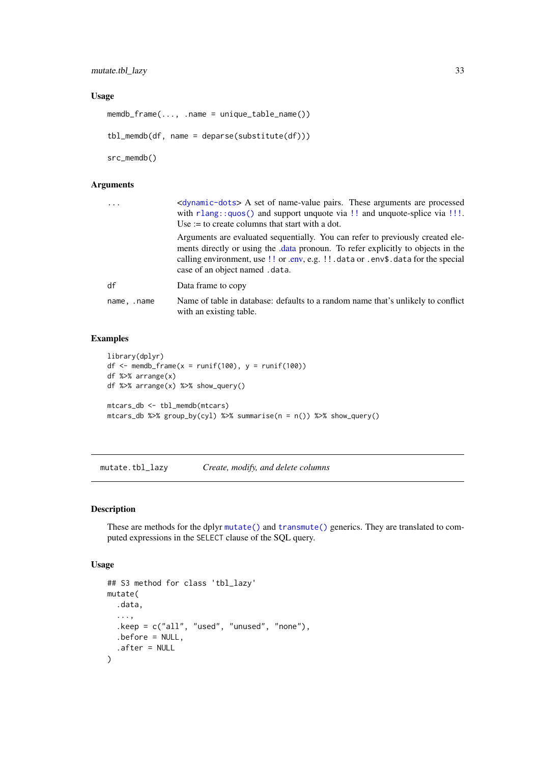### Usage

```
memdb_frame(..., .name = unique_table_name())

tbl_memdb(df, name = deparse(substitute(df)))

src_memdb()
```

### Arguments

| | |
|---|---|
| `...` | <`dynamic-dots`> A set of name-value pairs. These arguments are processed with `rlang::quos()` and support unquote via `!!` and unquote-splice via `!!!`. Use := to create columns that start with a dot.<br><br>Arguments are evaluated sequentially. You can refer to previously created elements directly or using the .data pronoun. To refer explicitly to objects in the calling environment, use `!!` or .env, e.g. `!!.data` or `.env$.data` for the special case of an object named `.data`. |
| `df` | Data frame to copy |
| `name, .name` | Name of table in database: defaults to a random name that's unlikely to conflict with an existing table. |

### Examples

```
library(dplyr)
df <- memdb_frame(x = runif(100), y = runif(100))
df %>% arrange(x)
df %>% arrange(x) %>% show_query()

mtcars_db <- tbl_memdb(mtcars)
mtcars_db %>% group_by(cyl) %>% summarise(n = n()) %>% show_query()
```

---

## mutate.tbl_lazy — *Create, modify, and delete columns*

### Description

These are methods for the dplyr `mutate()` and `transmute()` generics. They are translated to computed expressions in the `SELECT` clause of the SQL query.

### Usage

```
## S3 method for class 'tbl_lazy'
mutate(
  .data,
  ...,
  .keep = c("all", "used", "unused", "none"),
  .before = NULL,
  .after = NULL
)
```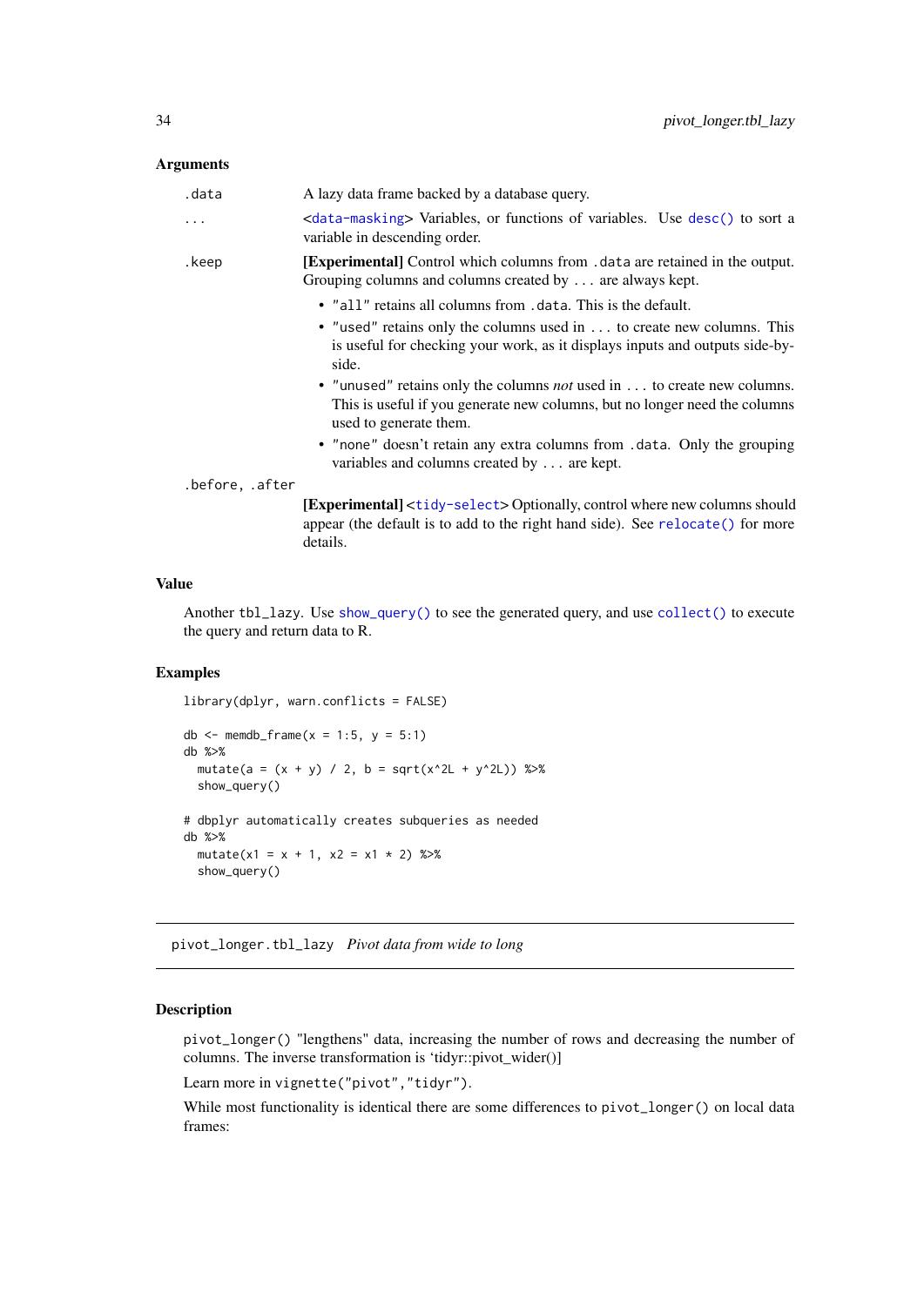### Arguments

| | |
|---|---|
| `.data` | A lazy data frame backed by a database query. |
| `...` | <data-masking> Variables, or functions of variables. Use `desc()` to sort a variable in descending order. |
| `.keep` | **[Experimental]** Control which columns from `.data` are retained in the output. Grouping columns and columns created by `...` are always kept.<br>• `"all"` retains all columns from `.data`. This is the default.<br>• `"used"` retains only the columns used in `...` to create new columns. This is useful for checking your work, as it displays inputs and outputs side-by-side.<br>• `"unused"` retains only the columns *not* used in `...` to create new columns. This is useful if you generate new columns, but no longer need the columns used to generate them.<br>• `"none"` doesn't retain any extra columns from `.data`. Only the grouping variables and columns created by `...` are kept. |
| `.before, .after` | **[Experimental]** <tidy-select> Optionally, control where new columns should appear (the default is to add to the right hand side). See `relocate()` for more details. |

### Value

Another `tbl_lazy`. Use `show_query()` to see the generated query, and use `collect()` to execute the query and return data to R.

### Examples

```
library(dplyr, warn.conflicts = FALSE)

db <- memdb_frame(x = 1:5, y = 5:1)
db %>%
  mutate(a = (x + y) / 2, b = sqrt(x^2L + y^2L)) %>%
  show_query()

# dbplyr automatically creates subqueries as needed
db %>%
  mutate(x1 = x + 1, x2 = x1 * 2) %>%
  show_query()
```

---

## pivot_longer.tbl_lazy *Pivot data from wide to long*

---

### Description

`pivot_longer()` "lengthens" data, increasing the number of rows and decreasing the number of columns. The inverse transformation is 'tidyr::pivot_wider()]

Learn more in `vignette("pivot","tidyr")`.

While most functionality is identical there are some differences to `pivot_longer()` on local data frames: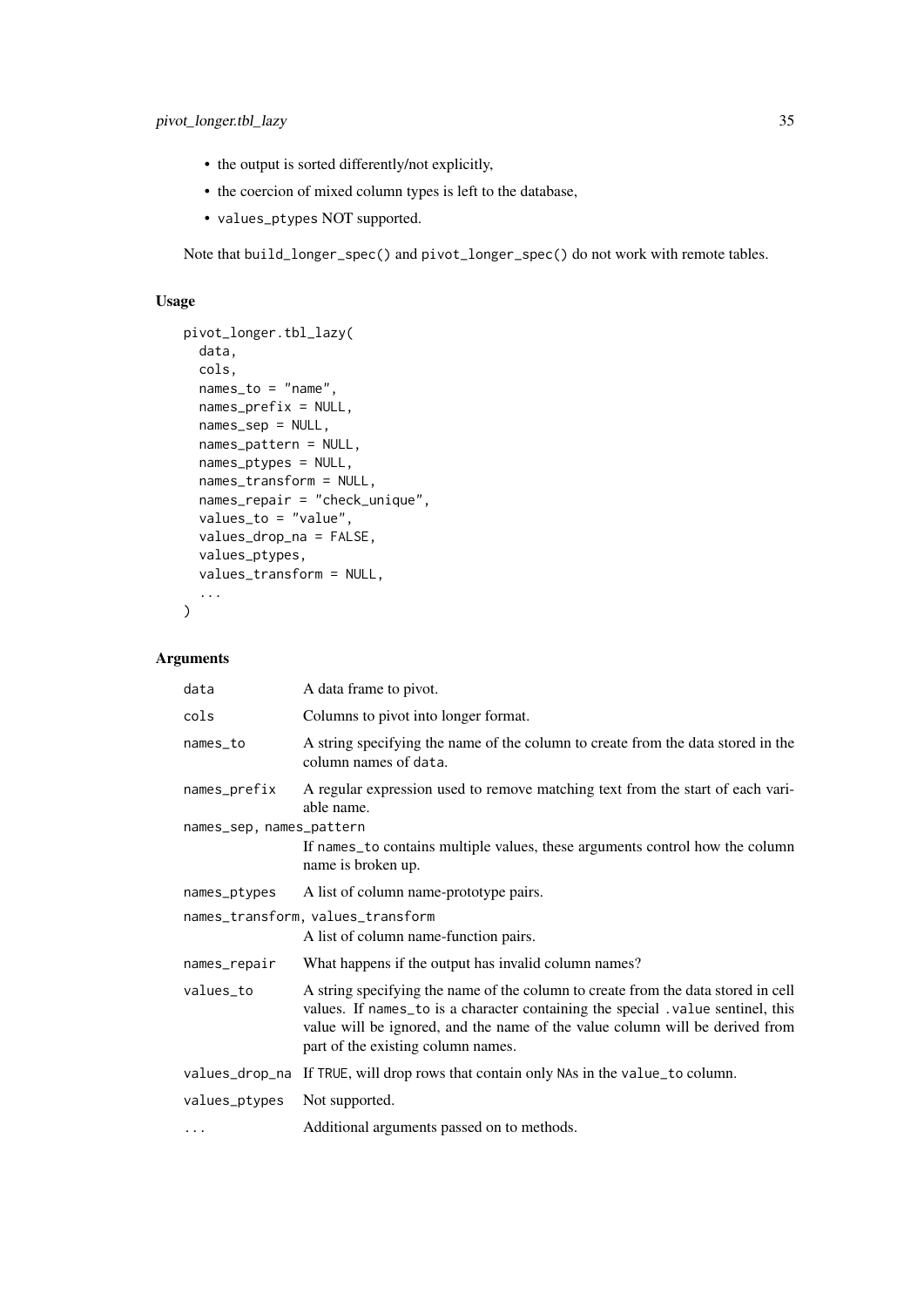- the output is sorted differently/not explicitly,
- the coercion of mixed column types is left to the database,
- `values_ptypes` NOT supported.

Note that `build_longer_spec()` and `pivot_longer_spec()` do not work with remote tables.

### Usage

```
pivot_longer.tbl_lazy(
  data,
  cols,
  names_to = "name",
  names_prefix = NULL,
  names_sep = NULL,
  names_pattern = NULL,
  names_ptypes = NULL,
  names_transform = NULL,
  names_repair = "check_unique",
  values_to = "value",
  values_drop_na = FALSE,
  values_ptypes,
  values_transform = NULL,
  ...
)
```

### Arguments

| | |
|---|---|
| `data` | A data frame to pivot. |
| `cols` | Columns to pivot into longer format. |
| `names_to` | A string specifying the name of the column to create from the data stored in the column names of `data`. |
| `names_prefix` | A regular expression used to remove matching text from the start of each variable name. |
| `names_sep, names_pattern` | If `names_to` contains multiple values, these arguments control how the column name is broken up. |
| `names_ptypes` | A list of column name-prototype pairs. |
| `names_transform, values_transform` | A list of column name-function pairs. |
| `names_repair` | What happens if the output has invalid column names? |
| `values_to` | A string specifying the name of the column to create from the data stored in cell values. If `names_to` is a character containing the special `.value` sentinel, this value will be ignored, and the name of the value column will be derived from part of the existing column names. |
| `values_drop_na` | If `TRUE`, will drop rows that contain only `NA`s in the `value_to` column. |
| `values_ptypes` | Not supported. |
| `...` | Additional arguments passed on to methods. |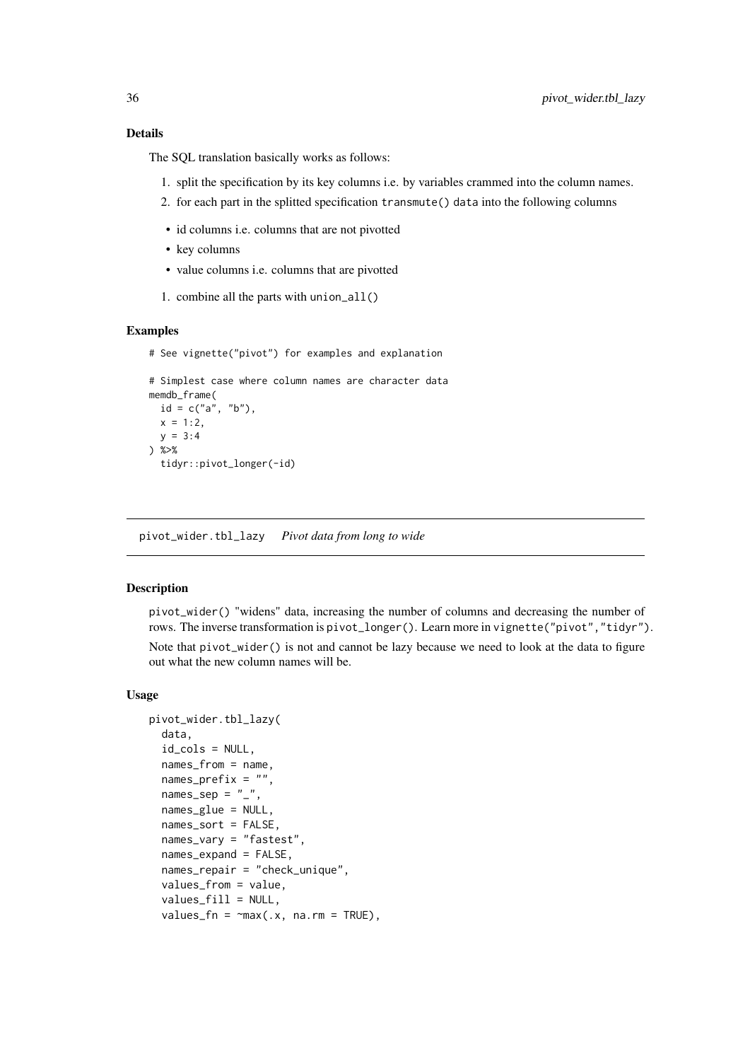### Details

The SQL translation basically works as follows:

1. split the specification by its key columns i.e. by variables crammed into the column names.
2. for each part in the splitted specification `transmute()` `data` into the following columns

- id columns i.e. columns that are not pivotted
- key columns
- value columns i.e. columns that are pivotted

1. combine all the parts with `union_all()`

### Examples

```
# See vignette("pivot") for examples and explanation

# Simplest case where column names are character data
memdb_frame(
  id = c("a", "b"),
  x = 1:2,
  y = 3:4
) %>%
  tidyr::pivot_longer(-id)
```

---

## pivot_wider.tbl_lazy *Pivot data from long to wide*

---

### Description

`pivot_wider()` "widens" data, increasing the number of columns and decreasing the number of rows. The inverse transformation is `pivot_longer()`. Learn more in `vignette("pivot","tidyr")`.

Note that `pivot_wider()` is not and cannot be lazy because we need to look at the data to figure out what the new column names will be.

### Usage

```
pivot_wider.tbl_lazy(
  data,
  id_cols = NULL,
  names_from = name,
  names_prefix = "",
  names_sep = "_",
  names_glue = NULL,
  names_sort = FALSE,
  names_vary = "fastest",
  names_expand = FALSE,
  names_repair = "check_unique",
  values_from = value,
  values_fill = NULL,
  values_fn = ~max(.x, na.rm = TRUE),
```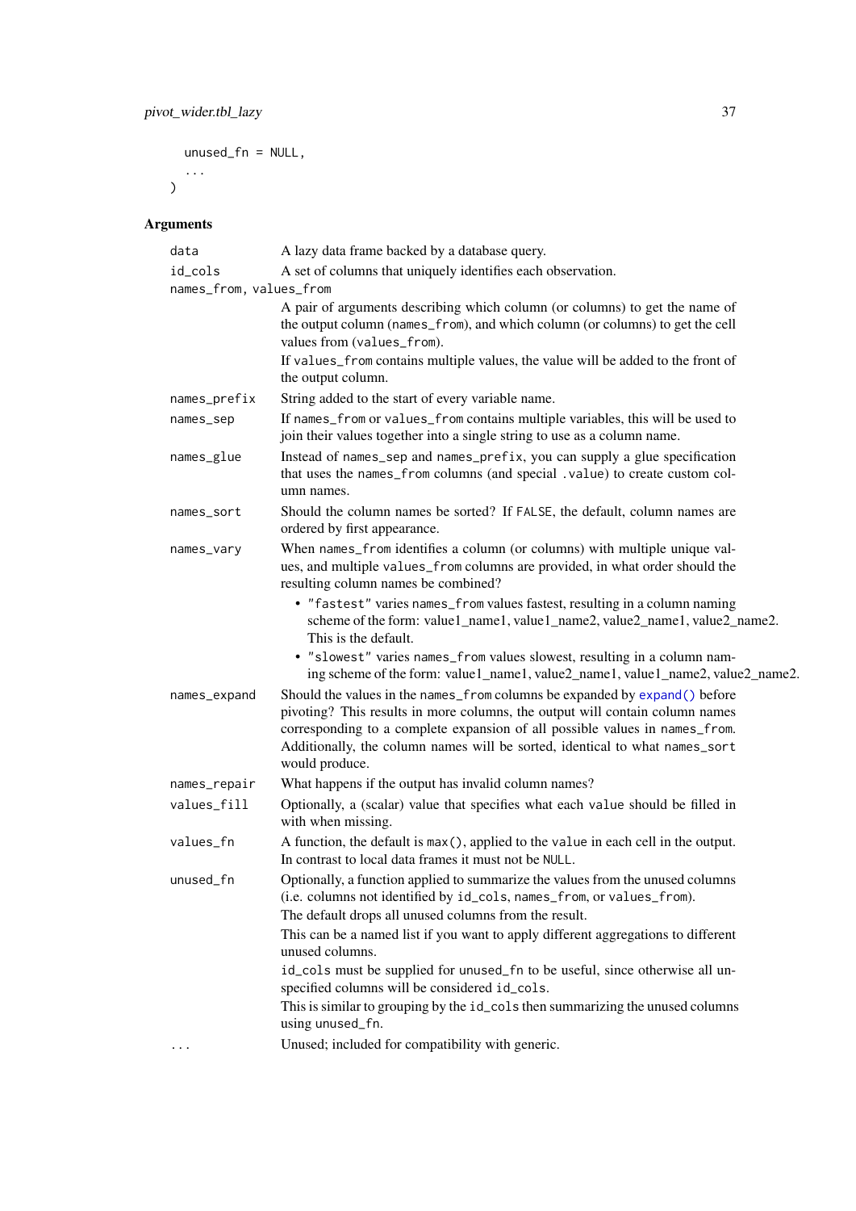```
  unused_fn = NULL,
  ...
)
```

## Arguments

`data` — A lazy data frame backed by a database query.

`id_cols` — A set of columns that uniquely identifies each observation.

`names_from, values_from` — A pair of arguments describing which column (or columns) to get the name of the output column (`names_from`), and which column (or columns) to get the cell values from (`values_from`).

If `values_from` contains multiple values, the value will be added to the front of the output column.

`names_prefix` — String added to the start of every variable name.

`names_sep` — If `names_from` or `values_from` contains multiple variables, this will be used to join their values together into a single string to use as a column name.

`names_glue` — Instead of `names_sep` and `names_prefix`, you can supply a glue specification that uses the `names_from` columns (and special `.value`) to create custom column names.

`names_sort` — Should the column names be sorted? If `FALSE`, the default, column names are ordered by first appearance.

`names_vary` — When `names_from` identifies a column (or columns) with multiple unique values, and multiple `values_from` columns are provided, in what order should the resulting column names be combined?

- `"fastest"` varies `names_from` values fastest, resulting in a column naming scheme of the form: value1_name1, value1_name2, value2_name1, value2_name2. This is the default.
- `"slowest"` varies `names_from` values slowest, resulting in a column naming scheme of the form: value1_name1, value2_name1, value1_name2, value2_name2.

`names_expand` — Should the values in the `names_from` columns be expanded by `expand()` before pivoting? This results in more columns, the output will contain column names corresponding to a complete expansion of all possible values in `names_from`. Additionally, the column names will be sorted, identical to what `names_sort` would produce.

`names_repair` — What happens if the output has invalid column names?

`values_fill` — Optionally, a (scalar) value that specifies what each `value` should be filled in with when missing.

`values_fn` — A function, the default is `max()`, applied to the `value` in each cell in the output. In contrast to local data frames it must not be `NULL`.

`unused_fn` — Optionally, a function applied to summarize the values from the unused columns (i.e. columns not identified by `id_cols`, `names_from`, or `values_from`).

The default drops all unused columns from the result.

This can be a named list if you want to apply different aggregations to different unused columns.

`id_cols` must be supplied for `unused_fn` to be useful, since otherwise all unspecified columns will be considered `id_cols`.

This is similar to grouping by the `id_cols` then summarizing the unused columns using `unused_fn`.

`...` — Unused; included for compatibility with generic.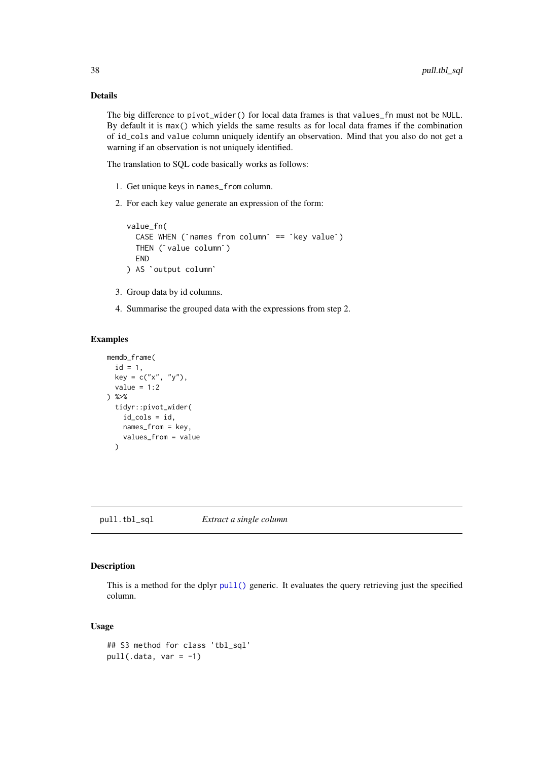### Details

The big difference to `pivot_wider()` for local data frames is that `values_fn` must not be `NULL`. By default it is `max()` which yields the same results as for local data frames if the combination of `id_cols` and `value` column uniquely identify an observation. Mind that you also do not get a warning if an observation is not uniquely identified.

The translation to SQL code basically works as follows:

1. Get unique keys in `names_from` column.
2. For each key value generate an expression of the form:

```
value_fn(
  CASE WHEN (`names from column` == `key value`)
  THEN (`value column`)
  END
) AS `output column`
```

3. Group data by id columns.
4. Summarise the grouped data with the expressions from step 2.

### Examples

```
memdb_frame(
  id = 1,
  key = c("x", "y"),
  value = 1:2
) %>%
  tidyr::pivot_wider(
    id_cols = id,
    names_from = key,
    values_from = value
  )
```

---

## pull.tbl_sql &nbsp;&nbsp;&nbsp;&nbsp; *Extract a single column*

---

### Description

This is a method for the dplyr `pull()` generic. It evaluates the query retrieving just the specified column.

### Usage

```
## S3 method for class 'tbl_sql'
pull(.data, var = -1)
```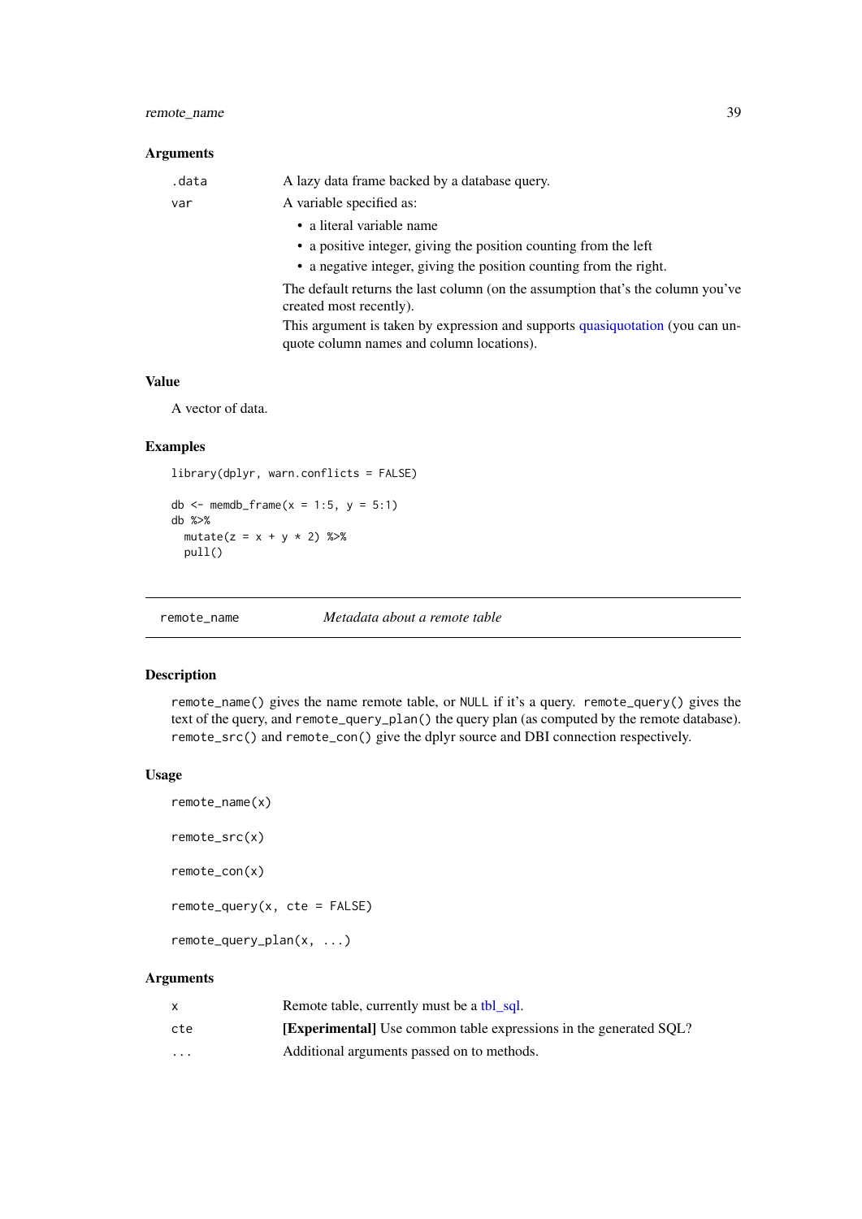### Arguments

| | |
|---|---|
| `.data` | A lazy data frame backed by a database query. |
| `var` | A variable specified as:<br>• a literal variable name<br>• a positive integer, giving the position counting from the left<br>• a negative integer, giving the position counting from the right.<br>The default returns the last column (on the assumption that's the column you've created most recently).<br>This argument is taken by expression and supports quasiquotation (you can unquote column names and column locations). |

### Value

A vector of data.

### Examples

```
library(dplyr, warn.conflicts = FALSE)

db <- memdb_frame(x = 1:5, y = 5:1)
db %>%
  mutate(z = x + y * 2) %>%
  pull()
```

---

## `remote_name` *Metadata about a remote table*

---

### Description

`remote_name()` gives the name remote table, or `NULL` if it's a query. `remote_query()` gives the text of the query, and `remote_query_plan()` the query plan (as computed by the remote database). `remote_src()` and `remote_con()` give the dplyr source and DBI connection respectively.

### Usage

```
remote_name(x)

remote_src(x)

remote_con(x)

remote_query(x, cte = FALSE)

remote_query_plan(x, ...)
```

### Arguments

| | |
|---|---|
| `x` | Remote table, currently must be a tbl_sql. |
| `cte` | **[Experimental]** Use common table expressions in the generated SQL? |
| `...` | Additional arguments passed on to methods. |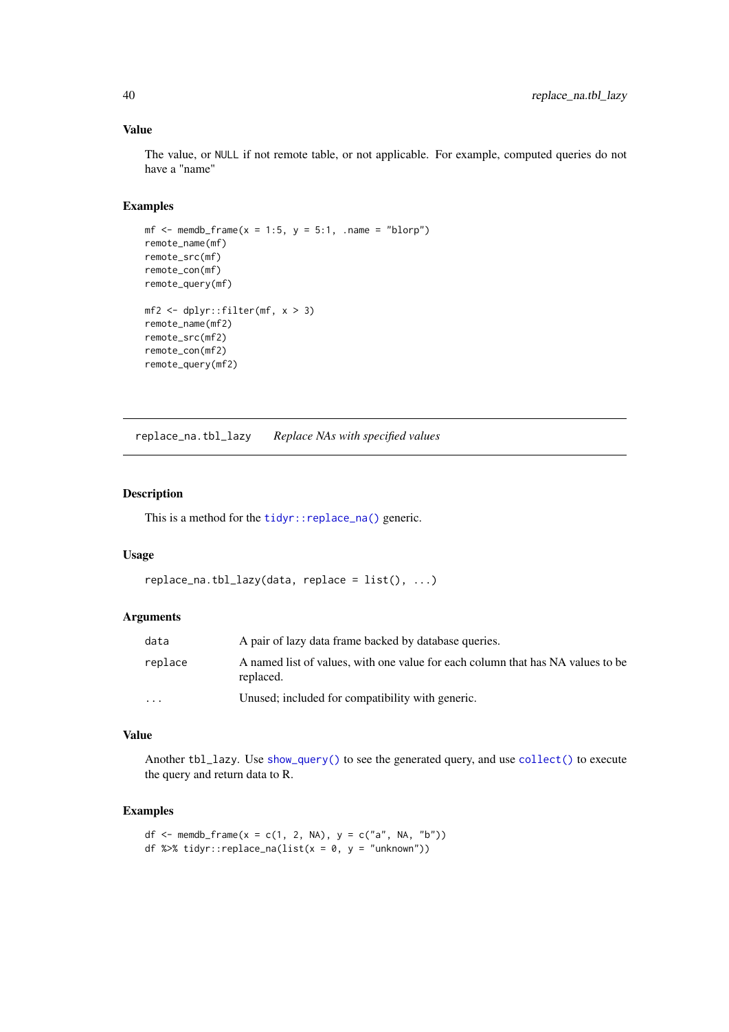### Value

The value, or NULL if not remote table, or not applicable. For example, computed queries do not have a "name"

### Examples

```
mf <- memdb_frame(x = 1:5, y = 5:1, .name = "blorp")
remote_name(mf)
remote_src(mf)
remote_con(mf)
remote_query(mf)

mf2 <- dplyr::filter(mf, x > 3)
remote_name(mf2)
remote_src(mf2)
remote_con(mf2)
remote_query(mf2)
```

---

## replace_na.tbl_lazy *Replace NAs with specified values*

---

### Description

This is a method for the `tidyr::replace_na()` generic.

### Usage

```
replace_na.tbl_lazy(data, replace = list(), ...)
```

### Arguments

| | |
|---|---|
| data | A pair of lazy data frame backed by database queries. |
| replace | A named list of values, with one value for each column that has NA values to be replaced. |
| ... | Unused; included for compatibility with generic. |

### Value

Another `tbl_lazy`. Use `show_query()` to see the generated query, and use `collect()` to execute the query and return data to R.

### Examples

```
df <- memdb_frame(x = c(1, 2, NA), y = c("a", NA, "b"))
df %>% tidyr::replace_na(list(x = 0, y = "unknown"))
```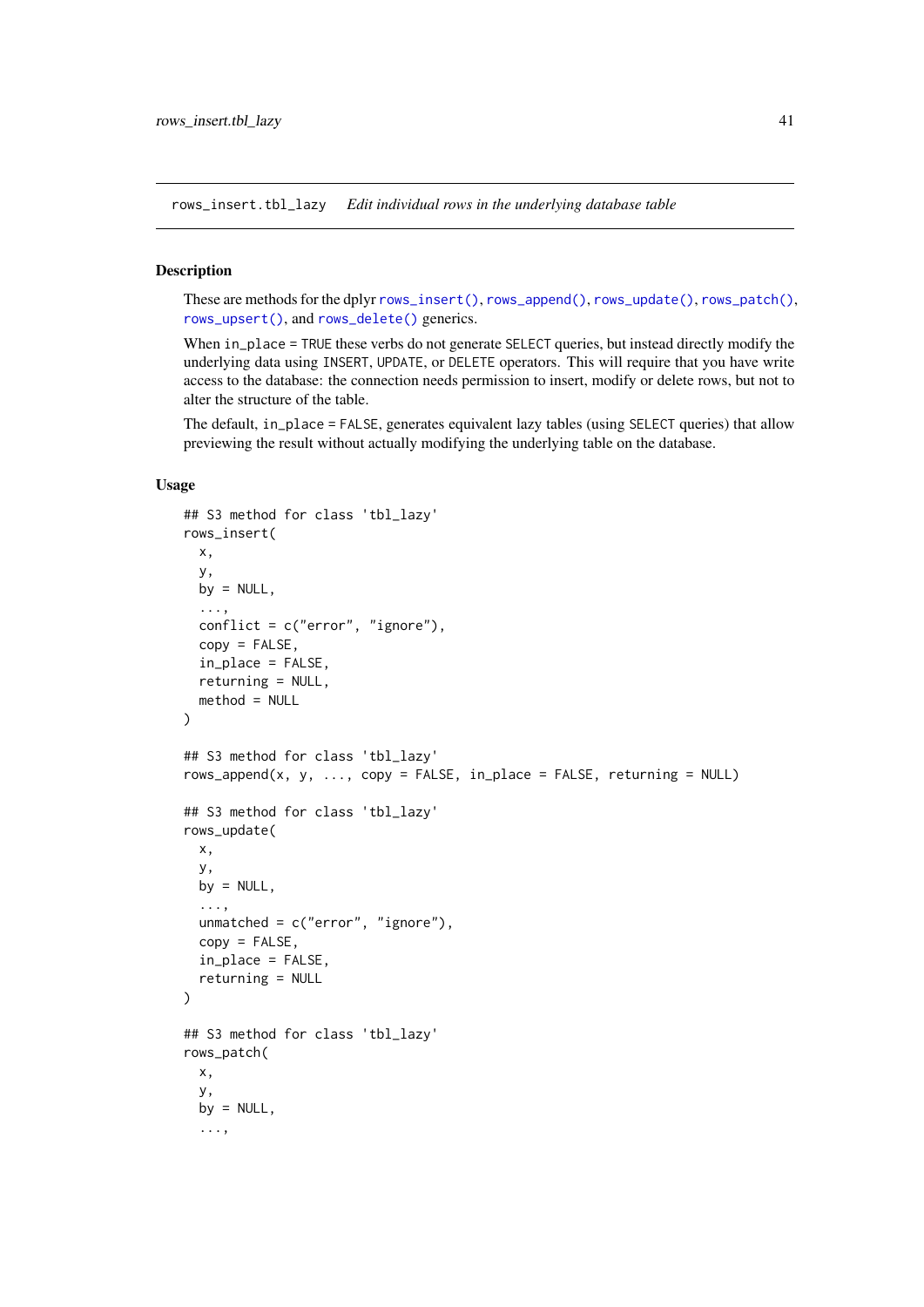rows_insert.tbl_lazy *Edit individual rows in the underlying database table*

## Description

These are methods for the dplyr `rows_insert()`, `rows_append()`, `rows_update()`, `rows_patch()`, `rows_upsert()`, and `rows_delete()` generics.

When `in_place = TRUE` these verbs do not generate `SELECT` queries, but instead directly modify the underlying data using `INSERT`, `UPDATE`, or `DELETE` operators. This will require that you have write access to the database: the connection needs permission to insert, modify or delete rows, but not to alter the structure of the table.

The default, `in_place = FALSE`, generates equivalent lazy tables (using `SELECT` queries) that allow previewing the result without actually modifying the underlying table on the database.

## Usage

```
## S3 method for class 'tbl_lazy'
rows_insert(
  x,
  y,
  by = NULL,
  ...,
  conflict = c("error", "ignore"),
  copy = FALSE,
  in_place = FALSE,
  returning = NULL,
  method = NULL
)

## S3 method for class 'tbl_lazy'
rows_append(x, y, ..., copy = FALSE, in_place = FALSE, returning = NULL)

## S3 method for class 'tbl_lazy'
rows_update(
  x,
  y,
  by = NULL,
  ...,
  unmatched = c("error", "ignore"),
  copy = FALSE,
  in_place = FALSE,
  returning = NULL
)

## S3 method for class 'tbl_lazy'
rows_patch(
  x,
  y,
  by = NULL,
  ...,
```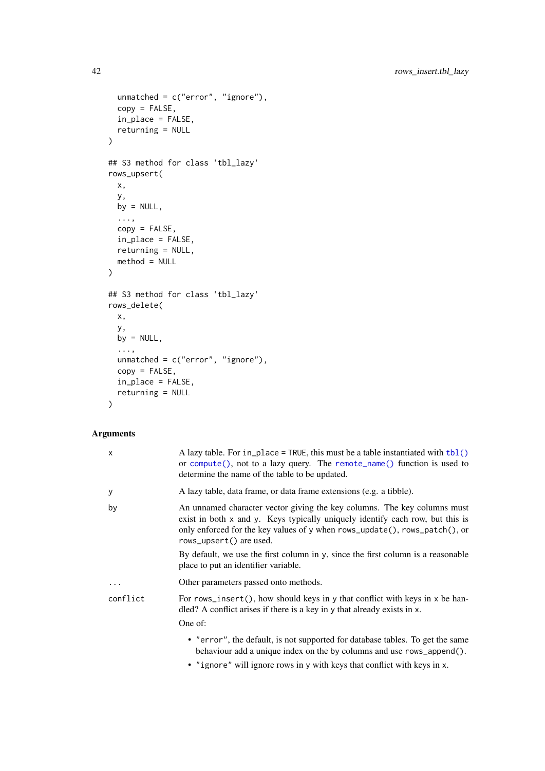```
  unmatched = c("error", "ignore"),
  copy = FALSE,
  in_place = FALSE,
  returning = NULL
)

## S3 method for class 'tbl_lazy'
rows_upsert(
  x,
  y,
  by = NULL,
  ...,
  copy = FALSE,
  in_place = FALSE,
  returning = NULL,
  method = NULL
)

## S3 method for class 'tbl_lazy'
rows_delete(
  x,
  y,
  by = NULL,
  ...,
  unmatched = c("error", "ignore"),
  copy = FALSE,
  in_place = FALSE,
  returning = NULL
)
```

### Arguments

| | |
|---|---|
| `x` | A lazy table. For `in_place = TRUE`, this must be a table instantiated with `tbl()` or `compute()`, not to a lazy query. The `remote_name()` function is used to determine the name of the table to be updated. |
| `y` | A lazy table, data frame, or data frame extensions (e.g. a tibble). |
| `by` | An unnamed character vector giving the key columns. The key columns must exist in both `x` and `y`. Keys typically uniquely identify each row, but this is only enforced for the key values of `y` when `rows_update()`, `rows_patch()`, or `rows_upsert()` are used.<br><br>By default, we use the first column in `y`, since the first column is a reasonable place to put an identifier variable. |
| `...` | Other parameters passed onto methods. |
| `conflict` | For `rows_insert()`, how should keys in `y` that conflict with keys in `x` be handled? A conflict arises if there is a key in `y` that already exists in `x`.<br><br>One of:<br><br>• `"error"`, the default, is not supported for database tables. To get the same behaviour add a unique index on the `by` columns and use `rows_append()`.<br>• `"ignore"` will ignore rows in `y` with keys that conflict with keys in `x`. |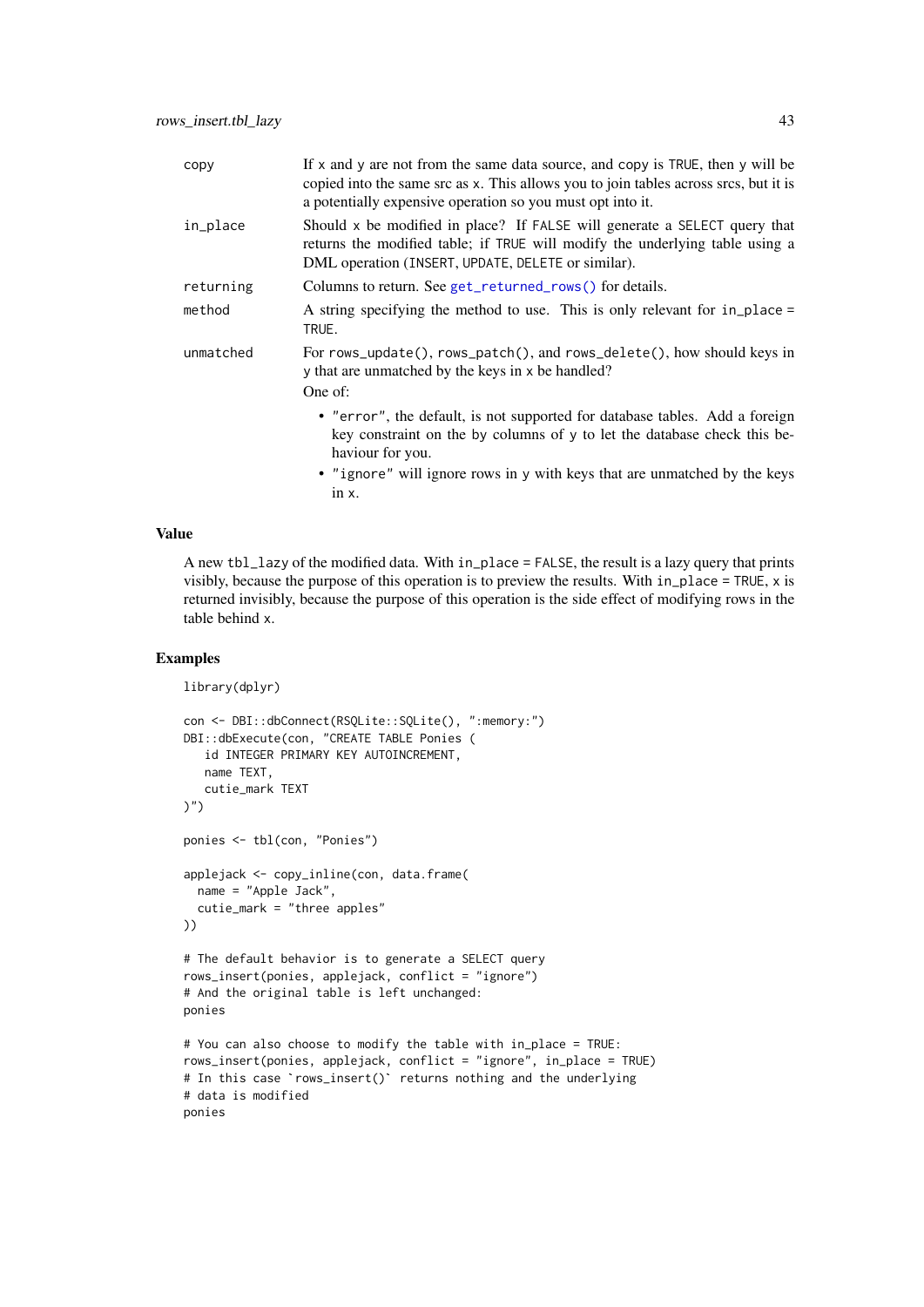| | |
|---|---|
| copy | If x and y are not from the same data source, and copy is TRUE, then y will be copied into the same src as x. This allows you to join tables across srcs, but it is a potentially expensive operation so you must opt into it. |
| in_place | Should x be modified in place? If FALSE will generate a SELECT query that returns the modified table; if TRUE will modify the underlying table using a DML operation (INSERT, UPDATE, DELETE or similar). |
| returning | Columns to return. See get_returned_rows() for details. |
| method | A string specifying the method to use. This is only relevant for in_place = TRUE. |
| unmatched | For rows_update(), rows_patch(), and rows_delete(), how should keys in y that are unmatched by the keys in x be handled? One of: • "error", the default, is not supported for database tables. Add a foreign key constraint on the by columns of y to let the database check this behaviour for you. • "ignore" will ignore rows in y with keys that are unmatched by the keys in x. |

## Value

A new tbl_lazy of the modified data. With in_place = FALSE, the result is a lazy query that prints visibly, because the purpose of this operation is to preview the results. With in_place = TRUE, x is returned invisibly, because the purpose of this operation is the side effect of modifying rows in the table behind x.

## Examples

```
library(dplyr)

con <- DBI::dbConnect(RSQLite::SQLite(), ":memory:")
DBI::dbExecute(con, "CREATE TABLE Ponies (
   id INTEGER PRIMARY KEY AUTOINCREMENT,
   name TEXT,
   cutie_mark TEXT
)")

ponies <- tbl(con, "Ponies")

applejack <- copy_inline(con, data.frame(
  name = "Apple Jack",
  cutie_mark = "three apples"
))

# The default behavior is to generate a SELECT query
rows_insert(ponies, applejack, conflict = "ignore")
# And the original table is left unchanged:
ponies

# You can also choose to modify the table with in_place = TRUE:
rows_insert(ponies, applejack, conflict = "ignore", in_place = TRUE)
# In this case `rows_insert()` returns nothing and the underlying
# data is modified
ponies
```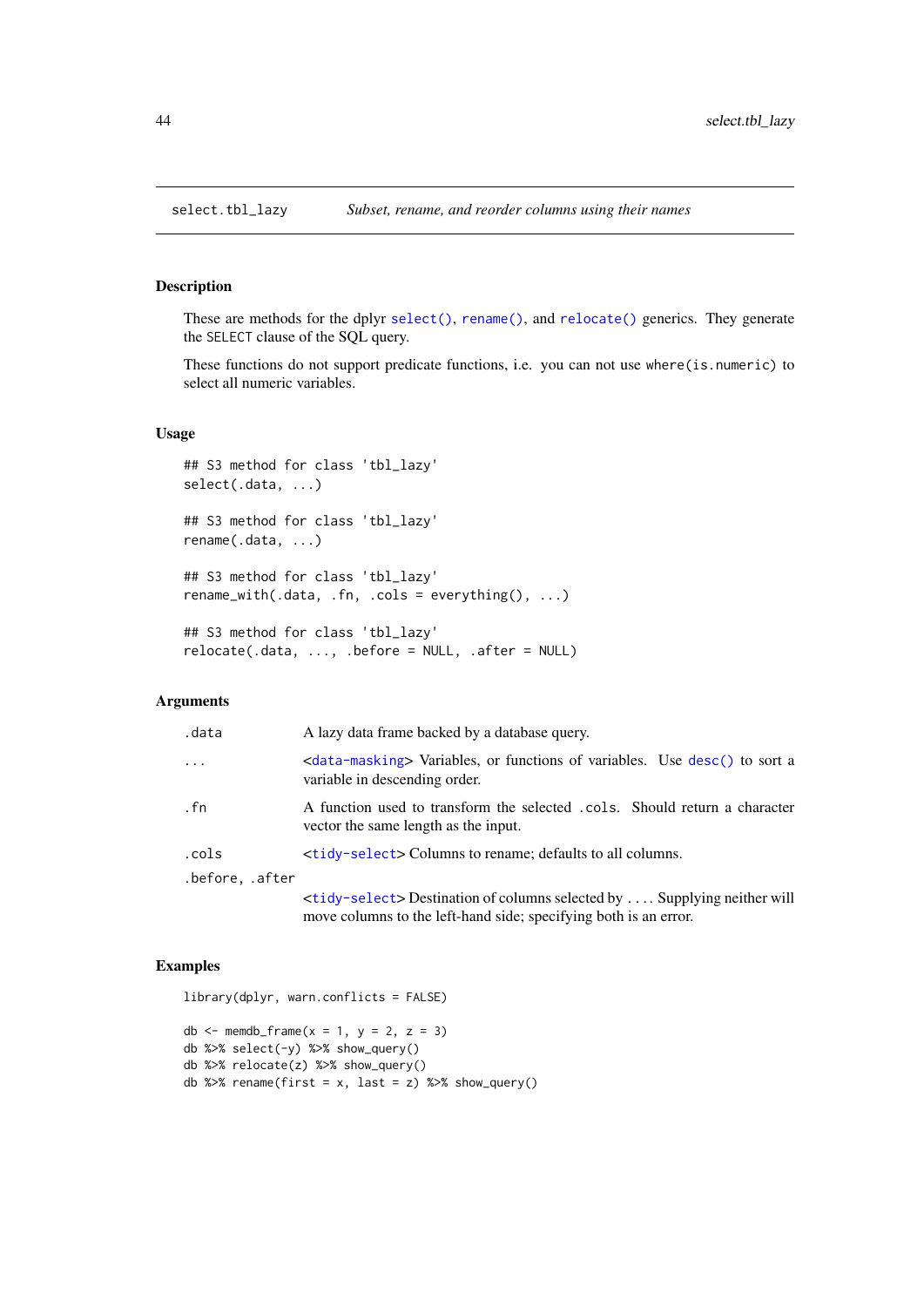select.tbl_lazy — *Subset, rename, and reorder columns using their names*

## Description

These are methods for the dplyr `select()`, `rename()`, and `relocate()` generics. They generate the `SELECT` clause of the SQL query.

These functions do not support predicate functions, i.e. you can not use `where(is.numeric)` to select all numeric variables.

## Usage

```
## S3 method for class 'tbl_lazy'
select(.data, ...)

## S3 method for class 'tbl_lazy'
rename(.data, ...)

## S3 method for class 'tbl_lazy'
rename_with(.data, .fn, .cols = everything(), ...)

## S3 method for class 'tbl_lazy'
relocate(.data, ..., .before = NULL, .after = NULL)
```

## Arguments

| | |
|---|---|
| `.data` | A lazy data frame backed by a database query. |
| `...` | <`data-masking`> Variables, or functions of variables. Use `desc()` to sort a variable in descending order. |
| `.fn` | A function used to transform the selected `.cols`. Should return a character vector the same length as the input. |
| `.cols` | <`tidy-select`> Columns to rename; defaults to all columns. |
| `.before, .after` | <`tidy-select`> Destination of columns selected by `...`. Supplying neither will move columns to the left-hand side; specifying both is an error. |

## Examples

```
library(dplyr, warn.conflicts = FALSE)

db <- memdb_frame(x = 1, y = 2, z = 3)
db %>% select(-y) %>% show_query()
db %>% relocate(z) %>% show_query()
db %>% rename(first = x, last = z) %>% show_query()
```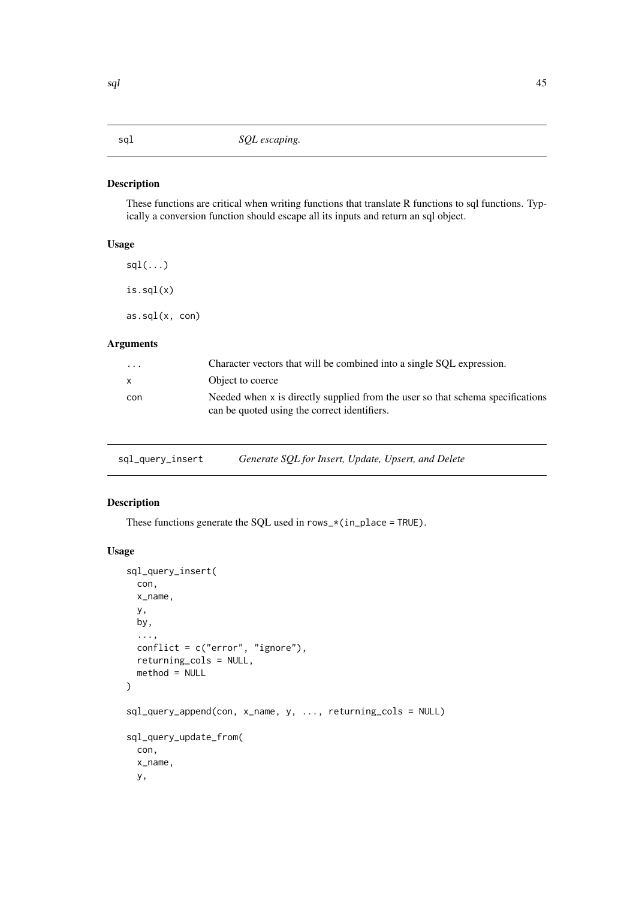## sql — *SQL escaping.*

### Description

These functions are critical when writing functions that translate R functions to sql functions. Typically a conversion function should escape all its inputs and return an sql object.

### Usage

```
sql(...)

is.sql(x)

as.sql(x, con)
```

### Arguments

| | |
|---|---|
| `...` | Character vectors that will be combined into a single SQL expression. |
| `x` | Object to coerce |
| `con` | Needed when x is directly supplied from the user so that schema specifications can be quoted using the correct identifiers. |

## sql_query_insert — *Generate SQL for Insert, Update, Upsert, and Delete*

### Description

These functions generate the SQL used in `rows_*(in_place = TRUE)`.

### Usage

```
sql_query_insert(
  con,
  x_name,
  y,
  by,
  ...,
  conflict = c("error", "ignore"),
  returning_cols = NULL,
  method = NULL
)

sql_query_append(con, x_name, y, ..., returning_cols = NULL)

sql_query_update_from(
  con,
  x_name,
  y,
```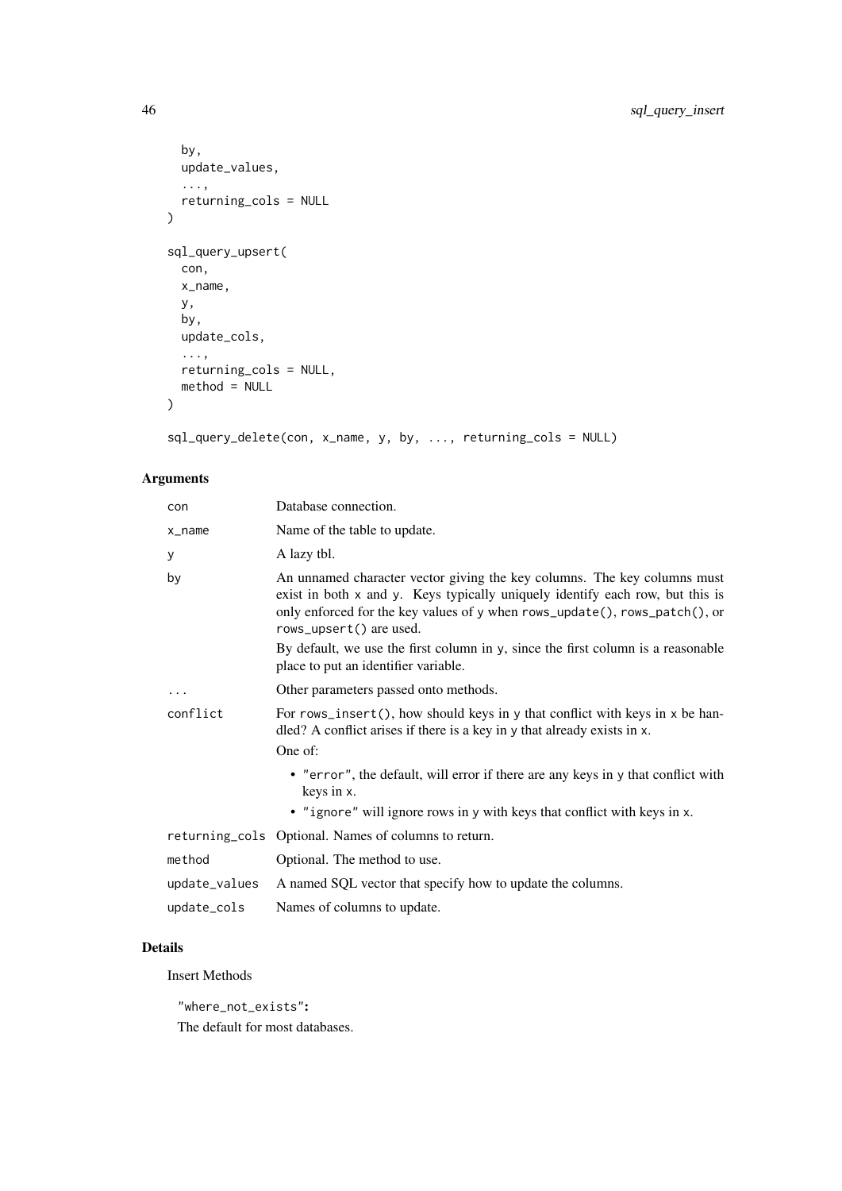```
  by,
  update_values,
  ...,
  returning_cols = NULL
)

sql_query_upsert(
  con,
  x_name,
  y,
  by,
  update_cols,
  ...,
  returning_cols = NULL,
  method = NULL
)

sql_query_delete(con, x_name, y, by, ..., returning_cols = NULL)
```

### Arguments

| | |
|---|---|
| `con` | Database connection. |
| `x_name` | Name of the table to update. |
| `y` | A lazy tbl. |
| `by` | An unnamed character vector giving the key columns. The key columns must exist in both `x` and `y`. Keys typically uniquely identify each row, but this is only enforced for the key values of `y` when `rows_update()`, `rows_patch()`, or `rows_upsert()` are used.<br><br>By default, we use the first column in `y`, since the first column is a reasonable place to put an identifier variable. |
| `...` | Other parameters passed onto methods. |
| `conflict` | For `rows_insert()`, how should keys in `y` that conflict with keys in `x` be handled? A conflict arises if there is a key in `y` that already exists in `x`.<br><br>One of:<br>• `"error"`, the default, will error if there are any keys in `y` that conflict with keys in `x`.<br>• `"ignore"` will ignore rows in `y` with keys that conflict with keys in `x`. |
| `returning_cols` | Optional. Names of columns to return. |
| `method` | Optional. The method to use. |
| `update_values` | A named SQL vector that specify how to update the columns. |
| `update_cols` | Names of columns to update. |

### Details

Insert Methods

**`"where_not_exists"`:**

The default for most databases.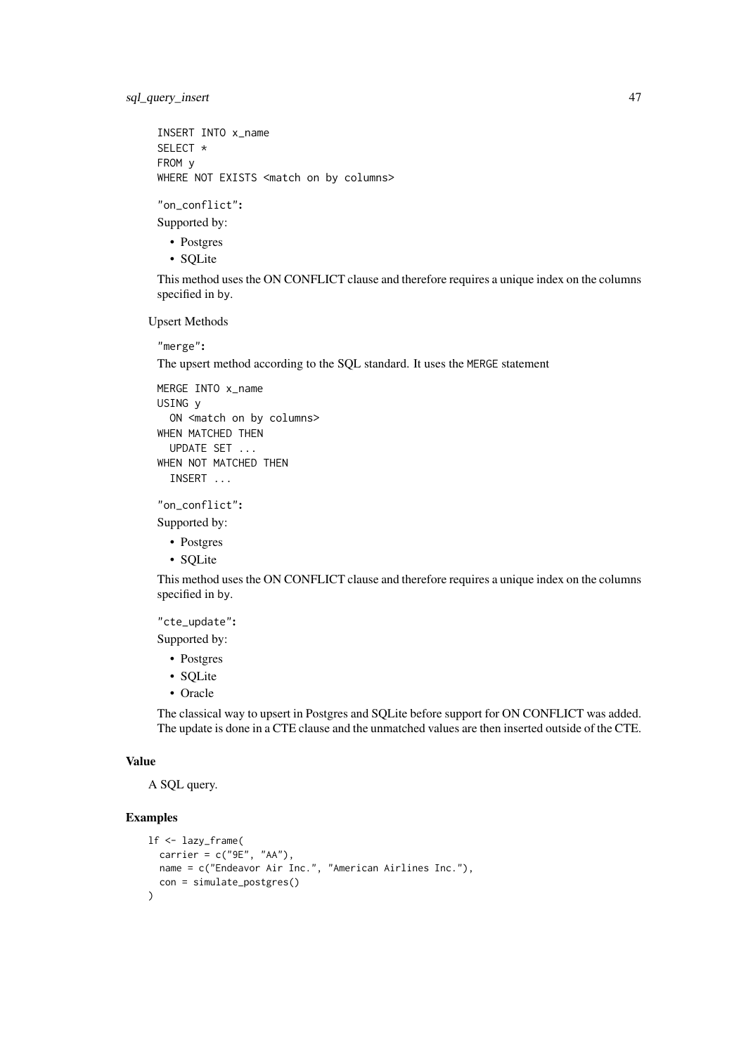```
INSERT INTO x_name
SELECT *
FROM y
WHERE NOT EXISTS <match on by columns>
```

**"on_conflict":**

Supported by:

- Postgres
- SQLite

This method uses the ON CONFLICT clause and therefore requires a unique index on the columns specified in by.

Upsert Methods

**"merge":**

The upsert method according to the SQL standard. It uses the `MERGE` statement

```
MERGE INTO x_name
USING y
  ON <match on by columns>
WHEN MATCHED THEN
  UPDATE SET ...
WHEN NOT MATCHED THEN
  INSERT ...
```

**"on_conflict":**

Supported by:

- Postgres
- SQLite

This method uses the ON CONFLICT clause and therefore requires a unique index on the columns specified in by.

**"cte_update":**

Supported by:

- Postgres
- SQLite
- Oracle

The classical way to upsert in Postgres and SQLite before support for ON CONFLICT was added. The update is done in a CTE clause and the unmatched values are then inserted outside of the CTE.

### Value

A SQL query.

### Examples

```
lf <- lazy_frame(
  carrier = c("9E", "AA"),
  name = c("Endeavor Air Inc.", "American Airlines Inc."),
  con = simulate_postgres()
)
```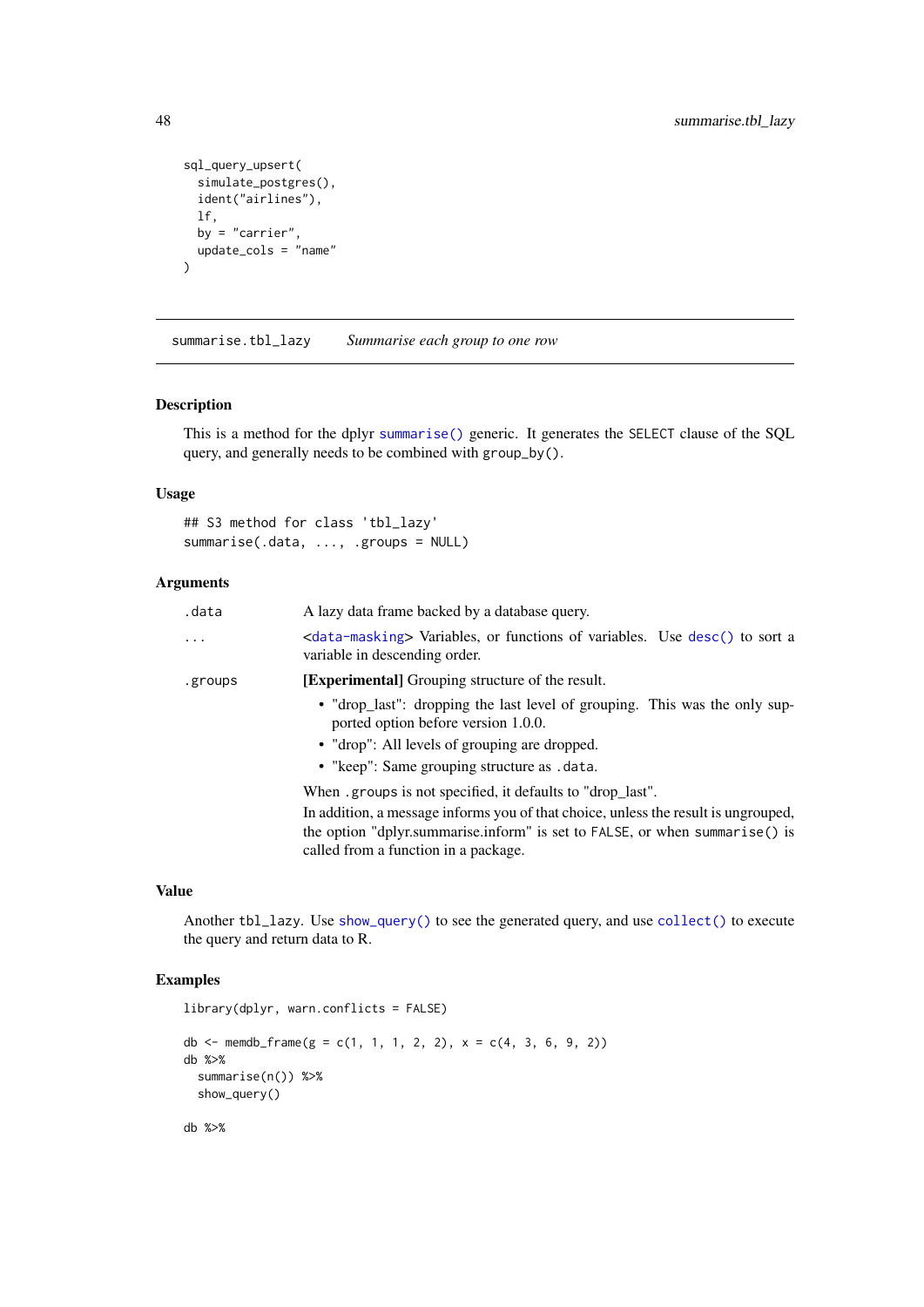```
sql_query_upsert(
  simulate_postgres(),
  ident("airlines"),
  lf,
  by = "carrier",
  update_cols = "name"
)
```

## summarise.tbl_lazy — *Summarise each group to one row*

### Description

This is a method for the dplyr `summarise()` generic. It generates the `SELECT` clause of the SQL query, and generally needs to be combined with `group_by()`.

### Usage

```
## S3 method for class 'tbl_lazy'
summarise(.data, ..., .groups = NULL)
```

### Arguments

| | |
|---|---|
| `.data` | A lazy data frame backed by a database query. |
| `...` | <`data-masking`> Variables, or functions of variables. Use `desc()` to sort a variable in descending order. |
| `.groups` | **[Experimental]** Grouping structure of the result. <br>• "drop_last": dropping the last level of grouping. This was the only supported option before version 1.0.0. <br>• "drop": All levels of grouping are dropped. <br>• "keep": Same grouping structure as `.data`. <br>When `.groups` is not specified, it defaults to "drop_last". <br>In addition, a message informs you of that choice, unless the result is ungrouped, the option "dplyr.summarise.inform" is set to `FALSE`, or when `summarise()` is called from a function in a package. |

### Value

Another `tbl_lazy`. Use `show_query()` to see the generated query, and use `collect()` to execute the query and return data to R.

### Examples

```
library(dplyr, warn.conflicts = FALSE)

db <- memdb_frame(g = c(1, 1, 1, 2, 2), x = c(4, 3, 6, 9, 2))
db %>%
  summarise(n()) %>%
  show_query()

db %>%
```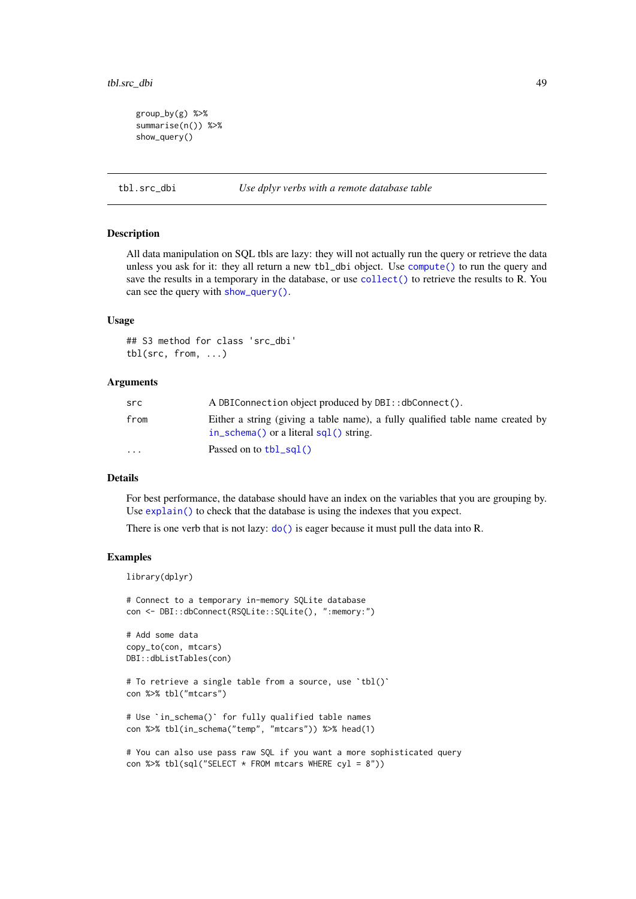```
group_by(g) %>%
summarise(n()) %>%
show_query()
```

## tbl.src_dbi — *Use dplyr verbs with a remote database table*

### Description

All data manipulation on SQL tbls are lazy: they will not actually run the query or retrieve the data unless you ask for it: they all return a new `tbl_dbi` object. Use `compute()` to run the query and save the results in a temporary in the database, or use `collect()` to retrieve the results to R. You can see the query with `show_query()`.

### Usage

```
## S3 method for class 'src_dbi'
tbl(src, from, ...)
```

### Arguments

| | |
|---|---|
| src | A `DBIConnection` object produced by `DBI::dbConnect()`. |
| from | Either a string (giving a table name), a fully qualified table name created by `in_schema()` or a literal `sql()` string. |
| ... | Passed on to `tbl_sql()` |

### Details

For best performance, the database should have an index on the variables that you are grouping by. Use `explain()` to check that the database is using the indexes that you expect.

There is one verb that is not lazy: `do()` is eager because it must pull the data into R.

### Examples

```
library(dplyr)

# Connect to a temporary in-memory SQLite database
con <- DBI::dbConnect(RSQLite::SQLite(), ":memory:")

# Add some data
copy_to(con, mtcars)
DBI::dbListTables(con)

# To retrieve a single table from a source, use `tbl()`
con %>% tbl("mtcars")

# Use `in_schema()` for fully qualified table names
con %>% tbl(in_schema("temp", "mtcars")) %>% head(1)

# You can also use pass raw SQL if you want a more sophisticated query
con %>% tbl(sql("SELECT * FROM mtcars WHERE cyl = 8"))
```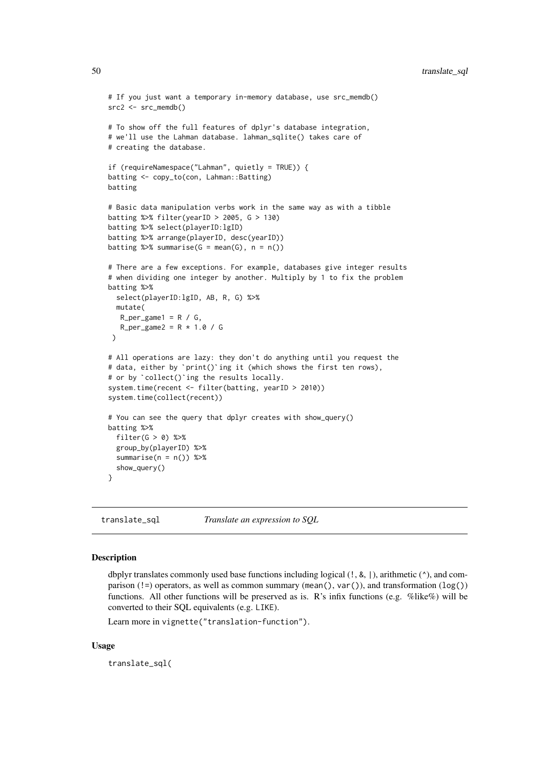```
# If you just want a temporary in-memory database, use src_memdb()
src2 <- src_memdb()

# To show off the full features of dplyr's database integration,
# we'll use the Lahman database. lahman_sqlite() takes care of
# creating the database.

if (requireNamespace("Lahman", quietly = TRUE)) {
batting <- copy_to(con, Lahman::Batting)
batting

# Basic data manipulation verbs work in the same way as with a tibble
batting %>% filter(yearID > 2005, G > 130)
batting %>% select(playerID:lgID)
batting %>% arrange(playerID, desc(yearID))
batting %>% summarise(G = mean(G), n = n())

# There are a few exceptions. For example, databases give integer results
# when dividing one integer by another. Multiply by 1 to fix the problem
batting %>%
  select(playerID:lgID, AB, R, G) %>%
  mutate(
   R_per_game1 = R / G,
   R_per_game2 = R * 1.0 / G
 )

# All operations are lazy: they don't do anything until you request the
# data, either by `print()`ing it (which shows the first ten rows),
# or by `collect()`ing the results locally.
system.time(recent <- filter(batting, yearID > 2010))
system.time(collect(recent))

# You can see the query that dplyr creates with show_query()
batting %>%
  filter(G > 0) %>%
  group_by(playerID) %>%
  summarise(n = n()) %>%
  show_query()
}
```

---

## translate_sql — *Translate an expression to SQL*

### Description

dbplyr translates commonly used base functions including logical (`!`, `&`, `|`), arithmetic (`^`), and comparison (`!=`) operators, as well as common summary (`mean()`, `var()`), and transformation (`log()`) functions. All other functions will be preserved as is. R's infix functions (e.g. %like%) will be converted to their SQL equivalents (e.g. `LIKE`).

Learn more in `vignette("translation-function")`.

### Usage

```
translate_sql(
```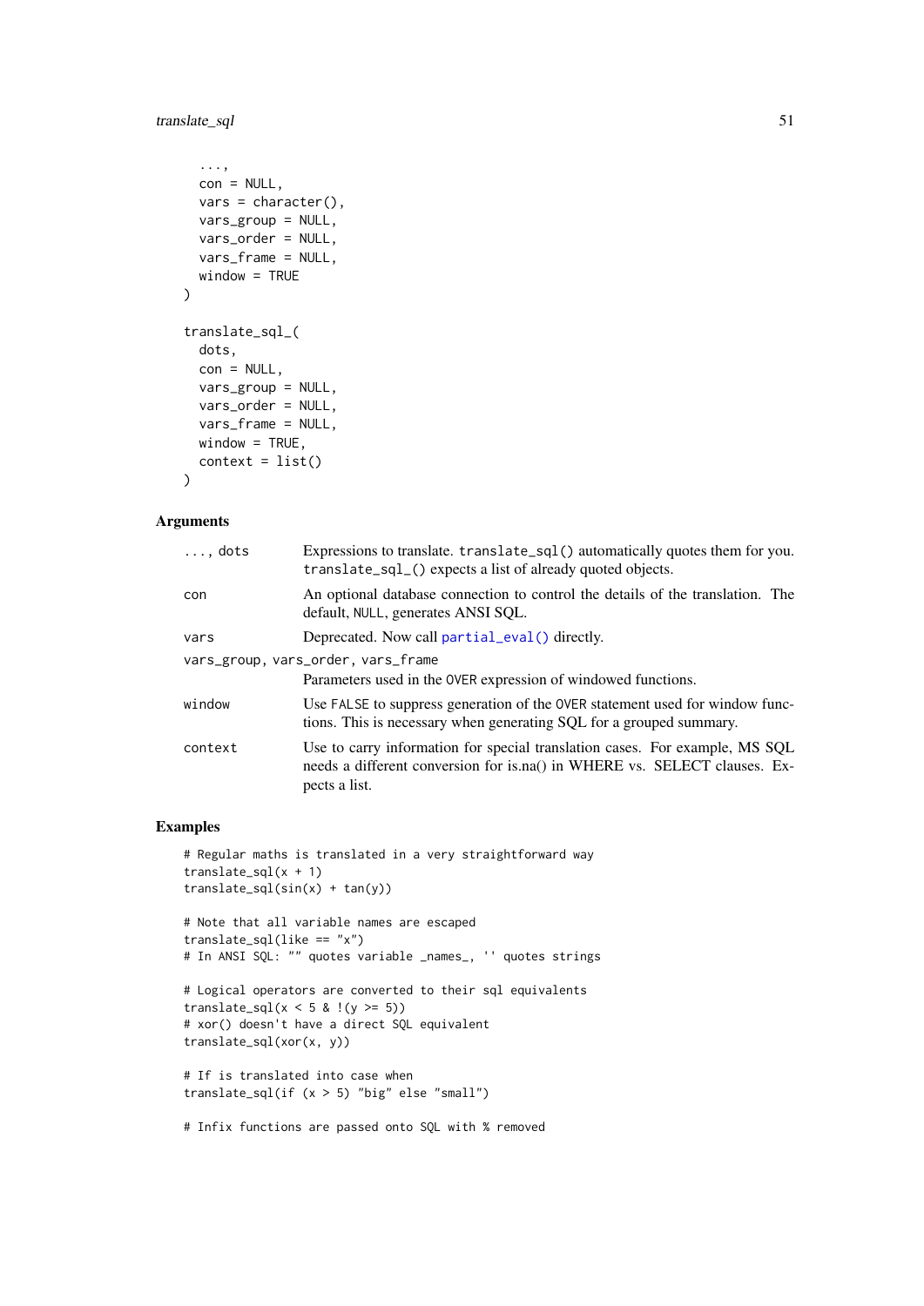```
  ...,
  con = NULL,
  vars = character(),
  vars_group = NULL,
  vars_order = NULL,
  vars_frame = NULL,
  window = TRUE
)

translate_sql_(
  dots,
  con = NULL,
  vars_group = NULL,
  vars_order = NULL,
  vars_frame = NULL,
  window = TRUE,
  context = list()
)
```

### Arguments

| | |
|---|---|
| `..., dots` | Expressions to translate. `translate_sql()` automatically quotes them for you. `translate_sql_()` expects a list of already quoted objects. |
| `con` | An optional database connection to control the details of the translation. The default, `NULL`, generates ANSI SQL. |
| `vars` | Deprecated. Now call `partial_eval()` directly. |
| `vars_group, vars_order, vars_frame` | Parameters used in the `OVER` expression of windowed functions. |
| `window` | Use `FALSE` to suppress generation of the `OVER` statement used for window functions. This is necessary when generating SQL for a grouped summary. |
| `context` | Use to carry information for special translation cases. For example, MS SQL needs a different conversion for is.na() in WHERE vs. SELECT clauses. Expects a list. |

### Examples

```
# Regular maths is translated in a very straightforward way
translate_sql(x + 1)
translate_sql(sin(x) + tan(y))

# Note that all variable names are escaped
translate_sql(like == "x")
# In ANSI SQL: "" quotes variable _names_, '' quotes strings

# Logical operators are converted to their sql equivalents
translate_sql(x < 5 & !(y >= 5))
# xor() doesn't have a direct SQL equivalent
translate_sql(xor(x, y))

# If is translated into case when
translate_sql(if (x > 5) "big" else "small")

# Infix functions are passed onto SQL with % removed
```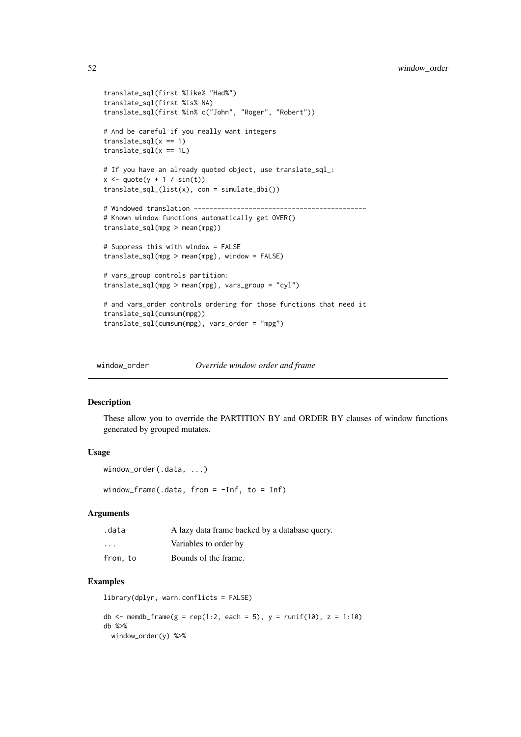```
translate_sql(first %like% "Had%")
translate_sql(first %is% NA)
translate_sql(first %in% c("John", "Roger", "Robert"))

# And be careful if you really want integers
translate_sql(x == 1)
translate_sql(x == 1L)

# If you have an already quoted object, use translate_sql_:
x <- quote(y + 1 / sin(t))
translate_sql_(list(x), con = simulate_dbi())

# Windowed translation --------------------------------------------
# Known window functions automatically get OVER()
translate_sql(mpg > mean(mpg))

# Suppress this with window = FALSE
translate_sql(mpg > mean(mpg), window = FALSE)

# vars_group controls partition:
translate_sql(mpg > mean(mpg), vars_group = "cyl")

# and vars_order controls ordering for those functions that need it
translate_sql(cumsum(mpg))
translate_sql(cumsum(mpg), vars_order = "mpg")
```

## window_order — *Override window order and frame*

### Description

These allow you to override the PARTITION BY and ORDER BY clauses of window functions generated by grouped mutates.

### Usage

```
window_order(.data, ...)

window_frame(.data, from = -Inf, to = Inf)
```

### Arguments

| | |
|---|---|
| .data | A lazy data frame backed by a database query. |
| ... | Variables to order by |
| from, to | Bounds of the frame. |

### Examples

```
library(dplyr, warn.conflicts = FALSE)

db <- memdb_frame(g = rep(1:2, each = 5), y = runif(10), z = 1:10)
db %>%
  window_order(y) %>%
```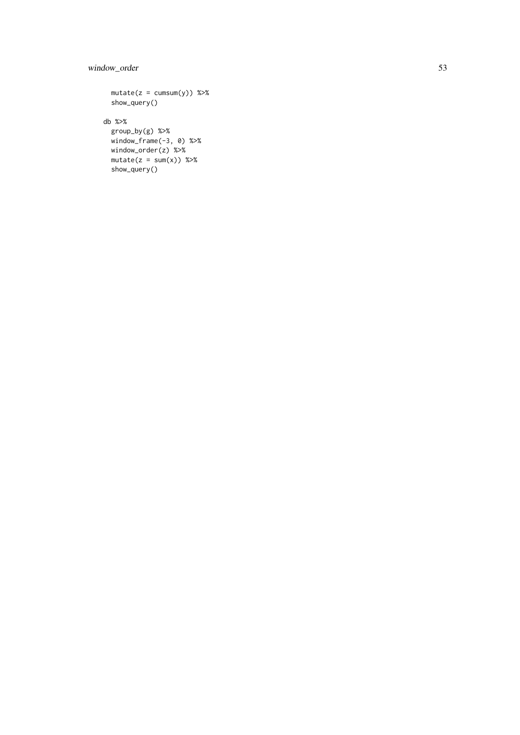```
  mutate(z = cumsum(y)) %>%
  show_query()

db %>%
  group_by(g) %>%
  window_frame(-3, 0) %>%
  window_order(z) %>%
  mutate(z = sum(x)) %>%
  show_query()
```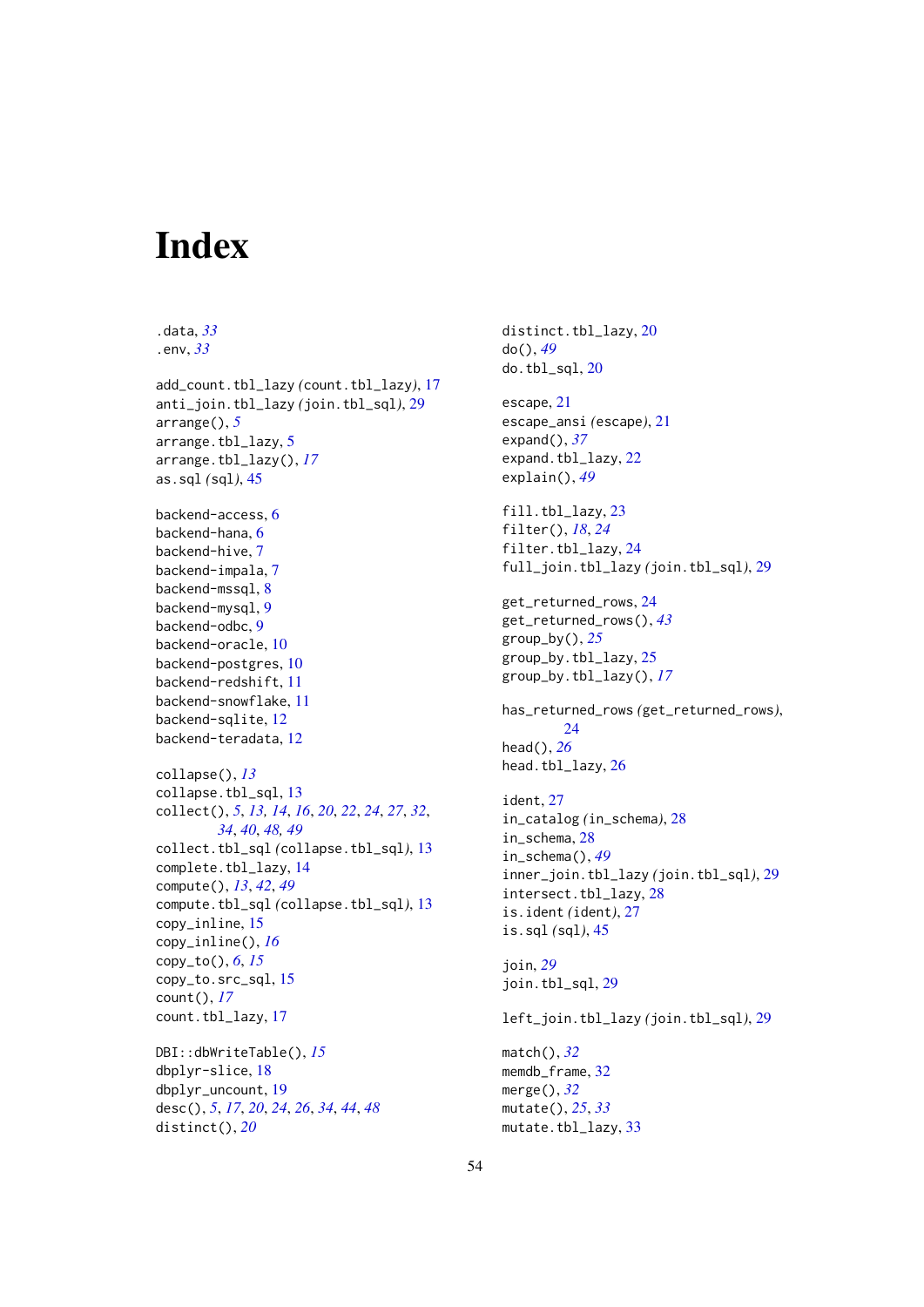# Index

.data, *33*
.env, *33*

add_count.tbl_lazy *(count.tbl_lazy)*, 17
anti_join.tbl_lazy *(join.tbl_sql)*, 29
arrange(), *5*
arrange.tbl_lazy, 5
arrange.tbl_lazy(), *17*
as.sql *(sql)*, 45

backend-access, 6
backend-hana, 6
backend-hive, 7
backend-impala, 7
backend-mssql, 8
backend-mysql, 9
backend-odbc, 9
backend-oracle, 10
backend-postgres, 10
backend-redshift, 11
backend-snowflake, 11
backend-sqlite, 12
backend-teradata, 12

collapse(), *13*
collapse.tbl_sql, 13
collect(), *5*, *13*, *14*, *16*, *20*, *22*, *24*, *27*, *32*, *34*, *40*, *48*, *49*
collect.tbl_sql *(collapse.tbl_sql)*, 13
complete.tbl_lazy, 14
compute(), *13*, *42*, *49*
compute.tbl_sql *(collapse.tbl_sql)*, 13
copy_inline, 15
copy_inline(), *16*
copy_to(), *6*, *15*
copy_to.src_sql, 15
count(), *17*
count.tbl_lazy, 17

DBI::dbWriteTable(), *15*
dbplyr-slice, 18
dbplyr_uncount, 19
desc(), *5*, *17*, *20*, *24*, *26*, *34*, *44*, *48*
distinct(), *20*
distinct.tbl_lazy, 20
do(), *49*
do.tbl_sql, 20

escape, 21
escape_ansi *(escape)*, 21
expand(), *37*
expand.tbl_lazy, 22
explain(), *49*

fill.tbl_lazy, 23
filter(), *18*, *24*
filter.tbl_lazy, 24
full_join.tbl_lazy *(join.tbl_sql)*, 29

get_returned_rows, 24
get_returned_rows(), *43*
group_by(), *25*
group_by.tbl_lazy, 25
group_by.tbl_lazy(), *17*

has_returned_rows *(get_returned_rows)*, 24
head(), *26*
head.tbl_lazy, 26

ident, 27
in_catalog *(in_schema)*, 28
in_schema, 28
in_schema(), *49*
inner_join.tbl_lazy *(join.tbl_sql)*, 29
intersect.tbl_lazy, 28
is.ident *(ident)*, 27
is.sql *(sql)*, 45

join, *29*
join.tbl_sql, 29

left_join.tbl_lazy *(join.tbl_sql)*, 29

match(), *32*
memdb_frame, 32
merge(), *32*
mutate(), *25*, *33*
mutate.tbl_lazy, 33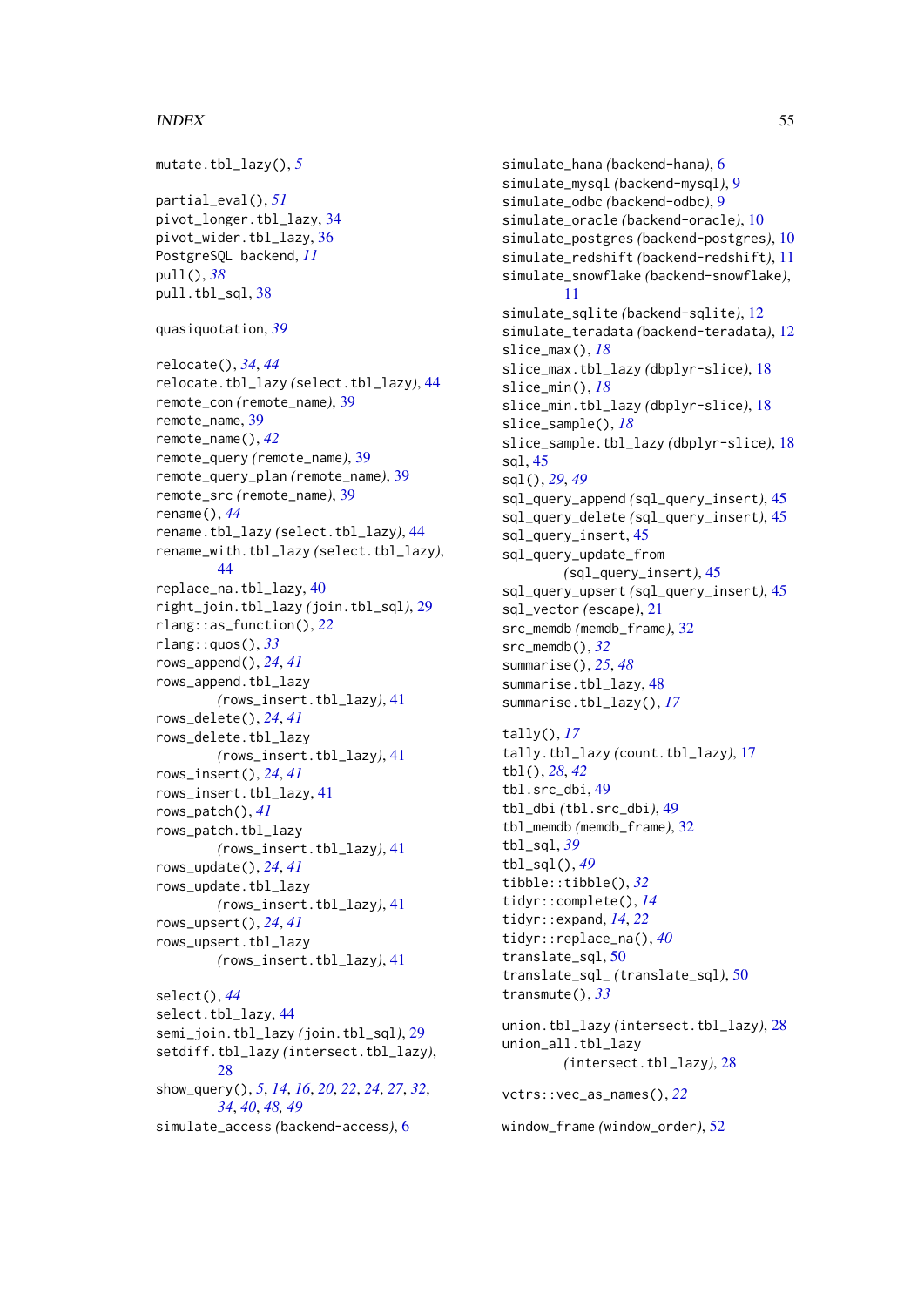mutate.tbl_lazy(), *5*

partial_eval(), *51*
pivot_longer.tbl_lazy, 34
pivot_wider.tbl_lazy, 36
PostgreSQL backend, *11*
pull(), *38*
pull.tbl_sql, 38

quasiquotation, *39*

relocate(), *34*, *44*
relocate.tbl_lazy *(select.tbl_lazy)*, 44
remote_con *(remote_name)*, 39
remote_name, 39
remote_name(), *42*
remote_query *(remote_name)*, 39
remote_query_plan *(remote_name)*, 39
remote_src *(remote_name)*, 39
rename(), *44*
rename.tbl_lazy *(select.tbl_lazy)*, 44
rename_with.tbl_lazy *(select.tbl_lazy)*, 44
replace_na.tbl_lazy, 40
right_join.tbl_lazy *(join.tbl_sql)*, 29
rlang::as_function(), *22*
rlang::quos(), *33*
rows_append(), *24*, *41*
rows_append.tbl_lazy *(rows_insert.tbl_lazy)*, 41
rows_delete(), *24*, *41*
rows_delete.tbl_lazy *(rows_insert.tbl_lazy)*, 41
rows_insert(), *24*, *41*
rows_insert.tbl_lazy, 41
rows_patch(), *41*
rows_patch.tbl_lazy *(rows_insert.tbl_lazy)*, 41
rows_update(), *24*, *41*
rows_update.tbl_lazy *(rows_insert.tbl_lazy)*, 41
rows_upsert(), *24*, *41*
rows_upsert.tbl_lazy *(rows_insert.tbl_lazy)*, 41

select(), *44*
select.tbl_lazy, 44
semi_join.tbl_lazy *(join.tbl_sql)*, 29
setdiff.tbl_lazy *(intersect.tbl_lazy)*, 28
show_query(), *5*, *14*, *16*, *20*, *22*, *24*, *27*, *32*, *34*, *40*, *48*, *49*
simulate_access *(backend-access)*, 6
simulate_hana *(backend-hana)*, 6
simulate_mysql *(backend-mysql)*, 9
simulate_odbc *(backend-odbc)*, 9
simulate_oracle *(backend-oracle)*, 10
simulate_postgres *(backend-postgres)*, 10
simulate_redshift *(backend-redshift)*, 11
simulate_snowflake *(backend-snowflake)*, 11
simulate_sqlite *(backend-sqlite)*, 12
simulate_teradata *(backend-teradata)*, 12
slice_max(), *18*
slice_max.tbl_lazy *(dbplyr-slice)*, 18
slice_min(), *18*
slice_min.tbl_lazy *(dbplyr-slice)*, 18
slice_sample(), *18*
slice_sample.tbl_lazy *(dbplyr-slice)*, 18
sql, 45
sql(), *29*, *49*
sql_query_append *(sql_query_insert)*, 45
sql_query_delete *(sql_query_insert)*, 45
sql_query_insert, 45
sql_query_update_from *(sql_query_insert)*, 45
sql_query_upsert *(sql_query_insert)*, 45
sql_vector *(escape)*, 21
src_memdb *(memdb_frame)*, 32
src_memdb(), *32*
summarise(), *25*, *48*
summarise.tbl_lazy, 48
summarise.tbl_lazy(), *17*

tally(), *17*
tally.tbl_lazy *(count.tbl_lazy)*, 17
tbl(), *28*, *42*
tbl.src_dbi, 49
tbl_dbi *(tbl.src_dbi)*, 49
tbl_memdb *(memdb_frame)*, 32
tbl_sql, *39*
tbl_sql(), *49*
tibble::tibble(), *32*
tidyr::complete(), *14*
tidyr::expand, *14*, *22*
tidyr::replace_na(), *40*
translate_sql, 50
translate_sql_ *(translate_sql)*, 50
transmute(), *33*

union.tbl_lazy *(intersect.tbl_lazy)*, 28
union_all.tbl_lazy *(intersect.tbl_lazy)*, 28

vctrs::vec_as_names(), *22*

window_frame *(window_order)*, 52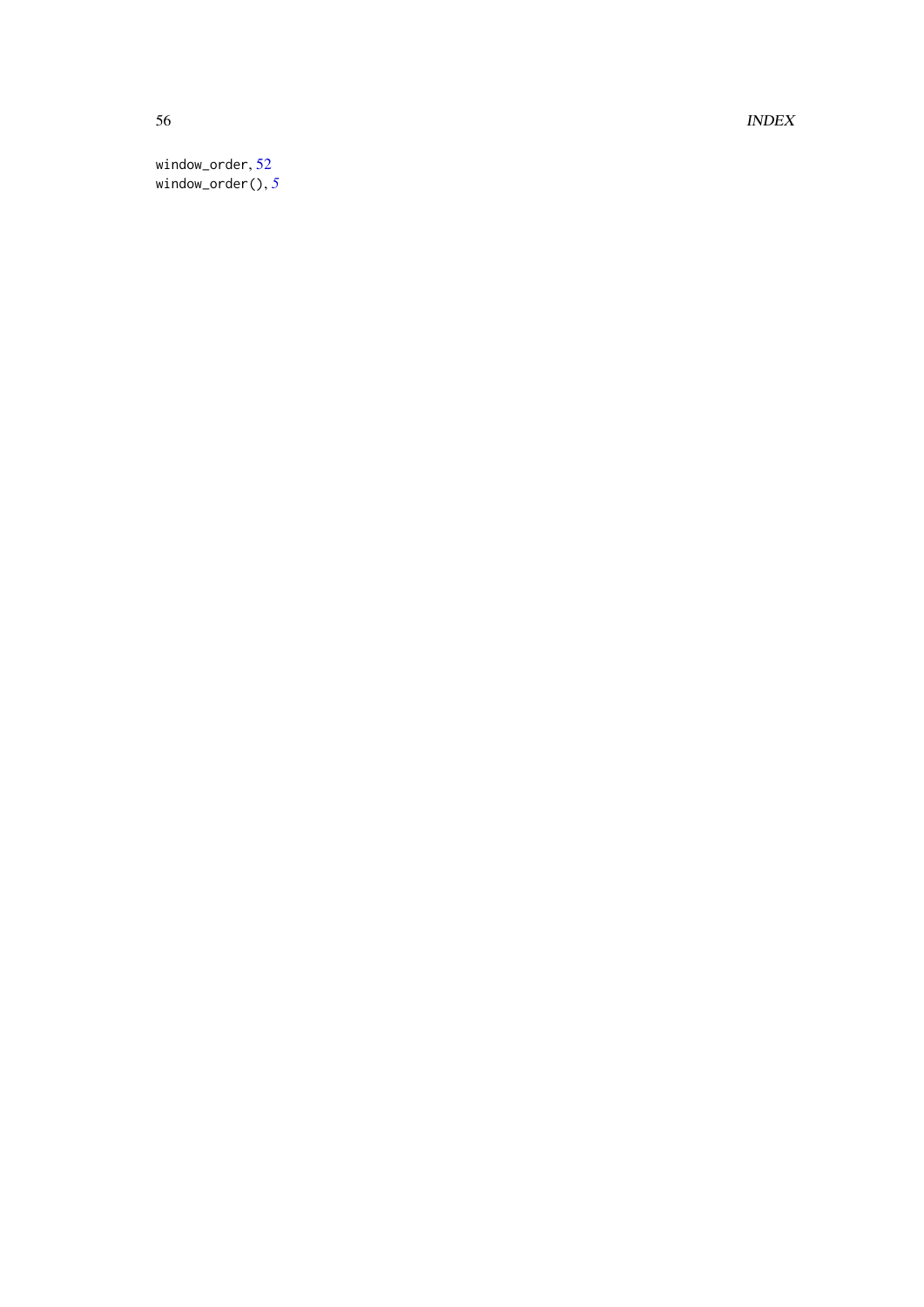window_order, 52
window_order(), *5*